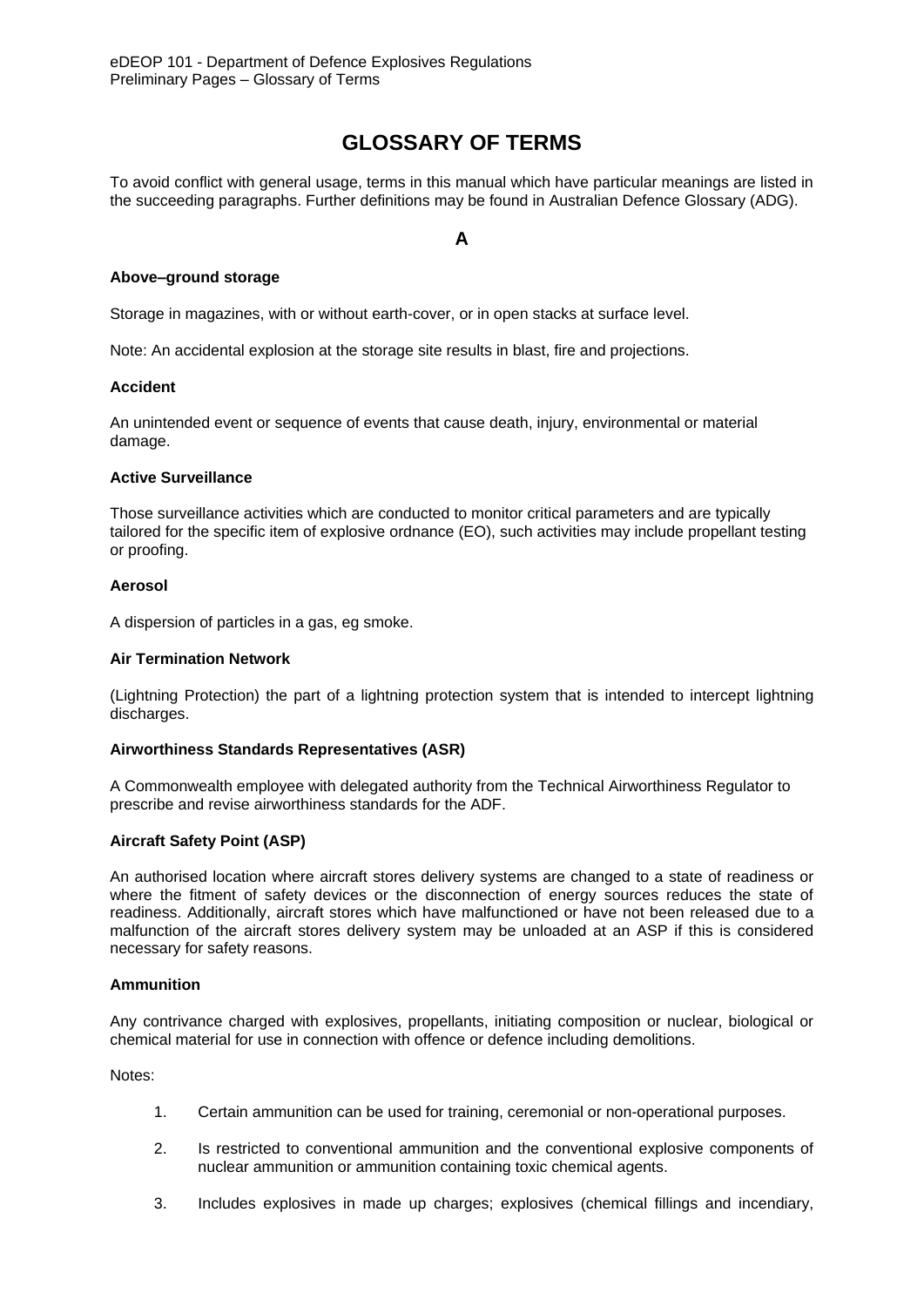# GLOSSARY OF TERMS

To avoid conflict with general usage, terms in this manual which have particular meanings are listed in the succeeding paragraphs. Further definitions may be found in Australian Defence Glossary (ADG).

## A

**Above–ground storage**

Storage in magazines, with or without earth-cover, or in open stacks at surface level.

Note: An accidental explosion at the storage site results in blast, fire and projections.

**Accident**

An unintended event or sequence of events that cause death, injury, environmental or material damage.

**Active Surveillance**

Those surveillance activities which are conducted to monitor critical parameters and are typically tailored for the specific item of explosive ordnance (EO), such activities may include propellant testing or proofing.

**Aerosol**

A dispersion of particles in a gas, eg smoke.

**Air Termination Network**

(Lightning Protection) the part of a lightning protection system that is intended to intercept lightning discharges.

**Airworthiness Standards Representatives (ASR)**

A Commonwealth employee with delegated authority from the Technical Airworthiness Regulator to prescribe and revise airworthiness standards for the ADF.

**Aircraft Safety Point (ASP)**

An authorised location where aircraft stores delivery systems are changed to a state of readiness or where the fitment of safety devices or the disconnection of energy sources reduces the state of readiness. Additionally, aircraft stores which have malfunctioned or have not been released due to a malfunction of the aircraft stores delivery system may be unloaded at an ASP if this is considered necessary for safety reasons.

**Ammunition**

Any contrivance charged with explosives, propellants, initiating composition or nuclear, biological or chemical material for use in connection with offence or defence including demolitions.

Notes:

1. Certain ammunition can be used for training, ceremonial or non-operational purposes.
2. Is restricted to conventional ammunition and the conventional explosive components of nuclear ammunition or ammunition containing toxic chemical agents.
3. Includes explosives in made up charges; explosives (chemical fillings and incendiary,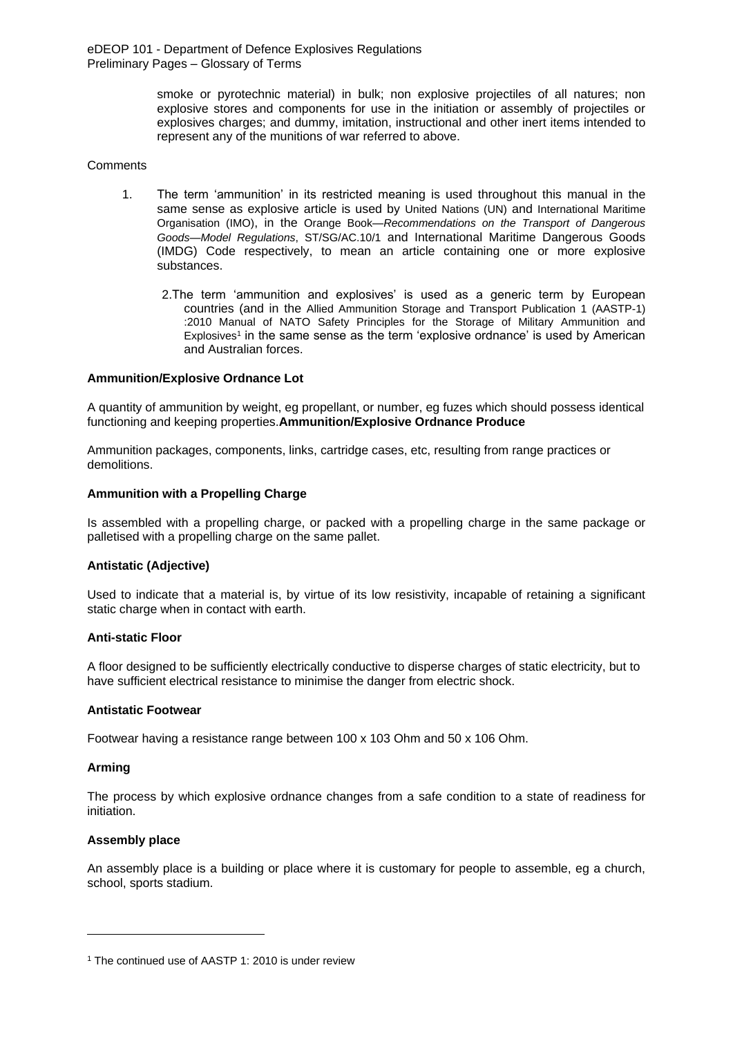smoke or pyrotechnic material) in bulk; non explosive projectiles of all natures; non explosive stores and components for use in the initiation or assembly of projectiles or explosives charges; and dummy, imitation, instructional and other inert items intended to represent any of the munitions of war referred to above.

Comments

1. The term 'ammunition' in its restricted meaning is used throughout this manual in the same sense as explosive article is used by United Nations (UN) and International Maritime Organisation (IMO), in the Orange Book—*Recommendations on the Transport of Dangerous Goods—Model Regulations*, ST/SG/AC.10/1 and International Maritime Dangerous Goods (IMDG) Code respectively, to mean an article containing one or more explosive substances.

2. The term 'ammunition and explosives' is used as a generic term by European countries (and in the Allied Ammunition Storage and Transport Publication 1 (AASTP-1) :2010 Manual of NATO Safety Principles for the Storage of Military Ammunition and Explosives[1] in the same sense as the term 'explosive ordnance' is used by American and Australian forces.

**Ammunition/Explosive Ordnance Lot**

A quantity of ammunition by weight, eg propellant, or number, eg fuzes which should possess identical functioning and keeping properties.

**Ammunition/Explosive Ordnance Produce**

Ammunition packages, components, links, cartridge cases, etc, resulting from range practices or demolitions.

**Ammunition with a Propelling Charge**

Is assembled with a propelling charge, or packed with a propelling charge in the same package or palletised with a propelling charge on the same pallet.

**Antistatic (Adjective)**

Used to indicate that a material is, by virtue of its low resistivity, incapable of retaining a significant static charge when in contact with earth.

**Anti-static Floor**

A floor designed to be sufficiently electrically conductive to disperse charges of static electricity, but to have sufficient electrical resistance to minimise the danger from electric shock.

**Antistatic Footwear**

Footwear having a resistance range between 100 x 103 Ohm and 50 x 106 Ohm.

**Arming**

The process by which explosive ordnance changes from a safe condition to a state of readiness for initiation.

**Assembly place**

An assembly place is a building or place where it is customary for people to assemble, eg a church, school, sports stadium.

[1] The continued use of AASTP 1: 2010 is under review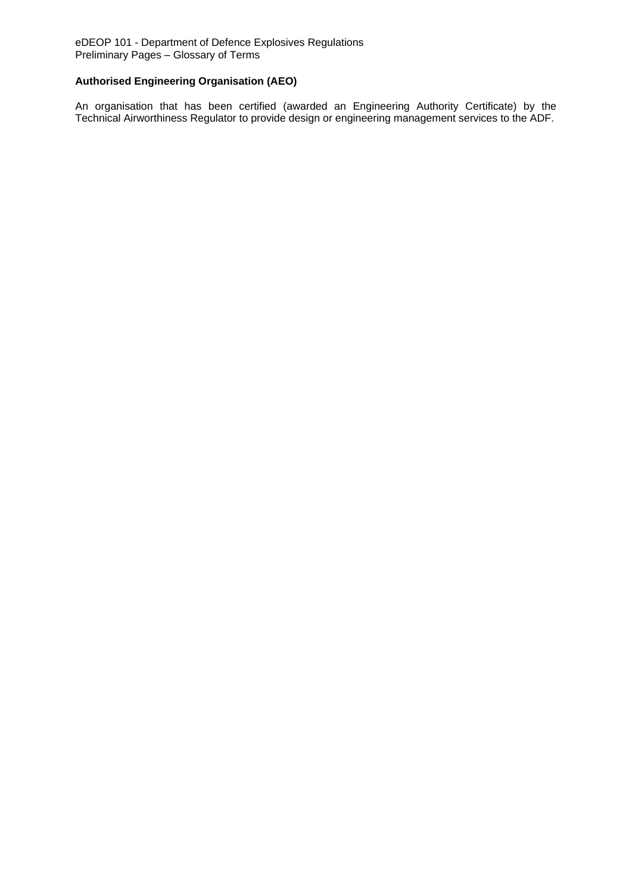**Authorised Engineering Organisation (AEO)**

An organisation that has been certified (awarded an Engineering Authority Certificate) by the Technical Airworthiness Regulator to provide design or engineering management services to the ADF.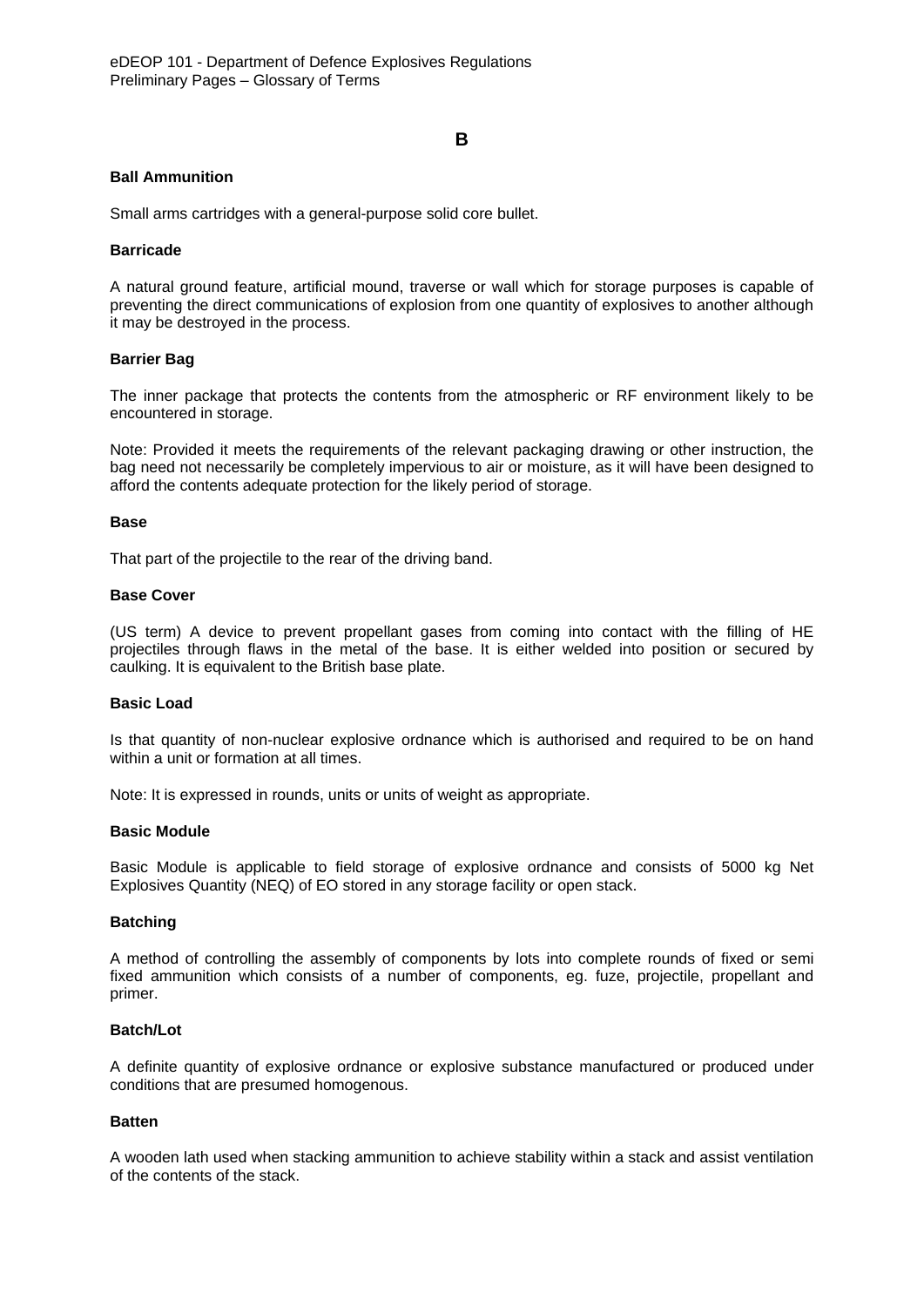## B

**Ball Ammunition**

Small arms cartridges with a general-purpose solid core bullet.

**Barricade**

A natural ground feature, artificial mound, traverse or wall which for storage purposes is capable of preventing the direct communications of explosion from one quantity of explosives to another although it may be destroyed in the process.

**Barrier Bag**

The inner package that protects the contents from the atmospheric or RF environment likely to be encountered in storage.

Note: Provided it meets the requirements of the relevant packaging drawing or other instruction, the bag need not necessarily be completely impervious to air or moisture, as it will have been designed to afford the contents adequate protection for the likely period of storage.

**Base**

That part of the projectile to the rear of the driving band.

**Base Cover**

(US term) A device to prevent propellant gases from coming into contact with the filling of HE projectiles through flaws in the metal of the base. It is either welded into position or secured by caulking. It is equivalent to the British base plate.

**Basic Load**

Is that quantity of non-nuclear explosive ordnance which is authorised and required to be on hand within a unit or formation at all times.

Note: It is expressed in rounds, units or units of weight as appropriate.

**Basic Module**

Basic Module is applicable to field storage of explosive ordnance and consists of 5000 kg Net Explosives Quantity (NEQ) of EO stored in any storage facility or open stack.

**Batching**

A method of controlling the assembly of components by lots into complete rounds of fixed or semi fixed ammunition which consists of a number of components, eg. fuze, projectile, propellant and primer.

**Batch/Lot**

A definite quantity of explosive ordnance or explosive substance manufactured or produced under conditions that are presumed homogenous.

**Batten**

A wooden lath used when stacking ammunition to achieve stability within a stack and assist ventilation of the contents of the stack.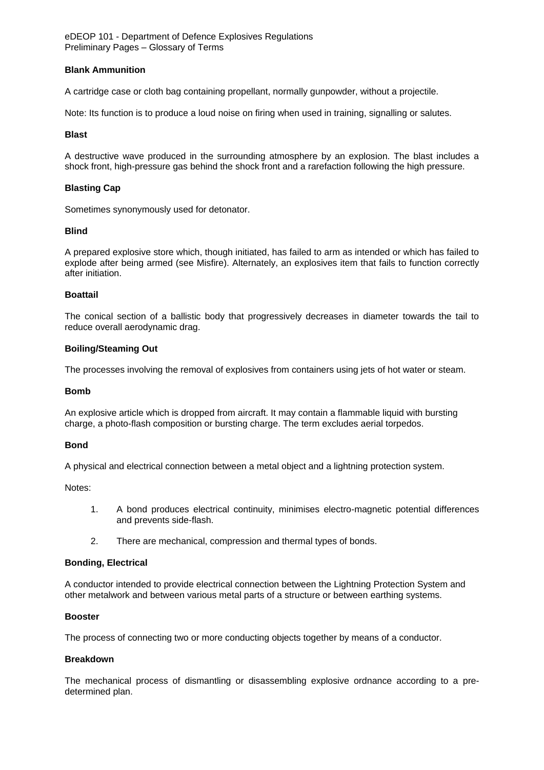**Blank Ammunition**

A cartridge case or cloth bag containing propellant, normally gunpowder, without a projectile.

Note: Its function is to produce a loud noise on firing when used in training, signalling or salutes.

**Blast**

A destructive wave produced in the surrounding atmosphere by an explosion. The blast includes a shock front, high-pressure gas behind the shock front and a rarefaction following the high pressure.

**Blasting Cap**

Sometimes synonymously used for detonator.

**Blind**

A prepared explosive store which, though initiated, has failed to arm as intended or which has failed to explode after being armed (see Misfire). Alternately, an explosives item that fails to function correctly after initiation.

**Boattail**

The conical section of a ballistic body that progressively decreases in diameter towards the tail to reduce overall aerodynamic drag.

**Boiling/Steaming Out**

The processes involving the removal of explosives from containers using jets of hot water or steam.

**Bomb**

An explosive article which is dropped from aircraft. It may contain a flammable liquid with bursting charge, a photo-flash composition or bursting charge. The term excludes aerial torpedos.

**Bond**

A physical and electrical connection between a metal object and a lightning protection system.

Notes:

1. A bond produces electrical continuity, minimises electro-magnetic potential differences and prevents side-flash.

2. There are mechanical, compression and thermal types of bonds.

**Bonding, Electrical**

A conductor intended to provide electrical connection between the Lightning Protection System and other metalwork and between various metal parts of a structure or between earthing systems.

**Booster**

The process of connecting two or more conducting objects together by means of a conductor.

**Breakdown**

The mechanical process of dismantling or disassembling explosive ordnance according to a pre-determined plan.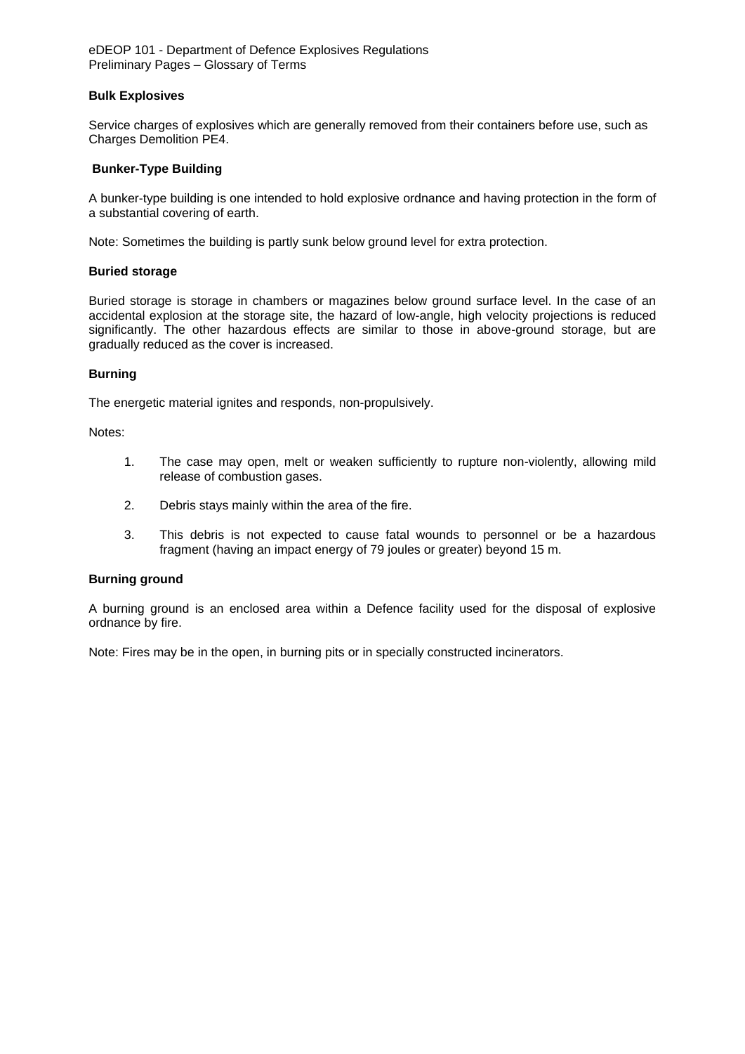**Bulk Explosives**

Service charges of explosives which are generally removed from their containers before use, such as Charges Demolition PE4.

**Bunker-Type Building**

A bunker-type building is one intended to hold explosive ordnance and having protection in the form of a substantial covering of earth.

Note: Sometimes the building is partly sunk below ground level for extra protection.

**Buried storage**

Buried storage is storage in chambers or magazines below ground surface level. In the case of an accidental explosion at the storage site, the hazard of low-angle, high velocity projections is reduced significantly. The other hazardous effects are similar to those in above-ground storage, but are gradually reduced as the cover is increased.

**Burning**

The energetic material ignites and responds, non-propulsively.

Notes:

1. The case may open, melt or weaken sufficiently to rupture non-violently, allowing mild release of combustion gases.
2. Debris stays mainly within the area of the fire.
3. This debris is not expected to cause fatal wounds to personnel or be a hazardous fragment (having an impact energy of 79 joules or greater) beyond 15 m.

**Burning ground**

A burning ground is an enclosed area within a Defence facility used for the disposal of explosive ordnance by fire.

Note: Fires may be in the open, in burning pits or in specially constructed incinerators.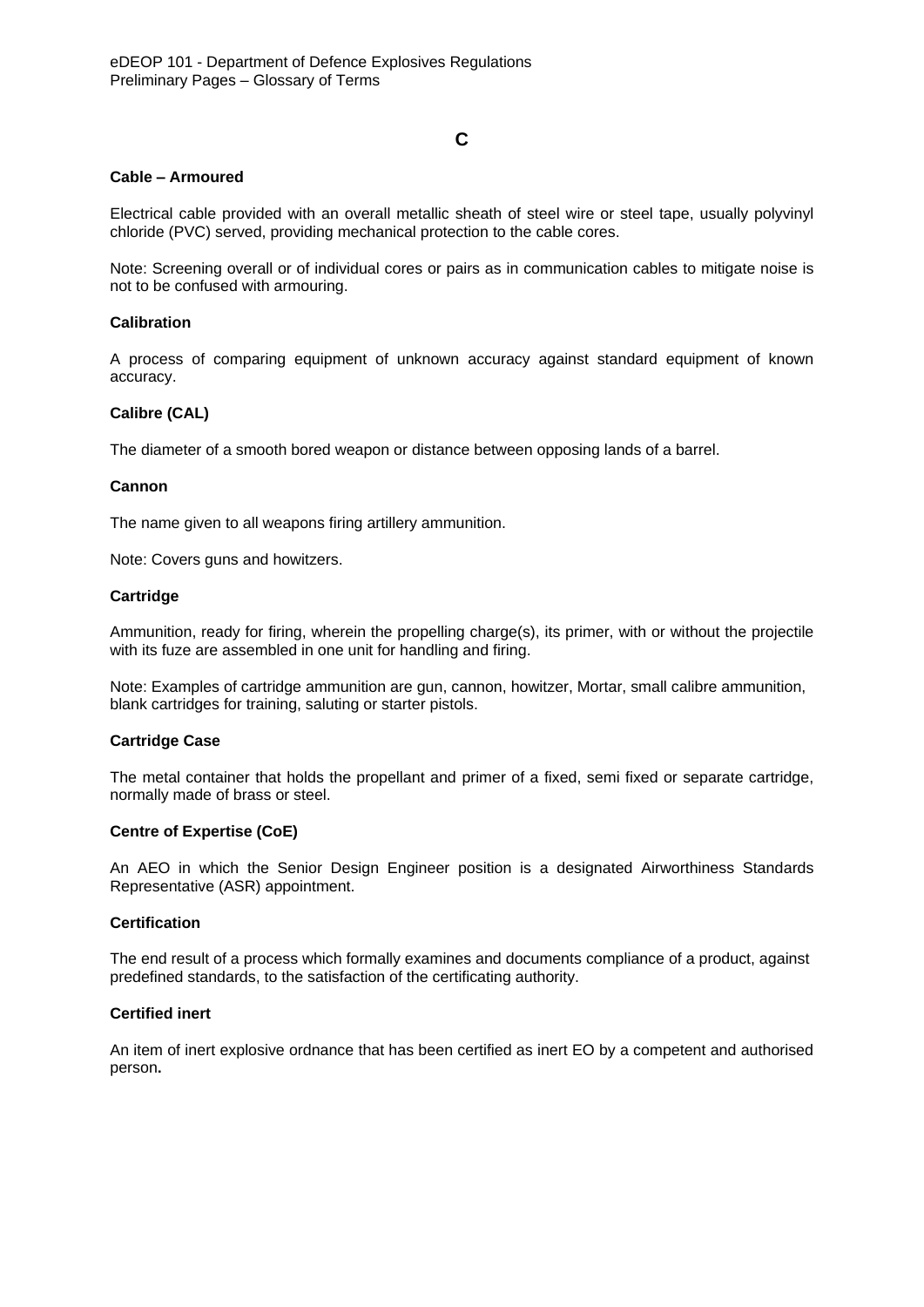## C

### Cable – Armoured

Electrical cable provided with an overall metallic sheath of steel wire or steel tape, usually polyvinyl chloride (PVC) served, providing mechanical protection to the cable cores.

Note: Screening overall or of individual cores or pairs as in communication cables to mitigate noise is not to be confused with armouring.

### Calibration

A process of comparing equipment of unknown accuracy against standard equipment of known accuracy.

### Calibre (CAL)

The diameter of a smooth bored weapon or distance between opposing lands of a barrel.

### Cannon

The name given to all weapons firing artillery ammunition.

Note: Covers guns and howitzers.

### Cartridge

Ammunition, ready for firing, wherein the propelling charge(s), its primer, with or without the projectile with its fuze are assembled in one unit for handling and firing.

Note: Examples of cartridge ammunition are gun, cannon, howitzer, Mortar, small calibre ammunition, blank cartridges for training, saluting or starter pistols.

### Cartridge Case

The metal container that holds the propellant and primer of a fixed, semi fixed or separate cartridge, normally made of brass or steel.

### Centre of Expertise (CoE)

An AEO in which the Senior Design Engineer position is a designated Airworthiness Standards Representative (ASR) appointment.

### Certification

The end result of a process which formally examines and documents compliance of a product, against predefined standards, to the satisfaction of the certificating authority.

### Certified inert

An item of inert explosive ordnance that has been certified as inert EO by a competent and authorised person**.**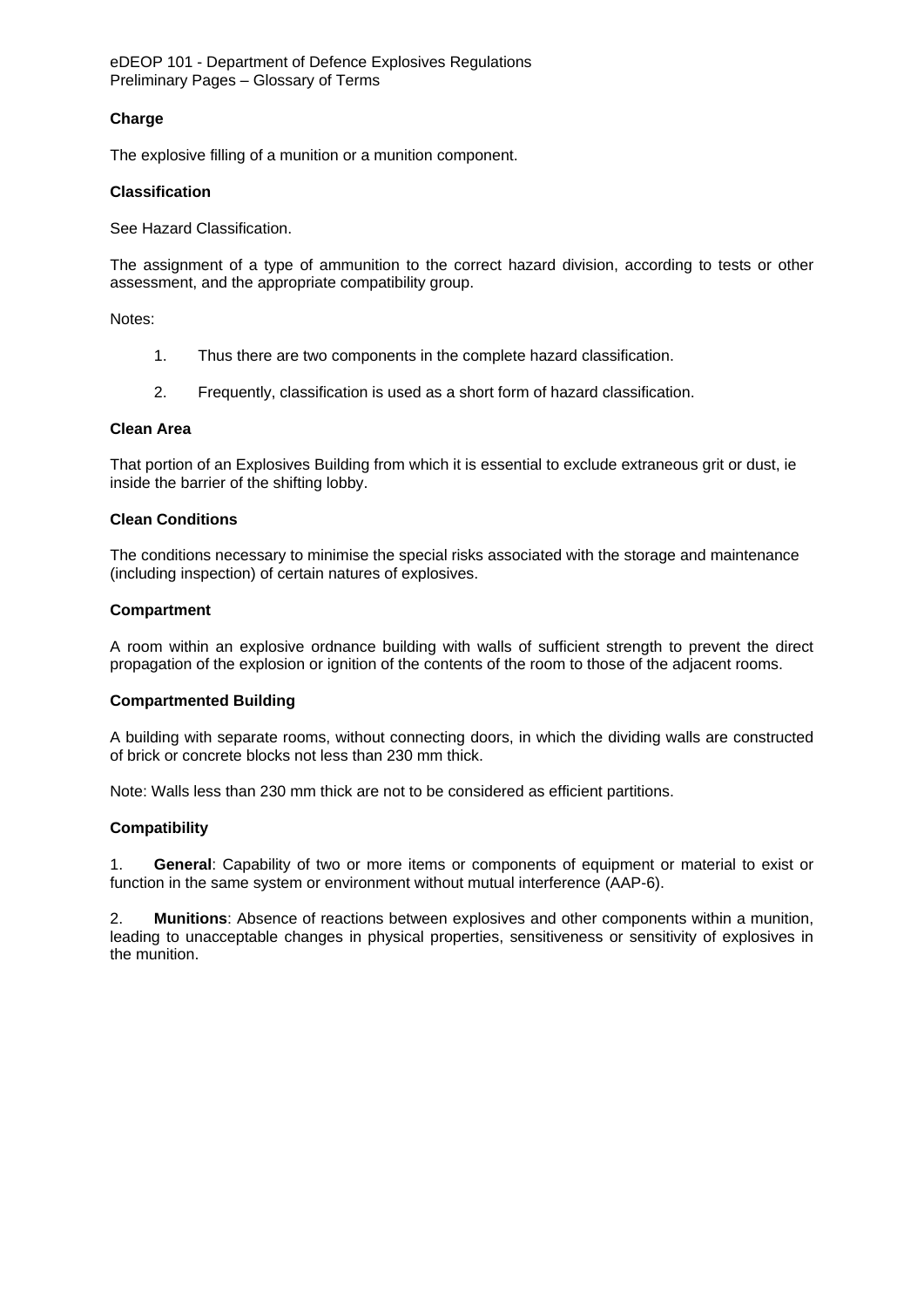**Charge**

The explosive filling of a munition or a munition component.

**Classification**

See Hazard Classification.

The assignment of a type of ammunition to the correct hazard division, according to tests or other assessment, and the appropriate compatibility group.

Notes:

1. Thus there are two components in the complete hazard classification.

2. Frequently, classification is used as a short form of hazard classification.

**Clean Area**

That portion of an Explosives Building from which it is essential to exclude extraneous grit or dust, ie inside the barrier of the shifting lobby.

**Clean Conditions**

The conditions necessary to minimise the special risks associated with the storage and maintenance (including inspection) of certain natures of explosives.

**Compartment**

A room within an explosive ordnance building with walls of sufficient strength to prevent the direct propagation of the explosion or ignition of the contents of the room to those of the adjacent rooms.

**Compartmented Building**

A building with separate rooms, without connecting doors, in which the dividing walls are constructed of brick or concrete blocks not less than 230 mm thick.

Note: Walls less than 230 mm thick are not to be considered as efficient partitions.

**Compatibility**

1. **General**: Capability of two or more items or components of equipment or material to exist or function in the same system or environment without mutual interference (AAP-6).

2. **Munitions**: Absence of reactions between explosives and other components within a munition, leading to unacceptable changes in physical properties, sensitiveness or sensitivity of explosives in the munition.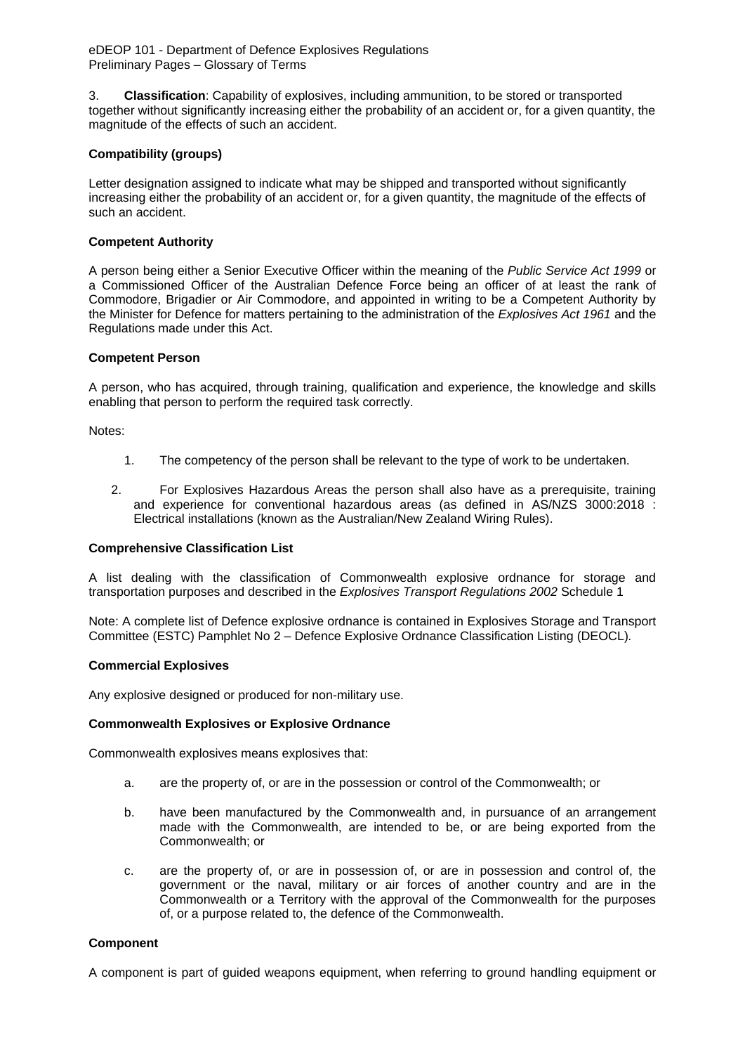3. **Classification**: Capability of explosives, including ammunition, to be stored or transported together without significantly increasing either the probability of an accident or, for a given quantity, the magnitude of the effects of such an accident.

**Compatibility (groups)**

Letter designation assigned to indicate what may be shipped and transported without significantly increasing either the probability of an accident or, for a given quantity, the magnitude of the effects of such an accident.

**Competent Authority**

A person being either a Senior Executive Officer within the meaning of the *Public Service Act 1999* or a Commissioned Officer of the Australian Defence Force being an officer of at least the rank of Commodore, Brigadier or Air Commodore, and appointed in writing to be a Competent Authority by the Minister for Defence for matters pertaining to the administration of the *Explosives Act 1961* and the Regulations made under this Act.

**Competent Person**

A person, who has acquired, through training, qualification and experience, the knowledge and skills enabling that person to perform the required task correctly.

Notes:

1. The competency of the person shall be relevant to the type of work to be undertaken.
2. For Explosives Hazardous Areas the person shall also have as a prerequisite, training and experience for conventional hazardous areas (as defined in AS/NZS 3000:2018 : Electrical installations (known as the Australian/New Zealand Wiring Rules).

**Comprehensive Classification List**

A list dealing with the classification of Commonwealth explosive ordnance for storage and transportation purposes and described in the *Explosives Transport Regulations 2002* Schedule 1

Note: A complete list of Defence explosive ordnance is contained in Explosives Storage and Transport Committee (ESTC) Pamphlet No 2 – Defence Explosive Ordnance Classification Listing (DEOCL).

**Commercial Explosives**

Any explosive designed or produced for non-military use.

**Commonwealth Explosives or Explosive Ordnance**

Commonwealth explosives means explosives that:

a. are the property of, or are in the possession or control of the Commonwealth; or

b. have been manufactured by the Commonwealth and, in pursuance of an arrangement made with the Commonwealth, are intended to be, or are being exported from the Commonwealth; or

c. are the property of, or are in possession of, or are in possession and control of, the government or the naval, military or air forces of another country and are in the Commonwealth or a Territory with the approval of the Commonwealth for the purposes of, or a purpose related to, the defence of the Commonwealth.

**Component**

A component is part of guided weapons equipment, when referring to ground handling equipment or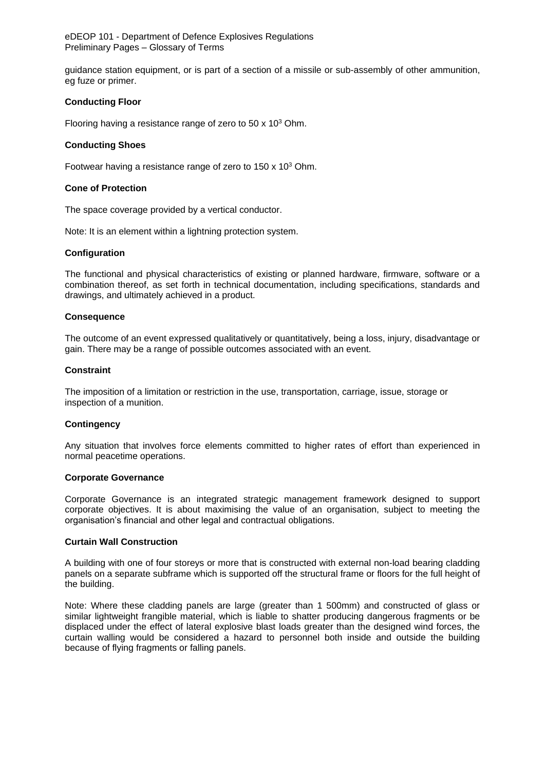guidance station equipment, or is part of a section of a missile or sub-assembly of other ammunition, eg fuze or primer.

**Conducting Floor**

Flooring having a resistance range of zero to 50 x $10^3$ Ohm.

**Conducting Shoes**

Footwear having a resistance range of zero to 150 x $10^3$ Ohm.

**Cone of Protection**

The space coverage provided by a vertical conductor.

Note: It is an element within a lightning protection system.

**Configuration**

The functional and physical characteristics of existing or planned hardware, firmware, software or a combination thereof, as set forth in technical documentation, including specifications, standards and drawings, and ultimately achieved in a product.

**Consequence**

The outcome of an event expressed qualitatively or quantitatively, being a loss, injury, disadvantage or gain. There may be a range of possible outcomes associated with an event.

**Constraint**

The imposition of a limitation or restriction in the use, transportation, carriage, issue, storage or inspection of a munition.

**Contingency**

Any situation that involves force elements committed to higher rates of effort than experienced in normal peacetime operations.

**Corporate Governance**

Corporate Governance is an integrated strategic management framework designed to support corporate objectives. It is about maximising the value of an organisation, subject to meeting the organisation's financial and other legal and contractual obligations.

**Curtain Wall Construction**

A building with one of four storeys or more that is constructed with external non-load bearing cladding panels on a separate subframe which is supported off the structural frame or floors for the full height of the building.

Note: Where these cladding panels are large (greater than 1 500mm) and constructed of glass or similar lightweight frangible material, which is liable to shatter producing dangerous fragments or be displaced under the effect of lateral explosive blast loads greater than the designed wind forces, the curtain walling would be considered a hazard to personnel both inside and outside the building because of flying fragments or falling panels.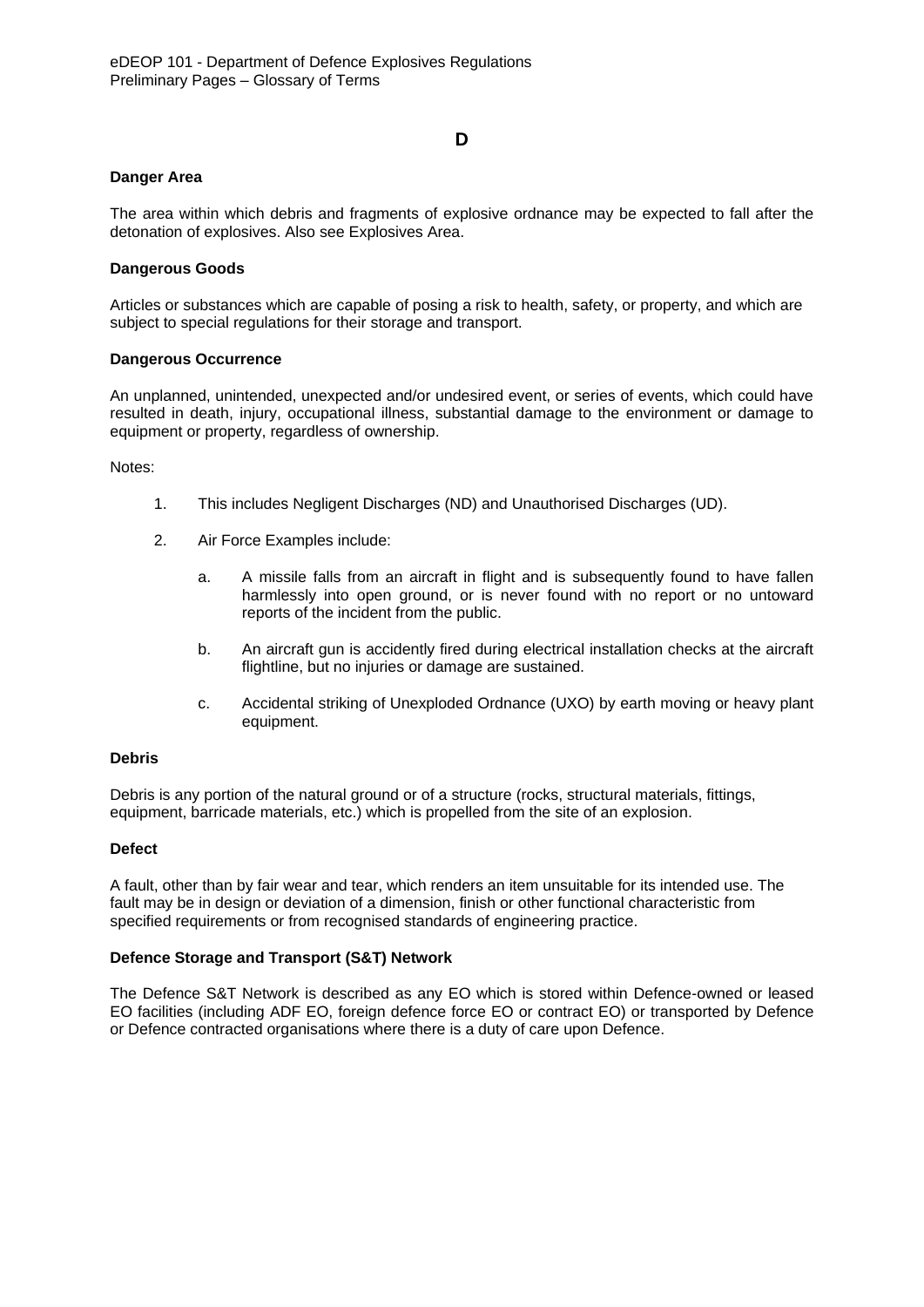# D

### Danger Area

The area within which debris and fragments of explosive ordnance may be expected to fall after the detonation of explosives. Also see Explosives Area.

### Dangerous Goods

Articles or substances which are capable of posing a risk to health, safety, or property, and which are subject to special regulations for their storage and transport.

### Dangerous Occurrence

An unplanned, unintended, unexpected and/or undesired event, or series of events, which could have resulted in death, injury, occupational illness, substantial damage to the environment or damage to equipment or property, regardless of ownership.

Notes:

1. This includes Negligent Discharges (ND) and Unauthorised Discharges (UD).

2. Air Force Examples include:

   a. A missile falls from an aircraft in flight and is subsequently found to have fallen harmlessly into open ground, or is never found with no report or no untoward reports of the incident from the public.

   b. An aircraft gun is accidently fired during electrical installation checks at the aircraft flightline, but no injuries or damage are sustained.

   c. Accidental striking of Unexploded Ordnance (UXO) by earth moving or heavy plant equipment.

### Debris

Debris is any portion of the natural ground or of a structure (rocks, structural materials, fittings, equipment, barricade materials, etc.) which is propelled from the site of an explosion.

### Defect

A fault, other than by fair wear and tear, which renders an item unsuitable for its intended use. The fault may be in design or deviation of a dimension, finish or other functional characteristic from specified requirements or from recognised standards of engineering practice.

### Defence Storage and Transport (S&T) Network

The Defence S&T Network is described as any EO which is stored within Defence-owned or leased EO facilities (including ADF EO, foreign defence force EO or contract EO) or transported by Defence or Defence contracted organisations where there is a duty of care upon Defence.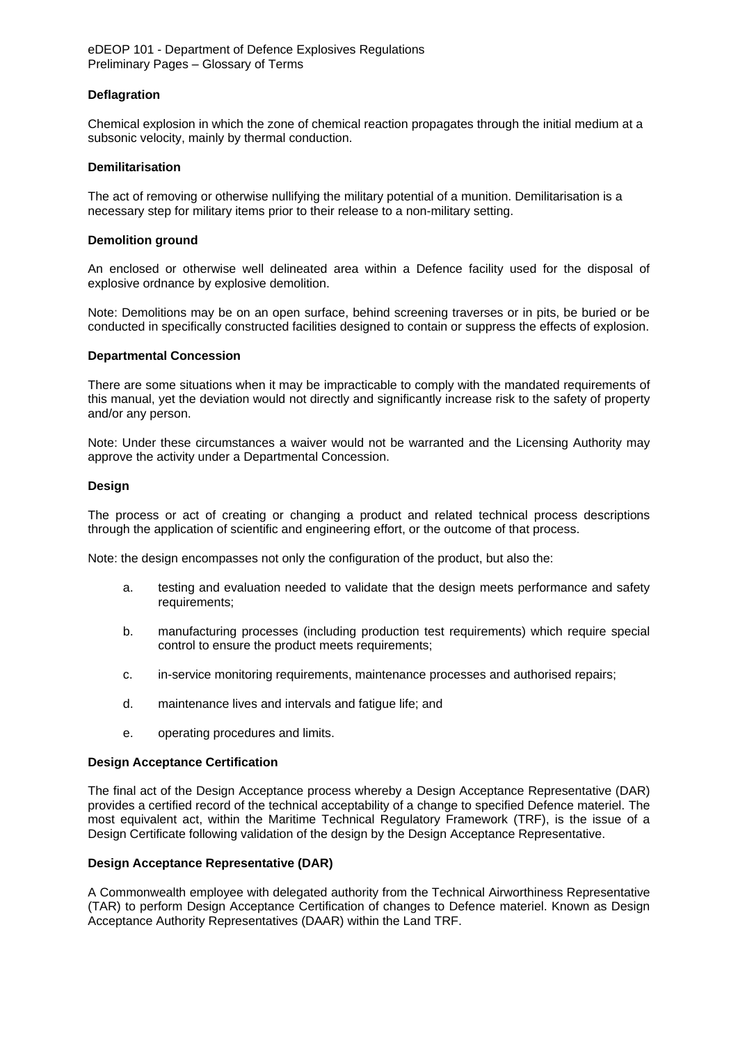**Deflagration**

Chemical explosion in which the zone of chemical reaction propagates through the initial medium at a subsonic velocity, mainly by thermal conduction.

**Demilitarisation**

The act of removing or otherwise nullifying the military potential of a munition. Demilitarisation is a necessary step for military items prior to their release to a non-military setting.

**Demolition ground**

An enclosed or otherwise well delineated area within a Defence facility used for the disposal of explosive ordnance by explosive demolition.

Note: Demolitions may be on an open surface, behind screening traverses or in pits, be buried or be conducted in specifically constructed facilities designed to contain or suppress the effects of explosion.

**Departmental Concession**

There are some situations when it may be impracticable to comply with the mandated requirements of this manual, yet the deviation would not directly and significantly increase risk to the safety of property and/or any person.

Note: Under these circumstances a waiver would not be warranted and the Licensing Authority may approve the activity under a Departmental Concession.

**Design**

The process or act of creating or changing a product and related technical process descriptions through the application of scientific and engineering effort, or the outcome of that process.

Note: the design encompasses not only the configuration of the product, but also the:

a. testing and evaluation needed to validate that the design meets performance and safety requirements;

b. manufacturing processes (including production test requirements) which require special control to ensure the product meets requirements;

c. in-service monitoring requirements, maintenance processes and authorised repairs;

d. maintenance lives and intervals and fatigue life; and

e. operating procedures and limits.

**Design Acceptance Certification**

The final act of the Design Acceptance process whereby a Design Acceptance Representative (DAR) provides a certified record of the technical acceptability of a change to specified Defence materiel. The most equivalent act, within the Maritime Technical Regulatory Framework (TRF), is the issue of a Design Certificate following validation of the design by the Design Acceptance Representative.

**Design Acceptance Representative (DAR)**

A Commonwealth employee with delegated authority from the Technical Airworthiness Representative (TAR) to perform Design Acceptance Certification of changes to Defence materiel. Known as Design Acceptance Authority Representatives (DAAR) within the Land TRF.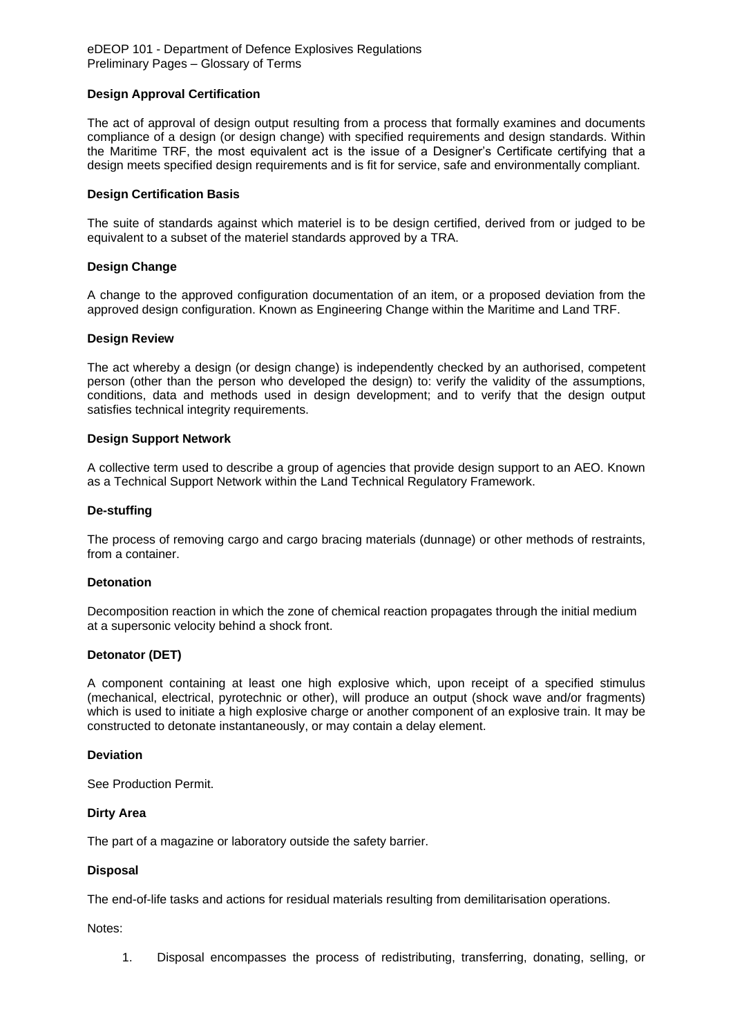**Design Approval Certification**

The act of approval of design output resulting from a process that formally examines and documents compliance of a design (or design change) with specified requirements and design standards. Within the Maritime TRF, the most equivalent act is the issue of a Designer's Certificate certifying that a design meets specified design requirements and is fit for service, safe and environmentally compliant.

**Design Certification Basis**

The suite of standards against which materiel is to be design certified, derived from or judged to be equivalent to a subset of the materiel standards approved by a TRA.

**Design Change**

A change to the approved configuration documentation of an item, or a proposed deviation from the approved design configuration. Known as Engineering Change within the Maritime and Land TRF.

**Design Review**

The act whereby a design (or design change) is independently checked by an authorised, competent person (other than the person who developed the design) to: verify the validity of the assumptions, conditions, data and methods used in design development; and to verify that the design output satisfies technical integrity requirements.

**Design Support Network**

A collective term used to describe a group of agencies that provide design support to an AEO. Known as a Technical Support Network within the Land Technical Regulatory Framework.

**De-stuffing**

The process of removing cargo and cargo bracing materials (dunnage) or other methods of restraints, from a container.

**Detonation**

Decomposition reaction in which the zone of chemical reaction propagates through the initial medium at a supersonic velocity behind a shock front.

**Detonator (DET)**

A component containing at least one high explosive which, upon receipt of a specified stimulus (mechanical, electrical, pyrotechnic or other), will produce an output (shock wave and/or fragments) which is used to initiate a high explosive charge or another component of an explosive train. It may be constructed to detonate instantaneously, or may contain a delay element.

**Deviation**

See Production Permit.

**Dirty Area**

The part of a magazine or laboratory outside the safety barrier.

**Disposal**

The end-of-life tasks and actions for residual materials resulting from demilitarisation operations.

Notes:

1. Disposal encompasses the process of redistributing, transferring, donating, selling, or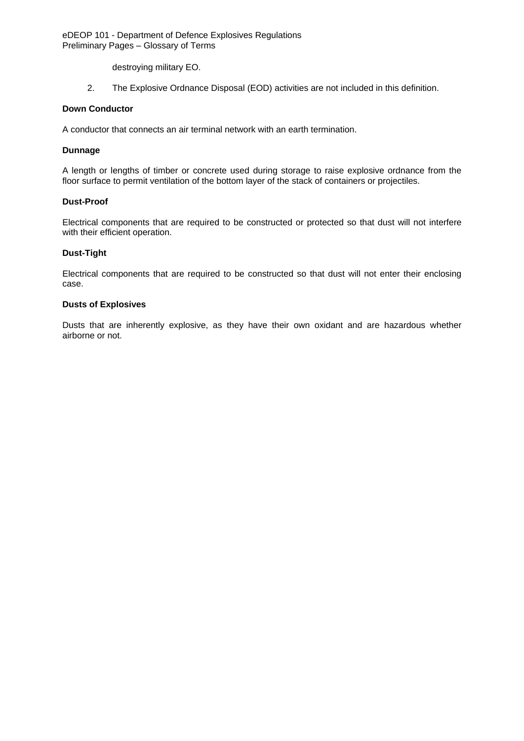destroying military EO.

2. The Explosive Ordnance Disposal (EOD) activities are not included in this definition.

**Down Conductor**

A conductor that connects an air terminal network with an earth termination.

**Dunnage**

A length or lengths of timber or concrete used during storage to raise explosive ordnance from the floor surface to permit ventilation of the bottom layer of the stack of containers or projectiles.

**Dust-Proof**

Electrical components that are required to be constructed or protected so that dust will not interfere with their efficient operation.

**Dust-Tight**

Electrical components that are required to be constructed so that dust will not enter their enclosing case.

**Dusts of Explosives**

Dusts that are inherently explosive, as they have their own oxidant and are hazardous whether airborne or not.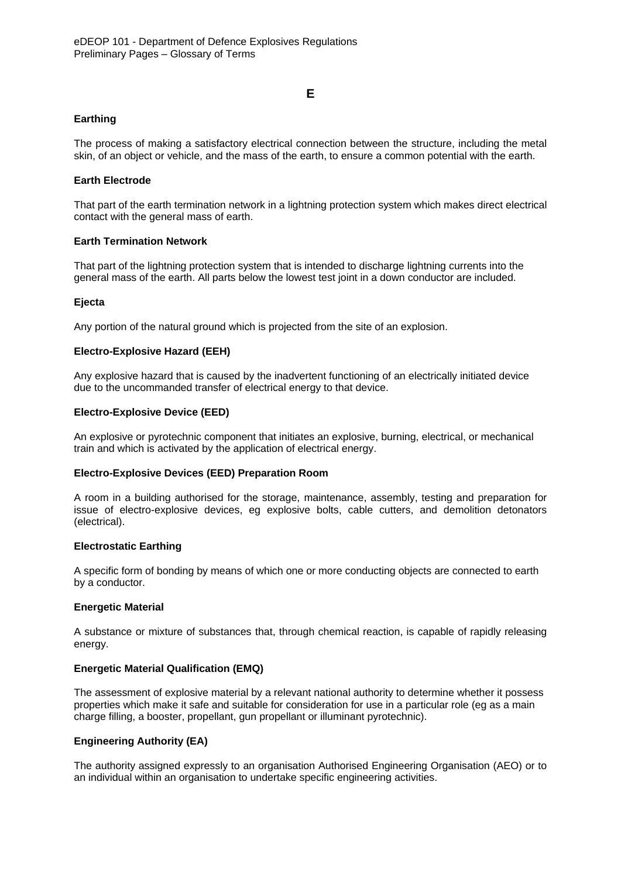# E

**Earthing**

The process of making a satisfactory electrical connection between the structure, including the metal skin, of an object or vehicle, and the mass of the earth, to ensure a common potential with the earth.

**Earth Electrode**

That part of the earth termination network in a lightning protection system which makes direct electrical contact with the general mass of earth.

**Earth Termination Network**

That part of the lightning protection system that is intended to discharge lightning currents into the general mass of the earth. All parts below the lowest test joint in a down conductor are included.

**Ejecta**

Any portion of the natural ground which is projected from the site of an explosion.

**Electro-Explosive Hazard (EEH)**

Any explosive hazard that is caused by the inadvertent functioning of an electrically initiated device due to the uncommanded transfer of electrical energy to that device.

**Electro-Explosive Device (EED)**

An explosive or pyrotechnic component that initiates an explosive, burning, electrical, or mechanical train and which is activated by the application of electrical energy.

**Electro-Explosive Devices (EED) Preparation Room**

A room in a building authorised for the storage, maintenance, assembly, testing and preparation for issue of electro-explosive devices, eg explosive bolts, cable cutters, and demolition detonators (electrical).

**Electrostatic Earthing**

A specific form of bonding by means of which one or more conducting objects are connected to earth by a conductor.

**Energetic Material**

A substance or mixture of substances that, through chemical reaction, is capable of rapidly releasing energy.

**Energetic Material Qualification (EMQ)**

The assessment of explosive material by a relevant national authority to determine whether it possess properties which make it safe and suitable for consideration for use in a particular role (eg as a main charge filling, a booster, propellant, gun propellant or illuminant pyrotechnic).

**Engineering Authority (EA)**

The authority assigned expressly to an organisation Authorised Engineering Organisation (AEO) or to an individual within an organisation to undertake specific engineering activities.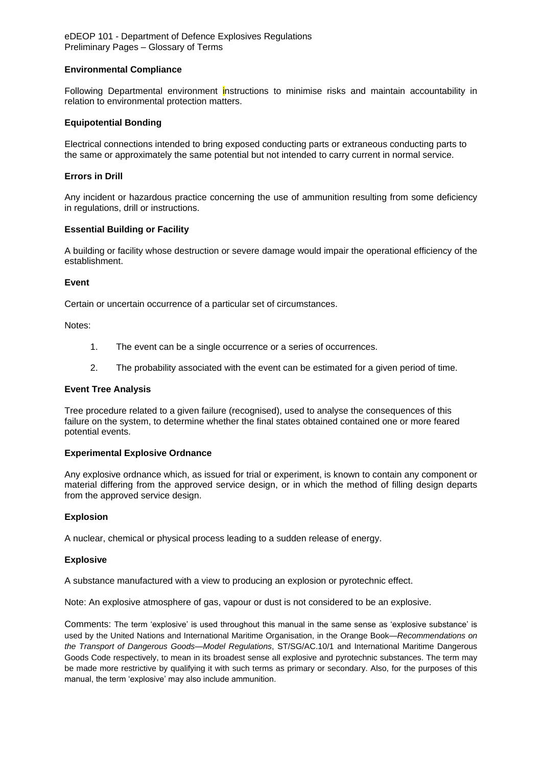**Environmental Compliance**

Following Departmental environment instructions to minimise risks and maintain accountability in relation to environmental protection matters.

**Equipotential Bonding**

Electrical connections intended to bring exposed conducting parts or extraneous conducting parts to the same or approximately the same potential but not intended to carry current in normal service.

**Errors in Drill**

Any incident or hazardous practice concerning the use of ammunition resulting from some deficiency in regulations, drill or instructions.

**Essential Building or Facility**

A building or facility whose destruction or severe damage would impair the operational efficiency of the establishment.

**Event**

Certain or uncertain occurrence of a particular set of circumstances.

Notes:

1. The event can be a single occurrence or a series of occurrences.
2. The probability associated with the event can be estimated for a given period of time.

**Event Tree Analysis**

Tree procedure related to a given failure (recognised), used to analyse the consequences of this failure on the system, to determine whether the final states obtained contained one or more feared potential events.

**Experimental Explosive Ordnance**

Any explosive ordnance which, as issued for trial or experiment, is known to contain any component or material differing from the approved service design, or in which the method of filling design departs from the approved service design.

**Explosion**

A nuclear, chemical or physical process leading to a sudden release of energy.

**Explosive**

A substance manufactured with a view to producing an explosion or pyrotechnic effect.

Note: An explosive atmosphere of gas, vapour or dust is not considered to be an explosive.

Comments: The term 'explosive' is used throughout this manual in the same sense as 'explosive substance' is used by the United Nations and International Maritime Organisation, in the Orange Book—*Recommendations on the Transport of Dangerous Goods—Model Regulations*, ST/SG/AC.10/1 and International Maritime Dangerous Goods Code respectively, to mean in its broadest sense all explosive and pyrotechnic substances. The term may be made more restrictive by qualifying it with such terms as primary or secondary. Also, for the purposes of this manual, the term 'explosive' may also include ammunition.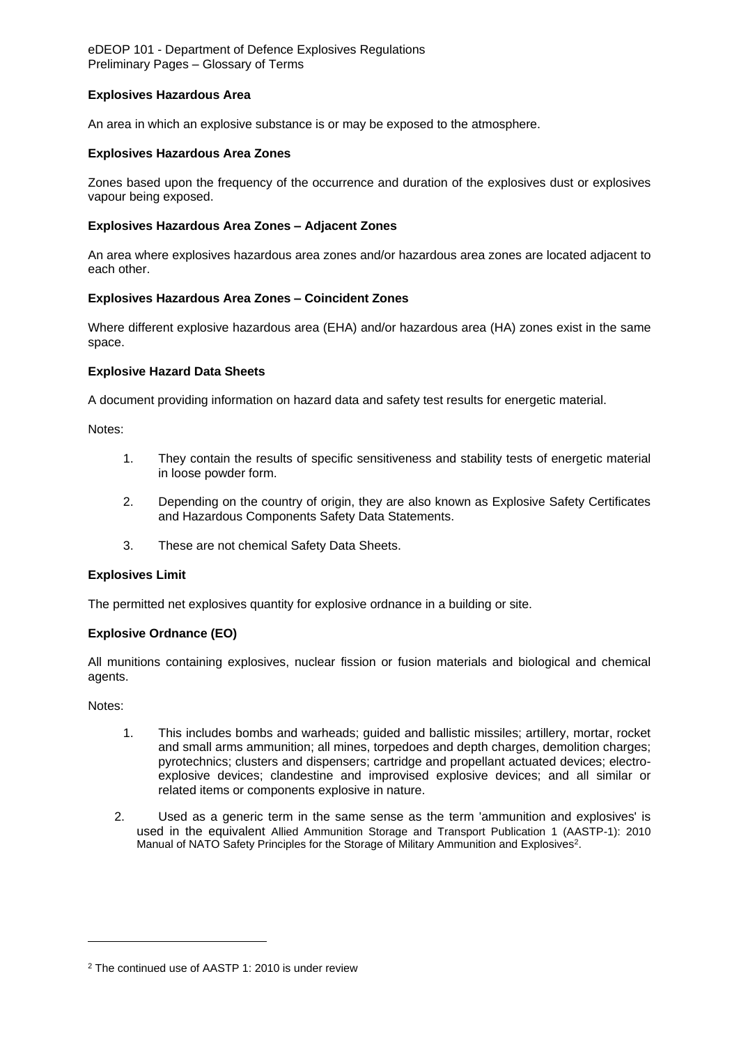**Explosives Hazardous Area**

An area in which an explosive substance is or may be exposed to the atmosphere.

**Explosives Hazardous Area Zones**

Zones based upon the frequency of the occurrence and duration of the explosives dust or explosives vapour being exposed.

**Explosives Hazardous Area Zones – Adjacent Zones**

An area where explosives hazardous area zones and/or hazardous area zones are located adjacent to each other.

**Explosives Hazardous Area Zones – Coincident Zones**

Where different explosive hazardous area (EHA) and/or hazardous area (HA) zones exist in the same space.

**Explosive Hazard Data Sheets**

A document providing information on hazard data and safety test results for energetic material.

Notes:

1. They contain the results of specific sensitiveness and stability tests of energetic material in loose powder form.

2. Depending on the country of origin, they are also known as Explosive Safety Certificates and Hazardous Components Safety Data Statements.

3. These are not chemical Safety Data Sheets.

**Explosives Limit**

The permitted net explosives quantity for explosive ordnance in a building or site.

**Explosive Ordnance (EO)**

All munitions containing explosives, nuclear fission or fusion materials and biological and chemical agents.

Notes:

1. This includes bombs and warheads; guided and ballistic missiles; artillery, mortar, rocket and small arms ammunition; all mines, torpedoes and depth charges, demolition charges; pyrotechnics; clusters and dispensers; cartridge and propellant actuated devices; electro-explosive devices; clandestine and improvised explosive devices; and all similar or related items or components explosive in nature.

2. Used as a generic term in the same sense as the term 'ammunition and explosives' is used in the equivalent Allied Ammunition Storage and Transport Publication 1 (AASTP-1): 2010 Manual of NATO Safety Principles for the Storage of Military Ammunition and Explosives[2].

[2] The continued use of AASTP 1: 2010 is under review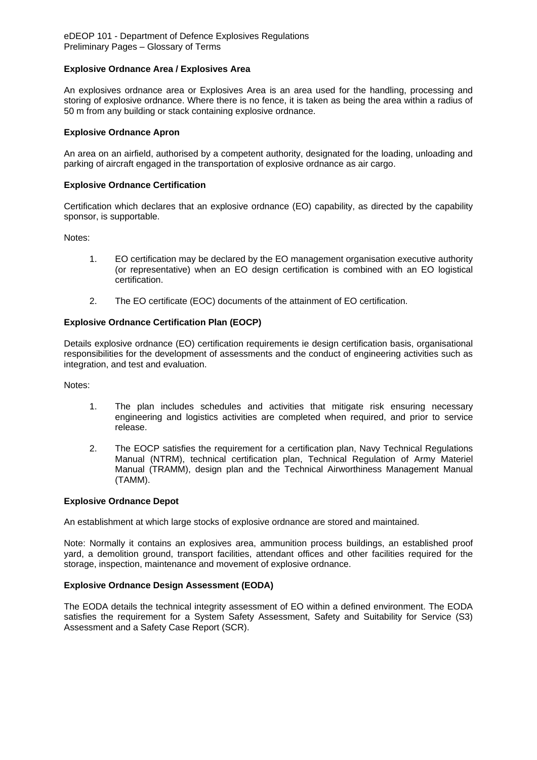### Explosive Ordnance Area / Explosives Area

An explosives ordnance area or Explosives Area is an area used for the handling, processing and storing of explosive ordnance. Where there is no fence, it is taken as being the area within a radius of 50 m from any building or stack containing explosive ordnance.

### Explosive Ordnance Apron

An area on an airfield, authorised by a competent authority, designated for the loading, unloading and parking of aircraft engaged in the transportation of explosive ordnance as air cargo.

### Explosive Ordnance Certification

Certification which declares that an explosive ordnance (EO) capability, as directed by the capability sponsor, is supportable.

Notes:

1. EO certification may be declared by the EO management organisation executive authority (or representative) when an EO design certification is combined with an EO logistical certification.

2. The EO certificate (EOC) documents of the attainment of EO certification.

### Explosive Ordnance Certification Plan (EOCP)

Details explosive ordnance (EO) certification requirements ie design certification basis, organisational responsibilities for the development of assessments and the conduct of engineering activities such as integration, and test and evaluation.

Notes:

1. The plan includes schedules and activities that mitigate risk ensuring necessary engineering and logistics activities are completed when required, and prior to service release.

2. The EOCP satisfies the requirement for a certification plan, Navy Technical Regulations Manual (NTRM), technical certification plan, Technical Regulation of Army Materiel Manual (TRAMM), design plan and the Technical Airworthiness Management Manual (TAMM).

### Explosive Ordnance Depot

An establishment at which large stocks of explosive ordnance are stored and maintained.

Note: Normally it contains an explosives area, ammunition process buildings, an established proof yard, a demolition ground, transport facilities, attendant offices and other facilities required for the storage, inspection, maintenance and movement of explosive ordnance.

### Explosive Ordnance Design Assessment (EODA)

The EODA details the technical integrity assessment of EO within a defined environment. The EODA satisfies the requirement for a System Safety Assessment, Safety and Suitability for Service (S3) Assessment and a Safety Case Report (SCR).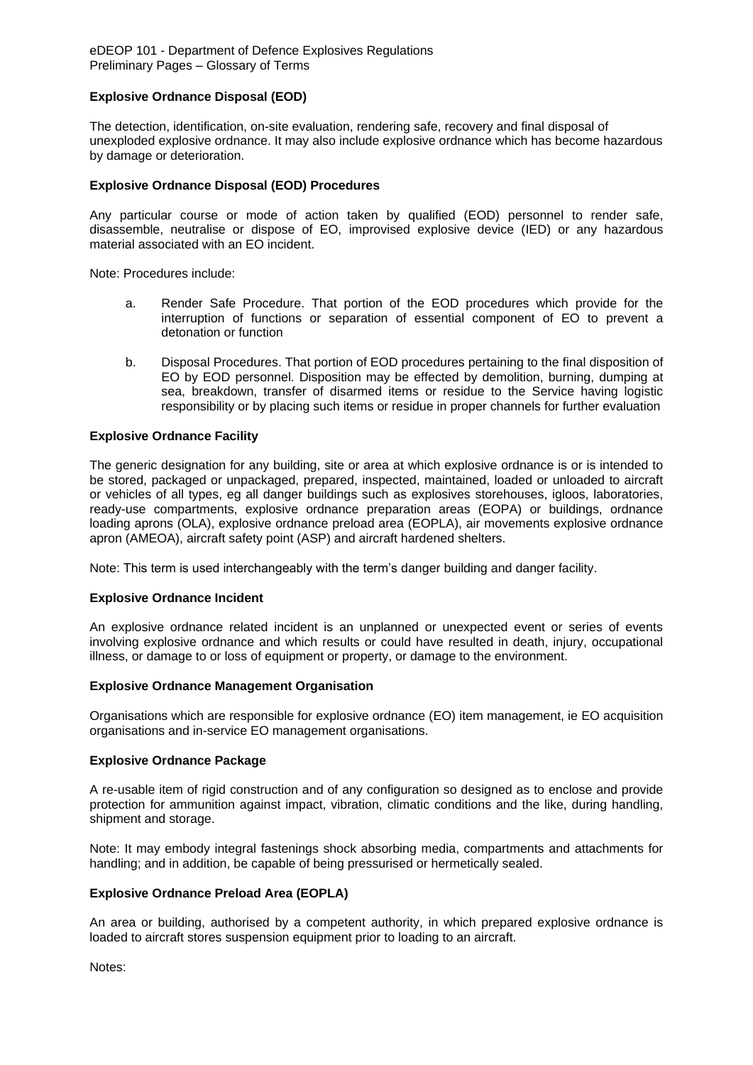### Explosive Ordnance Disposal (EOD)

The detection, identification, on-site evaluation, rendering safe, recovery and final disposal of unexploded explosive ordnance. It may also include explosive ordnance which has become hazardous by damage or deterioration.

### Explosive Ordnance Disposal (EOD) Procedures

Any particular course or mode of action taken by qualified (EOD) personnel to render safe, disassemble, neutralise or dispose of EO, improvised explosive device (IED) or any hazardous material associated with an EO incident.

Note: Procedures include:

a. Render Safe Procedure. That portion of the EOD procedures which provide for the interruption of functions or separation of essential component of EO to prevent a detonation or function

b. Disposal Procedures. That portion of EOD procedures pertaining to the final disposition of EO by EOD personnel. Disposition may be effected by demolition, burning, dumping at sea, breakdown, transfer of disarmed items or residue to the Service having logistic responsibility or by placing such items or residue in proper channels for further evaluation

### Explosive Ordnance Facility

The generic designation for any building, site or area at which explosive ordnance is or is intended to be stored, packaged or unpackaged, prepared, inspected, maintained, loaded or unloaded to aircraft or vehicles of all types, eg all danger buildings such as explosives storehouses, igloos, laboratories, ready-use compartments, explosive ordnance preparation areas (EOPA) or buildings, ordnance loading aprons (OLA), explosive ordnance preload area (EOPLA), air movements explosive ordnance apron (AMEOA), aircraft safety point (ASP) and aircraft hardened shelters.

Note: This term is used interchangeably with the term's danger building and danger facility.

### Explosive Ordnance Incident

An explosive ordnance related incident is an unplanned or unexpected event or series of events involving explosive ordnance and which results or could have resulted in death, injury, occupational illness, or damage to or loss of equipment or property, or damage to the environment.

### Explosive Ordnance Management Organisation

Organisations which are responsible for explosive ordnance (EO) item management, ie EO acquisition organisations and in-service EO management organisations.

### Explosive Ordnance Package

A re-usable item of rigid construction and of any configuration so designed as to enclose and provide protection for ammunition against impact, vibration, climatic conditions and the like, during handling, shipment and storage.

Note: It may embody integral fastenings shock absorbing media, compartments and attachments for handling; and in addition, be capable of being pressurised or hermetically sealed.

### Explosive Ordnance Preload Area (EOPLA)

An area or building, authorised by a competent authority, in which prepared explosive ordnance is loaded to aircraft stores suspension equipment prior to loading to an aircraft.

Notes: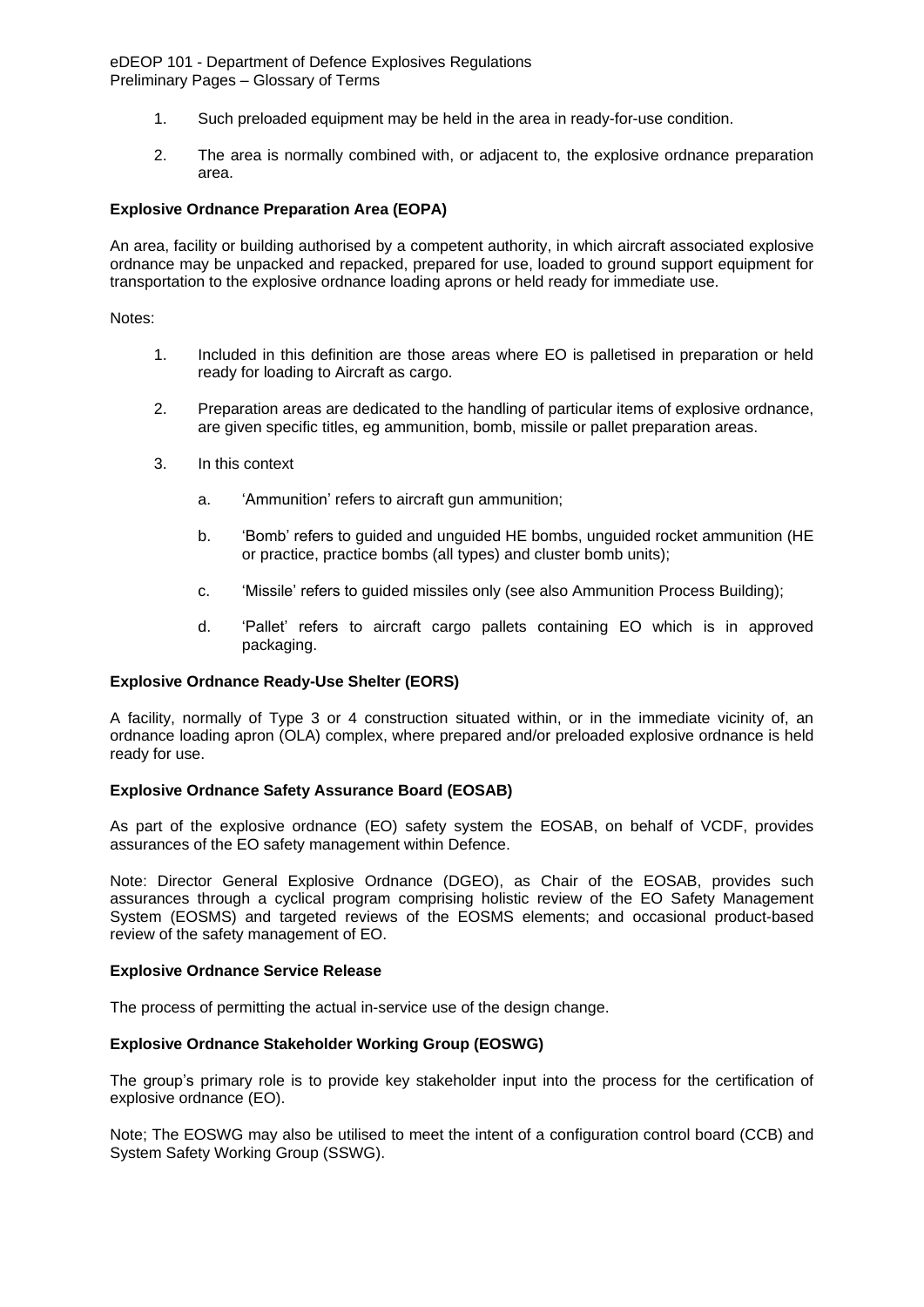1. Such preloaded equipment may be held in the area in ready-for-use condition.

2. The area is normally combined with, or adjacent to, the explosive ordnance preparation area.

**Explosive Ordnance Preparation Area (EOPA)**

An area, facility or building authorised by a competent authority, in which aircraft associated explosive ordnance may be unpacked and repacked, prepared for use, loaded to ground support equipment for transportation to the explosive ordnance loading aprons or held ready for immediate use.

Notes:

1. Included in this definition are those areas where EO is palletised in preparation or held ready for loading to Aircraft as cargo.

2. Preparation areas are dedicated to the handling of particular items of explosive ordnance, are given specific titles, eg ammunition, bomb, missile or pallet preparation areas.

3. In this context

   a. 'Ammunition' refers to aircraft gun ammunition;

   b. 'Bomb' refers to guided and unguided HE bombs, unguided rocket ammunition (HE or practice, practice bombs (all types) and cluster bomb units);

   c. 'Missile' refers to guided missiles only (see also Ammunition Process Building);

   d. 'Pallet' refers to aircraft cargo pallets containing EO which is in approved packaging.

**Explosive Ordnance Ready-Use Shelter (EORS)**

A facility, normally of Type 3 or 4 construction situated within, or in the immediate vicinity of, an ordnance loading apron (OLA) complex, where prepared and/or preloaded explosive ordnance is held ready for use.

**Explosive Ordnance Safety Assurance Board (EOSAB)**

As part of the explosive ordnance (EO) safety system the EOSAB, on behalf of VCDF, provides assurances of the EO safety management within Defence.

Note: Director General Explosive Ordnance (DGEO), as Chair of the EOSAB, provides such assurances through a cyclical program comprising holistic review of the EO Safety Management System (EOSMS) and targeted reviews of the EOSMS elements; and occasional product-based review of the safety management of EO.

**Explosive Ordnance Service Release**

The process of permitting the actual in-service use of the design change.

**Explosive Ordnance Stakeholder Working Group (EOSWG)**

The group's primary role is to provide key stakeholder input into the process for the certification of explosive ordnance (EO).

Note; The EOSWG may also be utilised to meet the intent of a configuration control board (CCB) and System Safety Working Group (SSWG).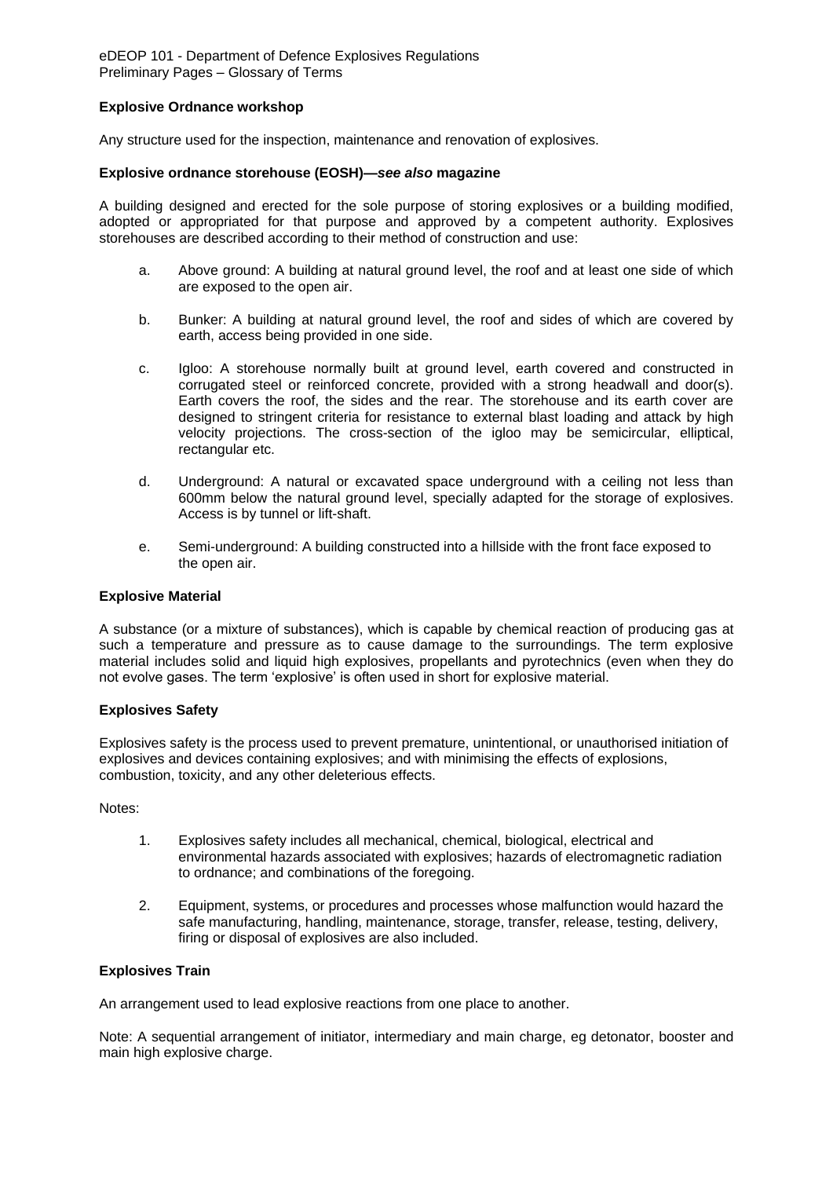**Explosive Ordnance workshop**

Any structure used for the inspection, maintenance and renovation of explosives.

**Explosive ordnance storehouse (EOSH)—*see also* magazine**

A building designed and erected for the sole purpose of storing explosives or a building modified, adopted or appropriated for that purpose and approved by a competent authority. Explosives storehouses are described according to their method of construction and use:

a. Above ground: A building at natural ground level, the roof and at least one side of which are exposed to the open air.

b. Bunker: A building at natural ground level, the roof and sides of which are covered by earth, access being provided in one side.

c. Igloo: A storehouse normally built at ground level, earth covered and constructed in corrugated steel or reinforced concrete, provided with a strong headwall and door(s). Earth covers the roof, the sides and the rear. The storehouse and its earth cover are designed to stringent criteria for resistance to external blast loading and attack by high velocity projections. The cross-section of the igloo may be semicircular, elliptical, rectangular etc.

d. Underground: A natural or excavated space underground with a ceiling not less than 600mm below the natural ground level, specially adapted for the storage of explosives. Access is by tunnel or lift-shaft.

e. Semi-underground: A building constructed into a hillside with the front face exposed to the open air.

**Explosive Material**

A substance (or a mixture of substances), which is capable by chemical reaction of producing gas at such a temperature and pressure as to cause damage to the surroundings. The term explosive material includes solid and liquid high explosives, propellants and pyrotechnics (even when they do not evolve gases. The term 'explosive' is often used in short for explosive material.

**Explosives Safety**

Explosives safety is the process used to prevent premature, unintentional, or unauthorised initiation of explosives and devices containing explosives; and with minimising the effects of explosions, combustion, toxicity, and any other deleterious effects.

Notes:

1. Explosives safety includes all mechanical, chemical, biological, electrical and environmental hazards associated with explosives; hazards of electromagnetic radiation to ordnance; and combinations of the foregoing.

2. Equipment, systems, or procedures and processes whose malfunction would hazard the safe manufacturing, handling, maintenance, storage, transfer, release, testing, delivery, firing or disposal of explosives are also included.

**Explosives Train**

An arrangement used to lead explosive reactions from one place to another.

Note: A sequential arrangement of initiator, intermediary and main charge, eg detonator, booster and main high explosive charge.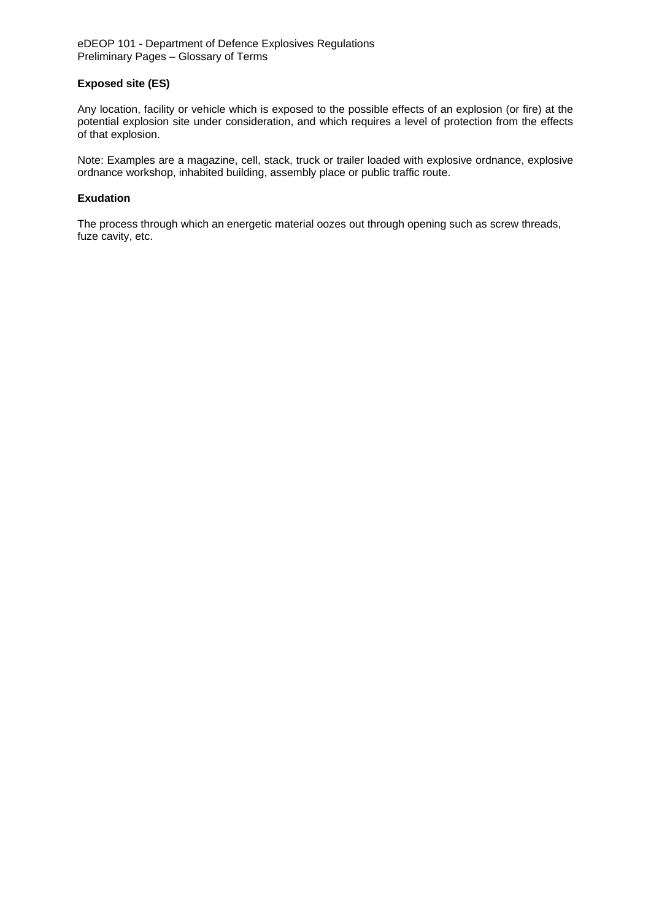**Exposed site (ES)**

Any location, facility or vehicle which is exposed to the possible effects of an explosion (or fire) at the potential explosion site under consideration, and which requires a level of protection from the effects of that explosion.

Note: Examples are a magazine, cell, stack, truck or trailer loaded with explosive ordnance, explosive ordnance workshop, inhabited building, assembly place or public traffic route.

**Exudation**

The process through which an energetic material oozes out through opening such as screw threads, fuze cavity, etc.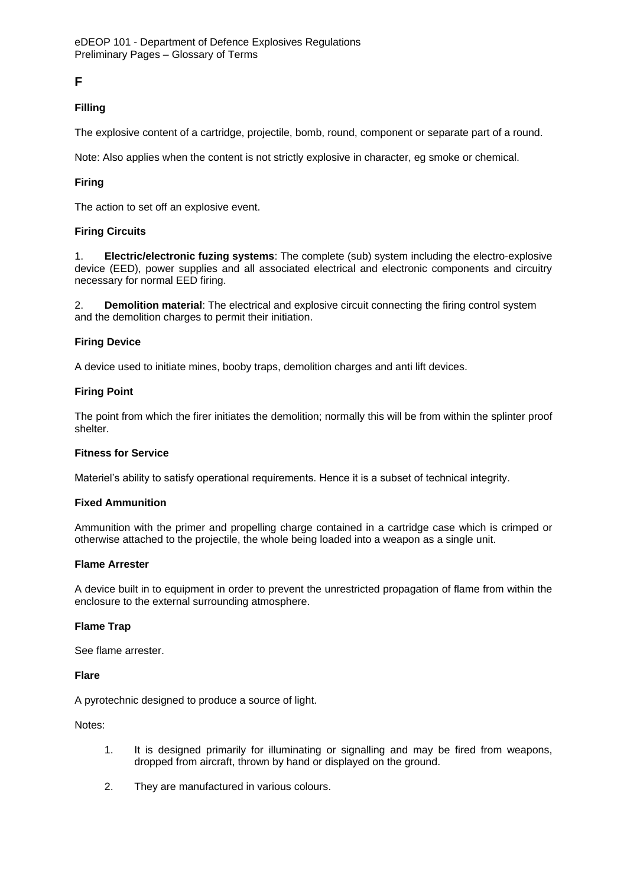# F

### Filling

The explosive content of a cartridge, projectile, bomb, round, component or separate part of a round.

Note: Also applies when the content is not strictly explosive in character, eg smoke or chemical.

### Firing

The action to set off an explosive event.

### Firing Circuits

1. **Electric/electronic fuzing systems**: The complete (sub) system including the electro-explosive device (EED), power supplies and all associated electrical and electronic components and circuitry necessary for normal EED firing.

2. **Demolition material**: The electrical and explosive circuit connecting the firing control system and the demolition charges to permit their initiation.

### Firing Device

A device used to initiate mines, booby traps, demolition charges and anti lift devices.

### Firing Point

The point from which the firer initiates the demolition; normally this will be from within the splinter proof shelter.

### Fitness for Service

Materiel's ability to satisfy operational requirements. Hence it is a subset of technical integrity.

### Fixed Ammunition

Ammunition with the primer and propelling charge contained in a cartridge case which is crimped or otherwise attached to the projectile, the whole being loaded into a weapon as a single unit.

### Flame Arrester

A device built in to equipment in order to prevent the unrestricted propagation of flame from within the enclosure to the external surrounding atmosphere.

### Flame Trap

See flame arrester.

### Flare

A pyrotechnic designed to produce a source of light.

Notes:

1. It is designed primarily for illuminating or signalling and may be fired from weapons, dropped from aircraft, thrown by hand or displayed on the ground.

2. They are manufactured in various colours.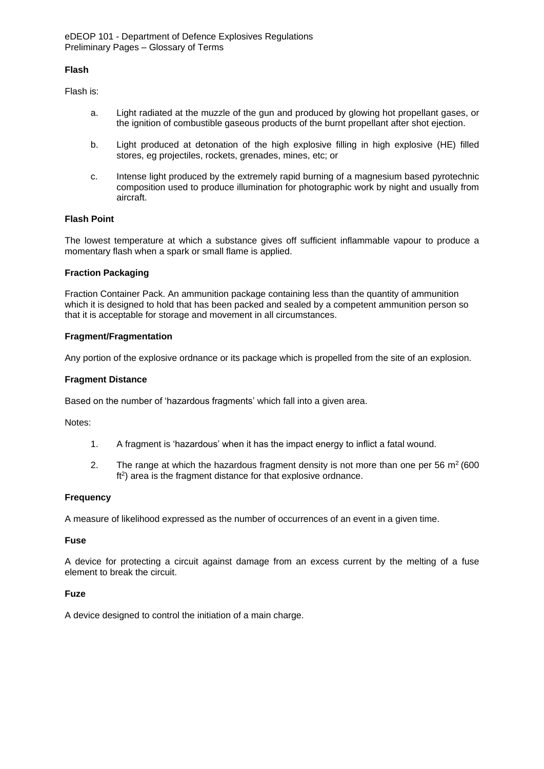### Flash

Flash is:

a. Light radiated at the muzzle of the gun and produced by glowing hot propellant gases, or the ignition of combustible gaseous products of the burnt propellant after shot ejection.

b. Light produced at detonation of the high explosive filling in high explosive (HE) filled stores, eg projectiles, rockets, grenades, mines, etc; or

c. Intense light produced by the extremely rapid burning of a magnesium based pyrotechnic composition used to produce illumination for photographic work by night and usually from aircraft.

### Flash Point

The lowest temperature at which a substance gives off sufficient inflammable vapour to produce a momentary flash when a spark or small flame is applied.

### Fraction Packaging

Fraction Container Pack. An ammunition package containing less than the quantity of ammunition which it is designed to hold that has been packed and sealed by a competent ammunition person so that it is acceptable for storage and movement in all circumstances.

### Fragment/Fragmentation

Any portion of the explosive ordnance or its package which is propelled from the site of an explosion.

### Fragment Distance

Based on the number of 'hazardous fragments' which fall into a given area.

Notes:

1. A fragment is 'hazardous' when it has the impact energy to inflict a fatal wound.

2. The range at which the hazardous fragment density is not more than one per 56 $m^2$ (600 $ft^2$) area is the fragment distance for that explosive ordnance.

### Frequency

A measure of likelihood expressed as the number of occurrences of an event in a given time.

### Fuse

A device for protecting a circuit against damage from an excess current by the melting of a fuse element to break the circuit.

### Fuze

A device designed to control the initiation of a main charge.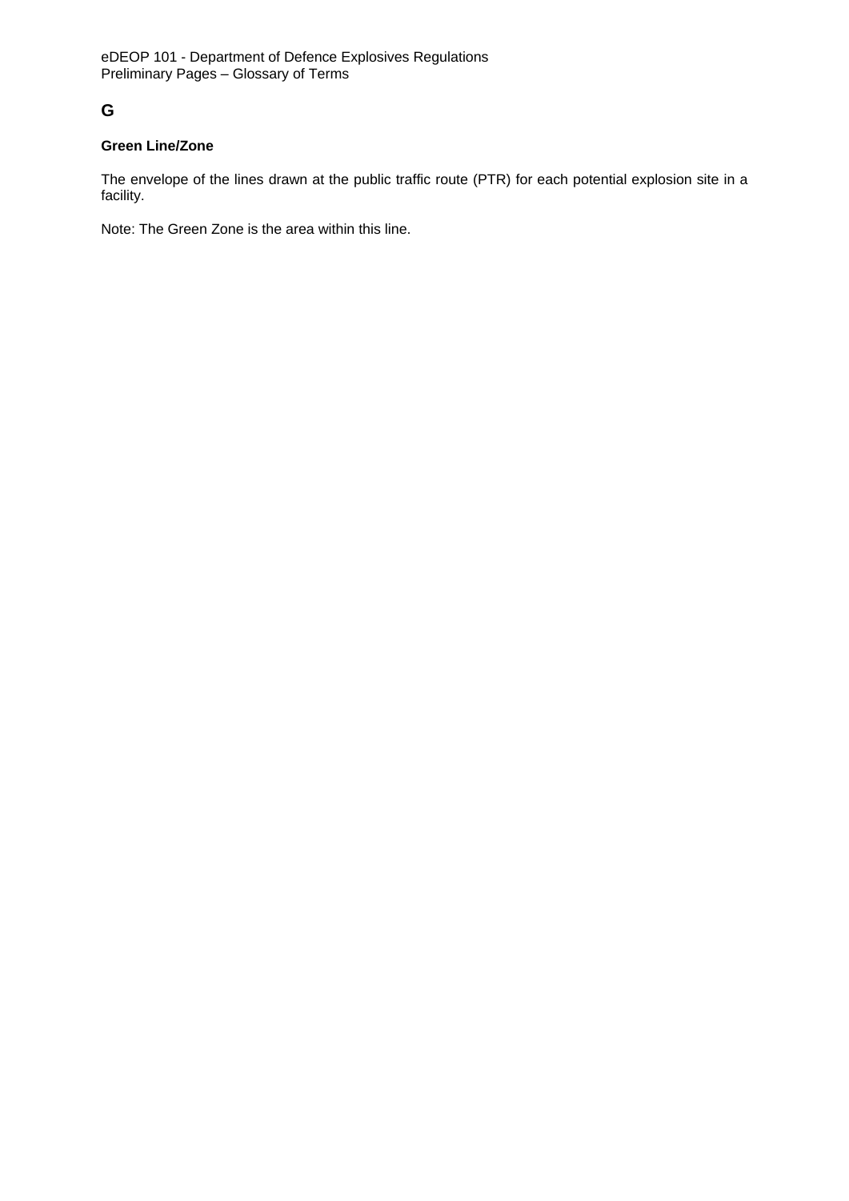## G

### Green Line/Zone

The envelope of the lines drawn at the public traffic route (PTR) for each potential explosion site in a facility.

Note: The Green Zone is the area within this line.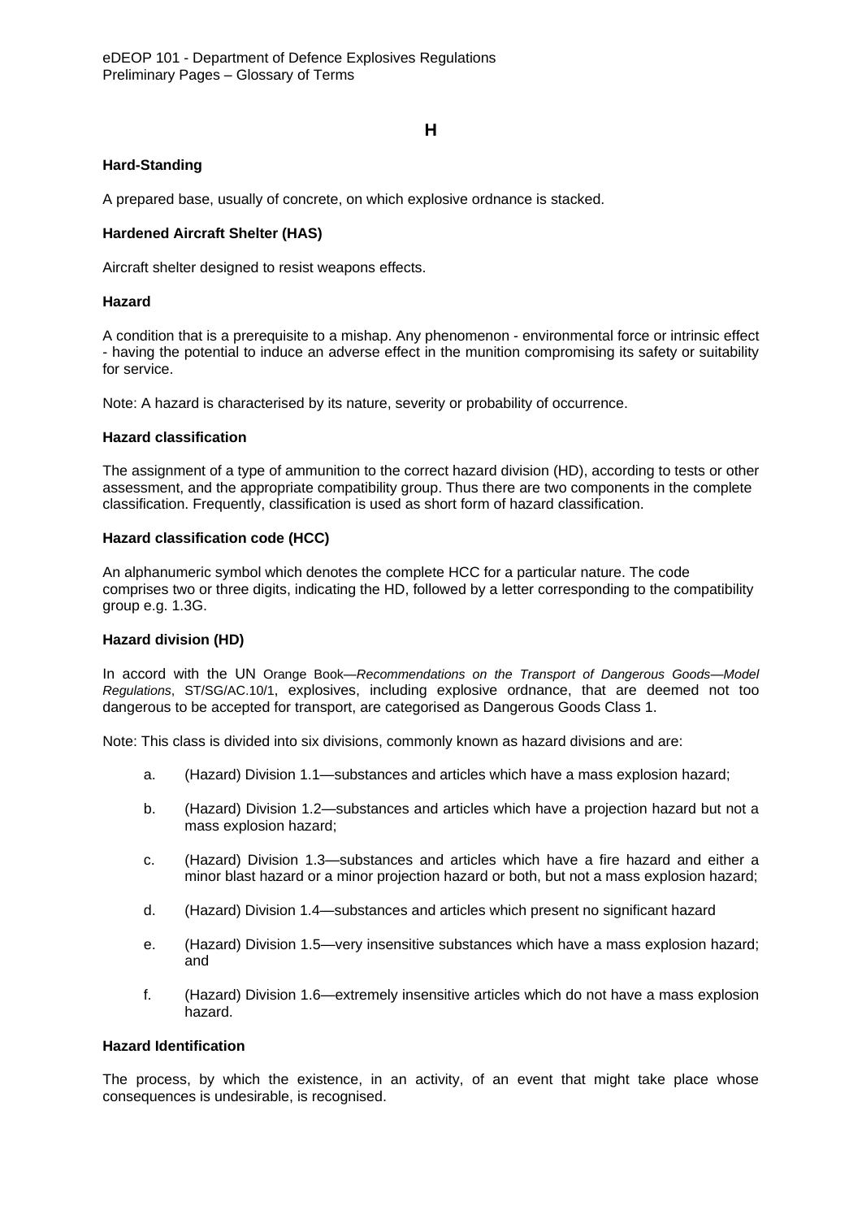## H

### Hard-Standing

A prepared base, usually of concrete, on which explosive ordnance is stacked.

### Hardened Aircraft Shelter (HAS)

Aircraft shelter designed to resist weapons effects.

### Hazard

A condition that is a prerequisite to a mishap. Any phenomenon - environmental force or intrinsic effect - having the potential to induce an adverse effect in the munition compromising its safety or suitability for service.

Note: A hazard is characterised by its nature, severity or probability of occurrence.

### Hazard classification

The assignment of a type of ammunition to the correct hazard division (HD), according to tests or other assessment, and the appropriate compatibility group. Thus there are two components in the complete classification. Frequently, classification is used as short form of hazard classification.

### Hazard classification code (HCC)

An alphanumeric symbol which denotes the complete HCC for a particular nature. The code comprises two or three digits, indicating the HD, followed by a letter corresponding to the compatibility group e.g. 1.3G.

### Hazard division (HD)

In accord with the UN Orange Book—*Recommendations on the Transport of Dangerous Goods—Model Regulations*, ST/SG/AC.10/1, explosives, including explosive ordnance, that are deemed not too dangerous to be accepted for transport, are categorised as Dangerous Goods Class 1.

Note: This class is divided into six divisions, commonly known as hazard divisions and are:

a. (Hazard) Division 1.1—substances and articles which have a mass explosion hazard;

b. (Hazard) Division 1.2—substances and articles which have a projection hazard but not a mass explosion hazard;

c. (Hazard) Division 1.3—substances and articles which have a fire hazard and either a minor blast hazard or a minor projection hazard or both, but not a mass explosion hazard;

d. (Hazard) Division 1.4—substances and articles which present no significant hazard

e. (Hazard) Division 1.5—very insensitive substances which have a mass explosion hazard; and

f. (Hazard) Division 1.6—extremely insensitive articles which do not have a mass explosion hazard.

### Hazard Identification

The process, by which the existence, in an activity, of an event that might take place whose consequences is undesirable, is recognised.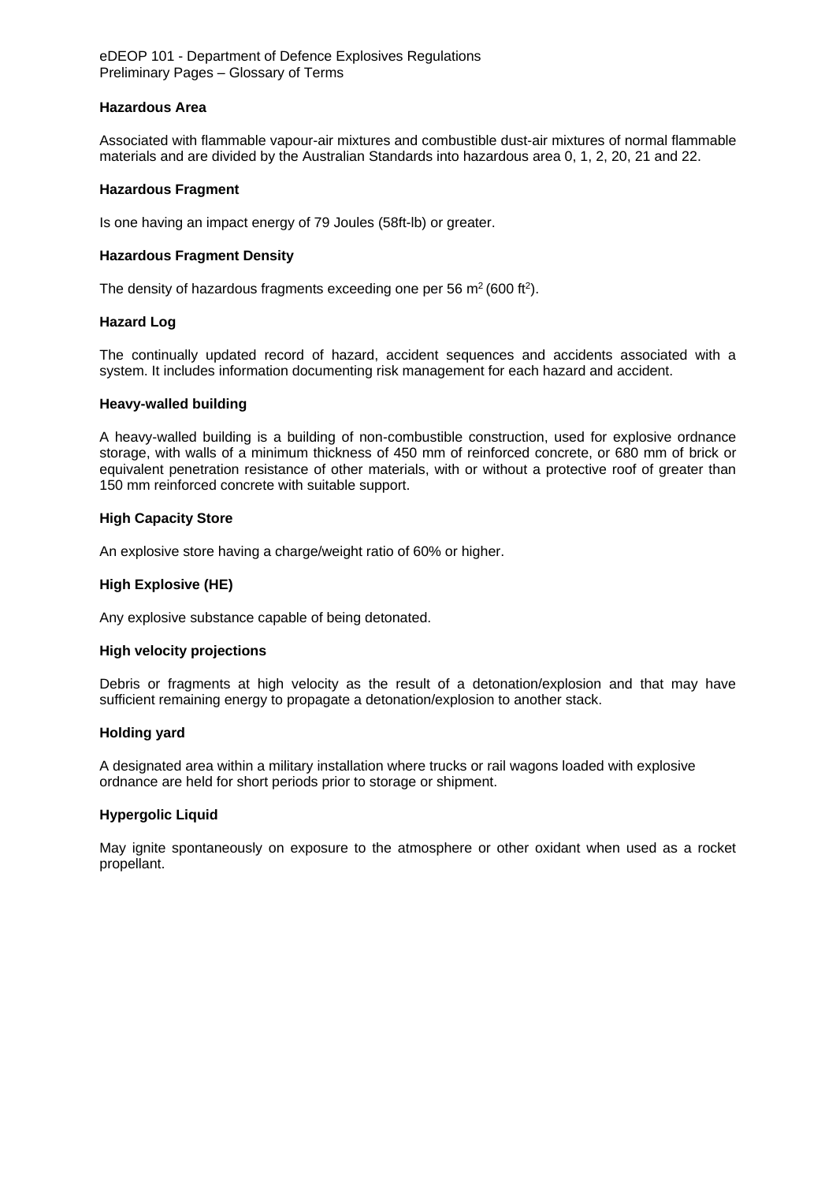**Hazardous Area**

Associated with flammable vapour-air mixtures and combustible dust-air mixtures of normal flammable materials and are divided by the Australian Standards into hazardous area 0, 1, 2, 20, 21 and 22.

**Hazardous Fragment**

Is one having an impact energy of 79 Joules (58ft-lb) or greater.

**Hazardous Fragment Density**

The density of hazardous fragments exceeding one per 56 $m^2$ (600 $ft^2$).

**Hazard Log**

The continually updated record of hazard, accident sequences and accidents associated with a system. It includes information documenting risk management for each hazard and accident.

**Heavy-walled building**

A heavy-walled building is a building of non-combustible construction, used for explosive ordnance storage, with walls of a minimum thickness of 450 mm of reinforced concrete, or 680 mm of brick or equivalent penetration resistance of other materials, with or without a protective roof of greater than 150 mm reinforced concrete with suitable support.

**High Capacity Store**

An explosive store having a charge/weight ratio of 60% or higher.

**High Explosive (HE)**

Any explosive substance capable of being detonated.

**High velocity projections**

Debris or fragments at high velocity as the result of a detonation/explosion and that may have sufficient remaining energy to propagate a detonation/explosion to another stack.

**Holding yard**

A designated area within a military installation where trucks or rail wagons loaded with explosive ordnance are held for short periods prior to storage or shipment.

**Hypergolic Liquid**

May ignite spontaneously on exposure to the atmosphere or other oxidant when used as a rocket propellant.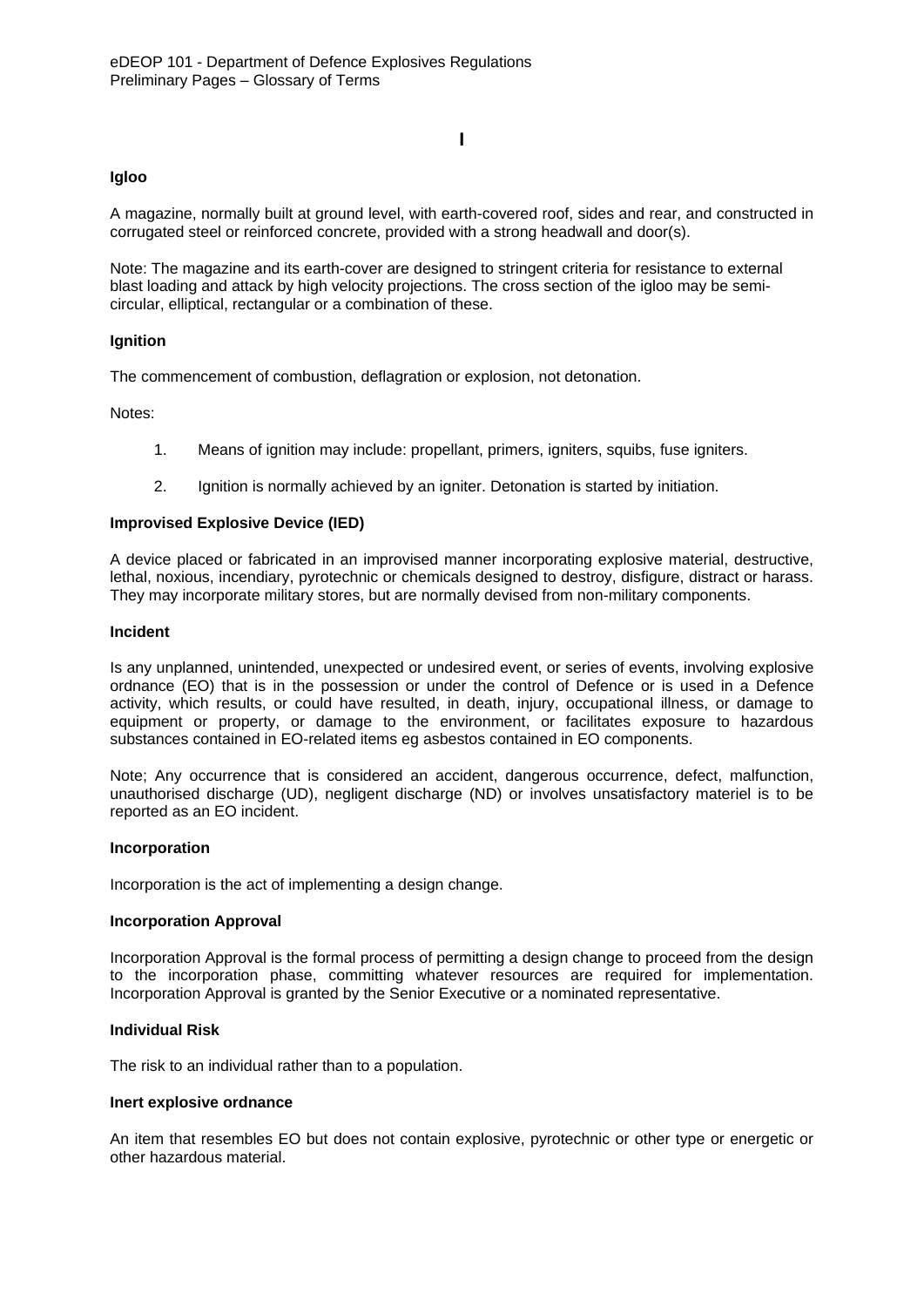# I

### Igloo

A magazine, normally built at ground level, with earth-covered roof, sides and rear, and constructed in corrugated steel or reinforced concrete, provided with a strong headwall and door(s).

Note: The magazine and its earth-cover are designed to stringent criteria for resistance to external blast loading and attack by high velocity projections. The cross section of the igloo may be semi-circular, elliptical, rectangular or a combination of these.

### Ignition

The commencement of combustion, deflagration or explosion, not detonation.

Notes:

1. Means of ignition may include: propellant, primers, igniters, squibs, fuse igniters.

2. Ignition is normally achieved by an igniter. Detonation is started by initiation.

### Improvised Explosive Device (IED)

A device placed or fabricated in an improvised manner incorporating explosive material, destructive, lethal, noxious, incendiary, pyrotechnic or chemicals designed to destroy, disfigure, distract or harass. They may incorporate military stores, but are normally devised from non-military components.

### Incident

Is any unplanned, unintended, unexpected or undesired event, or series of events, involving explosive ordnance (EO) that is in the possession or under the control of Defence or is used in a Defence activity, which results, or could have resulted, in death, injury, occupational illness, or damage to equipment or property, or damage to the environment, or facilitates exposure to hazardous substances contained in EO-related items eg asbestos contained in EO components.

Note; Any occurrence that is considered an accident, dangerous occurrence, defect, malfunction, unauthorised discharge (UD), negligent discharge (ND) or involves unsatisfactory materiel is to be reported as an EO incident.

### Incorporation

Incorporation is the act of implementing a design change.

### Incorporation Approval

Incorporation Approval is the formal process of permitting a design change to proceed from the design to the incorporation phase, committing whatever resources are required for implementation. Incorporation Approval is granted by the Senior Executive or a nominated representative.

### Individual Risk

The risk to an individual rather than to a population.

### Inert explosive ordnance

An item that resembles EO but does not contain explosive, pyrotechnic or other type or energetic or other hazardous material.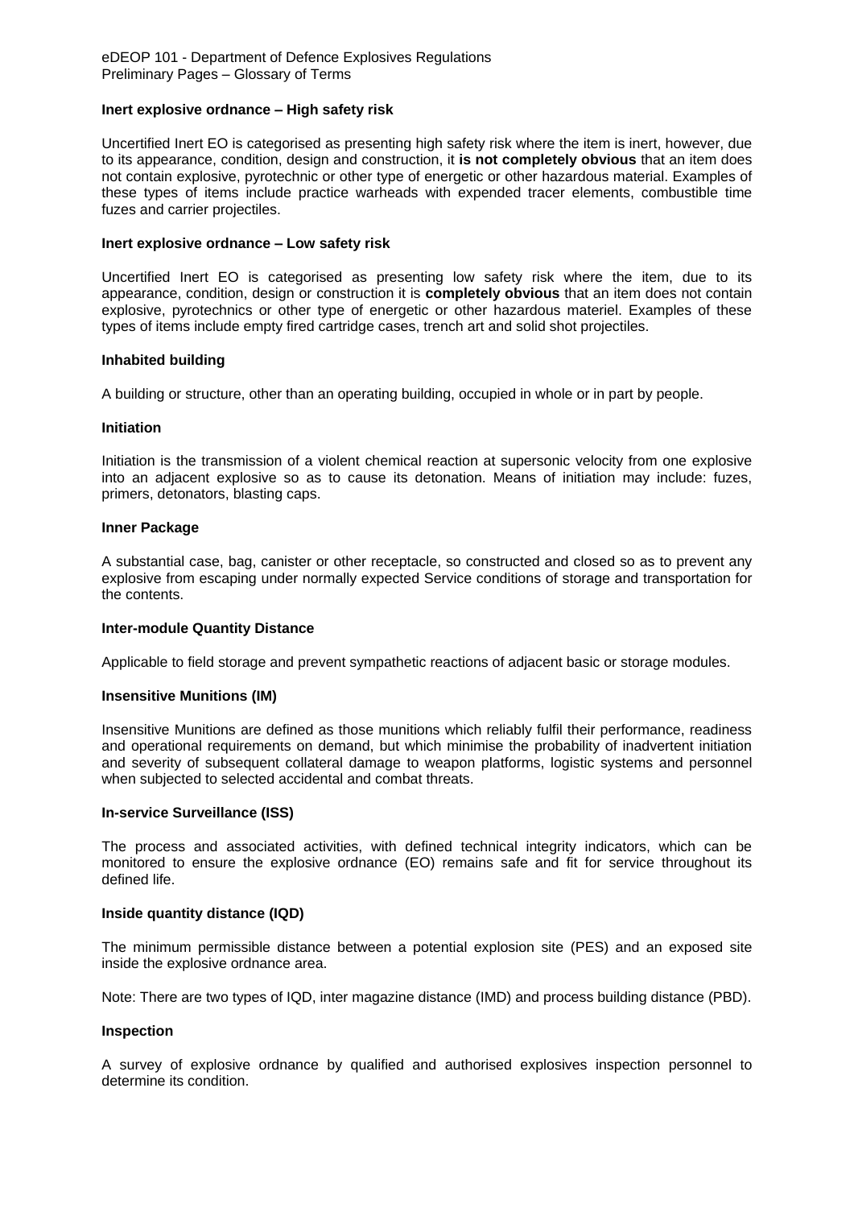**Inert explosive ordnance – High safety risk**

Uncertified Inert EO is categorised as presenting high safety risk where the item is inert, however, due to its appearance, condition, design and construction, it **is not completely obvious** that an item does not contain explosive, pyrotechnic or other type of energetic or other hazardous material. Examples of these types of items include practice warheads with expended tracer elements, combustible time fuzes and carrier projectiles.

**Inert explosive ordnance – Low safety risk**

Uncertified Inert EO is categorised as presenting low safety risk where the item, due to its appearance, condition, design or construction it is **completely obvious** that an item does not contain explosive, pyrotechnics or other type of energetic or other hazardous materiel. Examples of these types of items include empty fired cartridge cases, trench art and solid shot projectiles.

**Inhabited building**

A building or structure, other than an operating building, occupied in whole or in part by people.

**Initiation**

Initiation is the transmission of a violent chemical reaction at supersonic velocity from one explosive into an adjacent explosive so as to cause its detonation. Means of initiation may include: fuzes, primers, detonators, blasting caps.

**Inner Package**

A substantial case, bag, canister or other receptacle, so constructed and closed so as to prevent any explosive from escaping under normally expected Service conditions of storage and transportation for the contents.

**Inter-module Quantity Distance**

Applicable to field storage and prevent sympathetic reactions of adjacent basic or storage modules.

**Insensitive Munitions (IM)**

Insensitive Munitions are defined as those munitions which reliably fulfil their performance, readiness and operational requirements on demand, but which minimise the probability of inadvertent initiation and severity of subsequent collateral damage to weapon platforms, logistic systems and personnel when subjected to selected accidental and combat threats.

**In-service Surveillance (ISS)**

The process and associated activities, with defined technical integrity indicators, which can be monitored to ensure the explosive ordnance (EO) remains safe and fit for service throughout its defined life.

**Inside quantity distance (IQD)**

The minimum permissible distance between a potential explosion site (PES) and an exposed site inside the explosive ordnance area.

Note: There are two types of IQD, inter magazine distance (IMD) and process building distance (PBD).

**Inspection**

A survey of explosive ordnance by qualified and authorised explosives inspection personnel to determine its condition.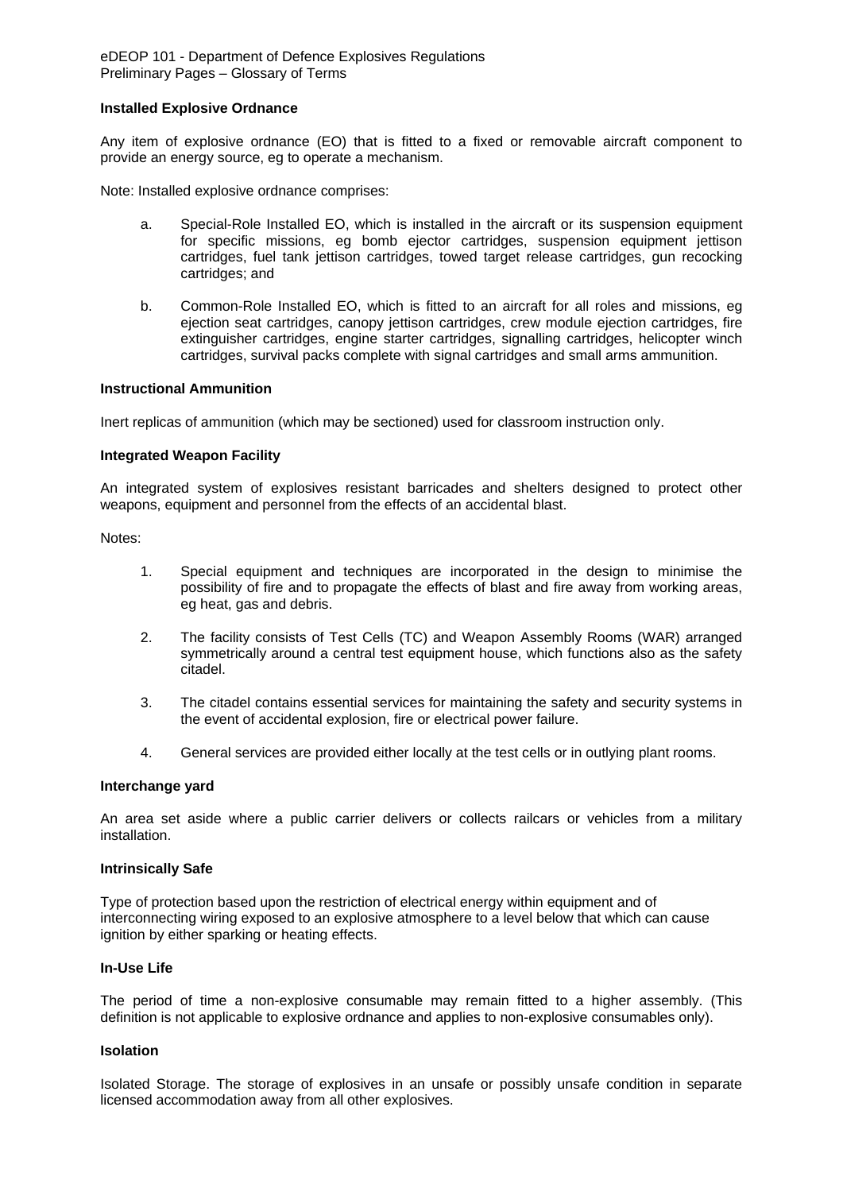**Installed Explosive Ordnance**

Any item of explosive ordnance (EO) that is fitted to a fixed or removable aircraft component to provide an energy source, eg to operate a mechanism.

Note: Installed explosive ordnance comprises:

a. Special-Role Installed EO, which is installed in the aircraft or its suspension equipment for specific missions, eg bomb ejector cartridges, suspension equipment jettison cartridges, fuel tank jettison cartridges, towed target release cartridges, gun recocking cartridges; and

b. Common-Role Installed EO, which is fitted to an aircraft for all roles and missions, eg ejection seat cartridges, canopy jettison cartridges, crew module ejection cartridges, fire extinguisher cartridges, engine starter cartridges, signalling cartridges, helicopter winch cartridges, survival packs complete with signal cartridges and small arms ammunition.

**Instructional Ammunition**

Inert replicas of ammunition (which may be sectioned) used for classroom instruction only.

**Integrated Weapon Facility**

An integrated system of explosives resistant barricades and shelters designed to protect other weapons, equipment and personnel from the effects of an accidental blast.

Notes:

1. Special equipment and techniques are incorporated in the design to minimise the possibility of fire and to propagate the effects of blast and fire away from working areas, eg heat, gas and debris.

2. The facility consists of Test Cells (TC) and Weapon Assembly Rooms (WAR) arranged symmetrically around a central test equipment house, which functions also as the safety citadel.

3. The citadel contains essential services for maintaining the safety and security systems in the event of accidental explosion, fire or electrical power failure.

4. General services are provided either locally at the test cells or in outlying plant rooms.

**Interchange yard**

An area set aside where a public carrier delivers or collects railcars or vehicles from a military installation.

**Intrinsically Safe**

Type of protection based upon the restriction of electrical energy within equipment and of interconnecting wiring exposed to an explosive atmosphere to a level below that which can cause ignition by either sparking or heating effects.

**In-Use Life**

The period of time a non-explosive consumable may remain fitted to a higher assembly. (This definition is not applicable to explosive ordnance and applies to non-explosive consumables only).

**Isolation**

Isolated Storage. The storage of explosives in an unsafe or possibly unsafe condition in separate licensed accommodation away from all other explosives.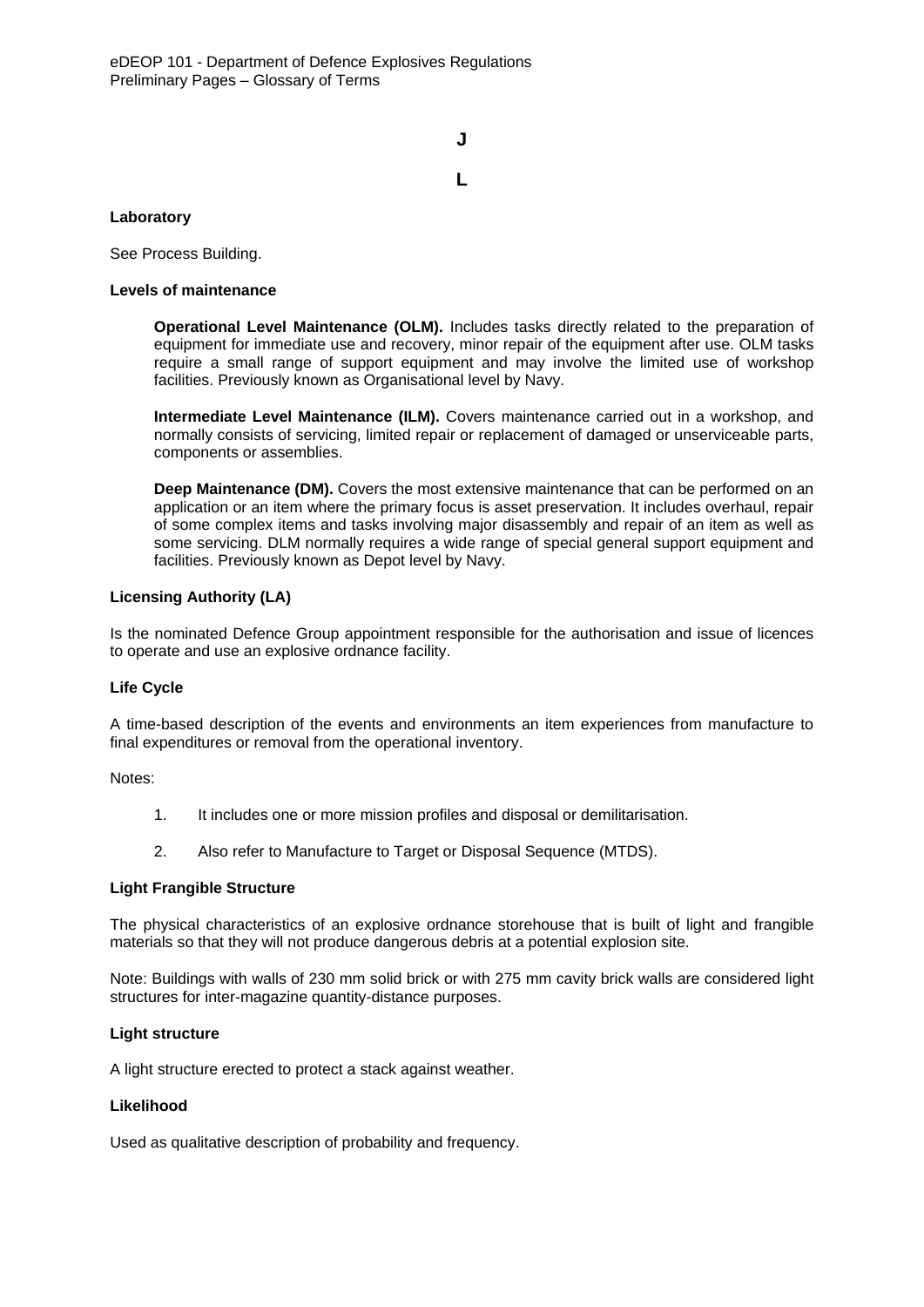## J

## L

**Laboratory**

See Process Building.

**Levels of maintenance**

> **Operational Level Maintenance (OLM).** Includes tasks directly related to the preparation of equipment for immediate use and recovery, minor repair of the equipment after use. OLM tasks require a small range of support equipment and may involve the limited use of workshop facilities. Previously known as Organisational level by Navy.
>
> **Intermediate Level Maintenance (ILM).** Covers maintenance carried out in a workshop, and normally consists of servicing, limited repair or replacement of damaged or unserviceable parts, components or assemblies.
>
> **Deep Maintenance (DM).** Covers the most extensive maintenance that can be performed on an application or an item where the primary focus is asset preservation. It includes overhaul, repair of some complex items and tasks involving major disassembly and repair of an item as well as some servicing. DLM normally requires a wide range of special general support equipment and facilities. Previously known as Depot level by Navy.

**Licensing Authority (LA)**

Is the nominated Defence Group appointment responsible for the authorisation and issue of licences to operate and use an explosive ordnance facility.

**Life Cycle**

A time-based description of the events and environments an item experiences from manufacture to final expenditures or removal from the operational inventory.

Notes:

1. It includes one or more mission profiles and disposal or demilitarisation.
2. Also refer to Manufacture to Target or Disposal Sequence (MTDS).

**Light Frangible Structure**

The physical characteristics of an explosive ordnance storehouse that is built of light and frangible materials so that they will not produce dangerous debris at a potential explosion site.

Note: Buildings with walls of 230 mm solid brick or with 275 mm cavity brick walls are considered light structures for inter-magazine quantity-distance purposes.

**Light structure**

A light structure erected to protect a stack against weather.

**Likelihood**

Used as qualitative description of probability and frequency.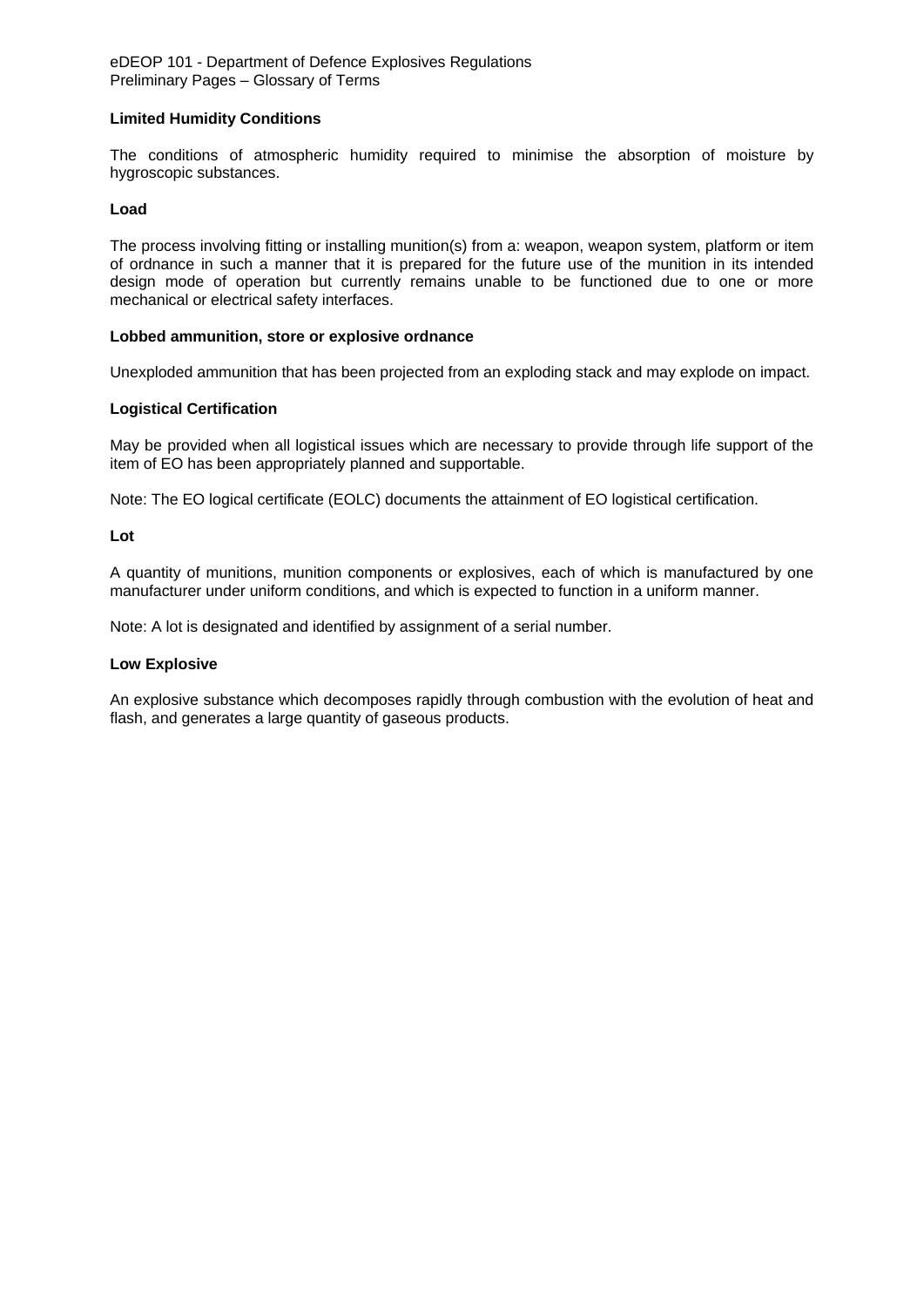**Limited Humidity Conditions**

The conditions of atmospheric humidity required to minimise the absorption of moisture by hygroscopic substances.

**Load**

The process involving fitting or installing munition(s) from a: weapon, weapon system, platform or item of ordnance in such a manner that it is prepared for the future use of the munition in its intended design mode of operation but currently remains unable to be functioned due to one or more mechanical or electrical safety interfaces.

**Lobbed ammunition, store or explosive ordnance**

Unexploded ammunition that has been projected from an exploding stack and may explode on impact.

**Logistical Certification**

May be provided when all logistical issues which are necessary to provide through life support of the item of EO has been appropriately planned and supportable.

Note: The EO logical certificate (EOLC) documents the attainment of EO logistical certification.

**Lot**

A quantity of munitions, munition components or explosives, each of which is manufactured by one manufacturer under uniform conditions, and which is expected to function in a uniform manner.

Note: A lot is designated and identified by assignment of a serial number.

**Low Explosive**

An explosive substance which decomposes rapidly through combustion with the evolution of heat and flash, and generates a large quantity of gaseous products.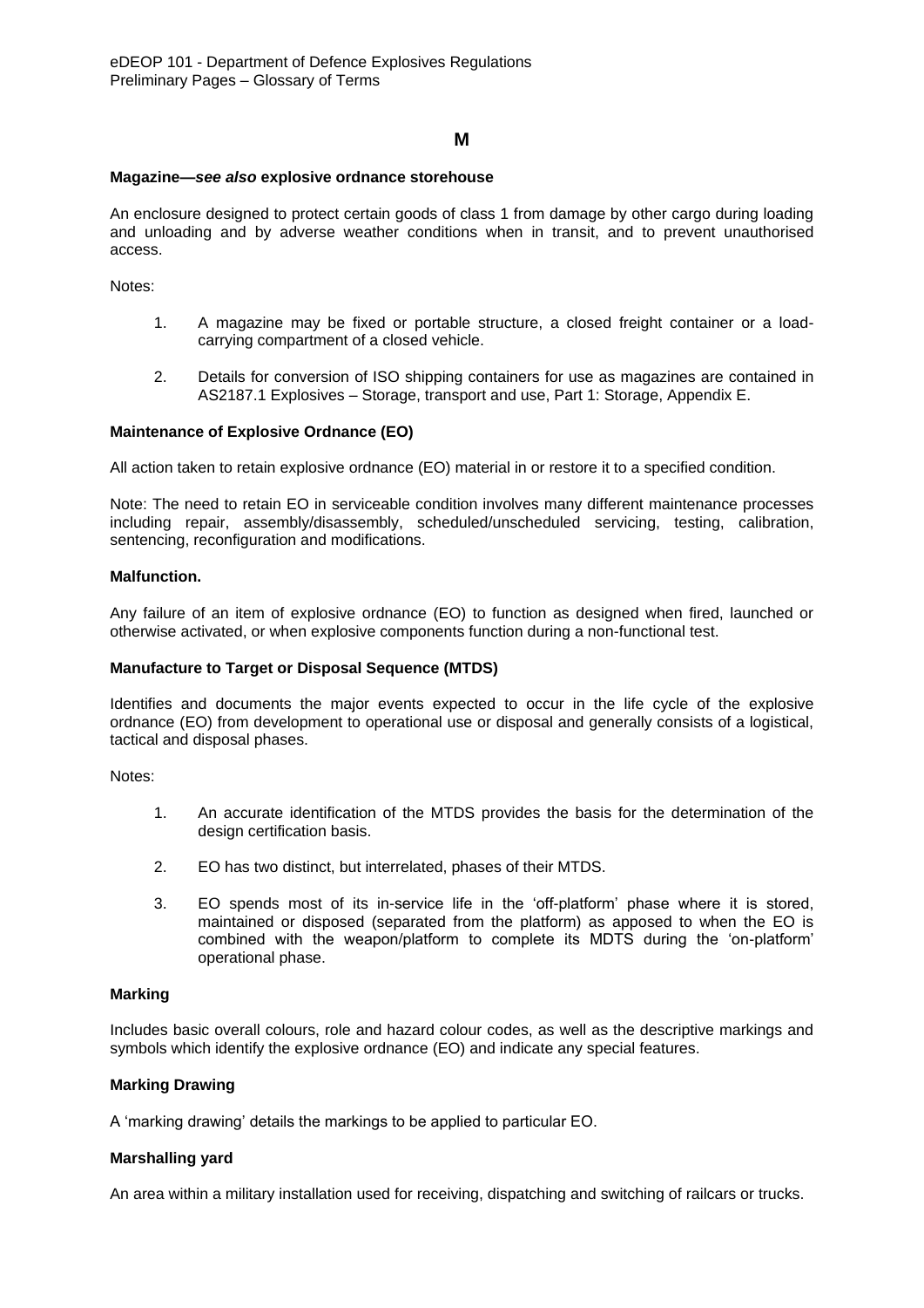## M

**Magazine—*see also* explosive ordnance storehouse**

An enclosure designed to protect certain goods of class 1 from damage by other cargo during loading and unloading and by adverse weather conditions when in transit, and to prevent unauthorised access.

Notes:

1. A magazine may be fixed or portable structure, a closed freight container or a load-carrying compartment of a closed vehicle.

2. Details for conversion of ISO shipping containers for use as magazines are contained in AS2187.1 Explosives – Storage, transport and use, Part 1: Storage, Appendix E.

**Maintenance of Explosive Ordnance (EO)**

All action taken to retain explosive ordnance (EO) material in or restore it to a specified condition.

Note: The need to retain EO in serviceable condition involves many different maintenance processes including repair, assembly/disassembly, scheduled/unscheduled servicing, testing, calibration, sentencing, reconfiguration and modifications.

**Malfunction.**

Any failure of an item of explosive ordnance (EO) to function as designed when fired, launched or otherwise activated, or when explosive components function during a non-functional test.

**Manufacture to Target or Disposal Sequence (MTDS)**

Identifies and documents the major events expected to occur in the life cycle of the explosive ordnance (EO) from development to operational use or disposal and generally consists of a logistical, tactical and disposal phases.

Notes:

1. An accurate identification of the MTDS provides the basis for the determination of the design certification basis.

2. EO has two distinct, but interrelated, phases of their MTDS.

3. EO spends most of its in-service life in the 'off-platform' phase where it is stored, maintained or disposed (separated from the platform) as apposed to when the EO is combined with the weapon/platform to complete its MDTS during the 'on-platform' operational phase.

**Marking**

Includes basic overall colours, role and hazard colour codes, as well as the descriptive markings and symbols which identify the explosive ordnance (EO) and indicate any special features.

**Marking Drawing**

A 'marking drawing' details the markings to be applied to particular EO.

**Marshalling yard**

An area within a military installation used for receiving, dispatching and switching of railcars or trucks.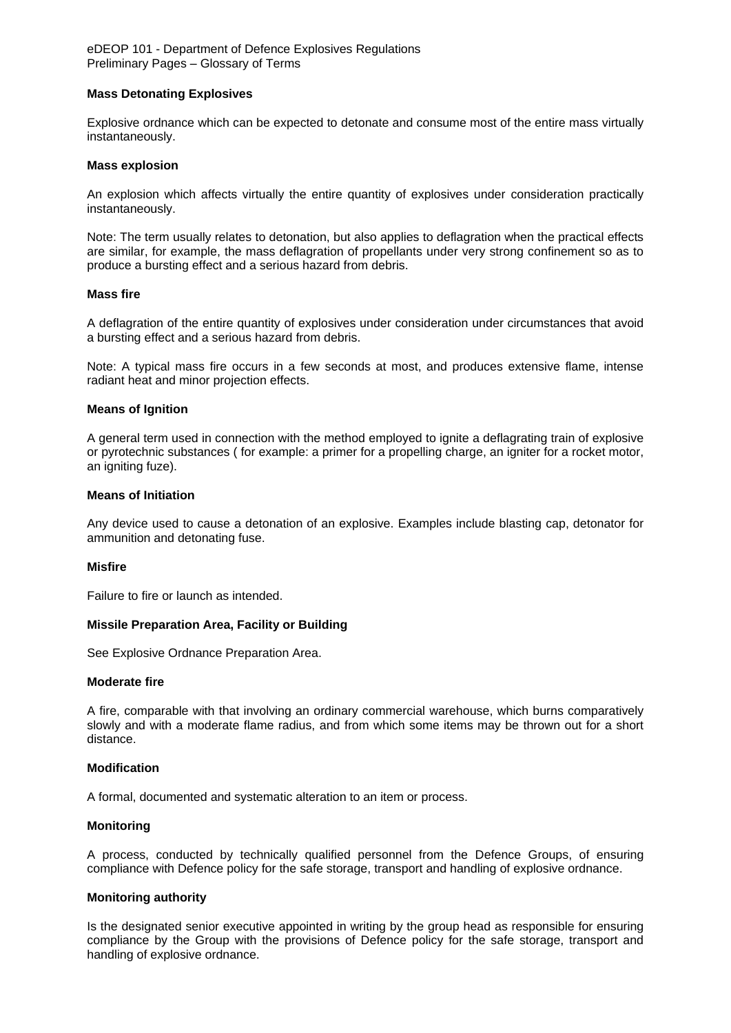**Mass Detonating Explosives**

Explosive ordnance which can be expected to detonate and consume most of the entire mass virtually instantaneously.

**Mass explosion**

An explosion which affects virtually the entire quantity of explosives under consideration practically instantaneously.

Note: The term usually relates to detonation, but also applies to deflagration when the practical effects are similar, for example, the mass deflagration of propellants under very strong confinement so as to produce a bursting effect and a serious hazard from debris.

**Mass fire**

A deflagration of the entire quantity of explosives under consideration under circumstances that avoid a bursting effect and a serious hazard from debris.

Note: A typical mass fire occurs in a few seconds at most, and produces extensive flame, intense radiant heat and minor projection effects.

**Means of Ignition**

A general term used in connection with the method employed to ignite a deflagrating train of explosive or pyrotechnic substances ( for example: a primer for a propelling charge, an igniter for a rocket motor, an igniting fuze).

**Means of Initiation**

Any device used to cause a detonation of an explosive. Examples include blasting cap, detonator for ammunition and detonating fuse.

**Misfire**

Failure to fire or launch as intended.

**Missile Preparation Area, Facility or Building**

See Explosive Ordnance Preparation Area.

**Moderate fire**

A fire, comparable with that involving an ordinary commercial warehouse, which burns comparatively slowly and with a moderate flame radius, and from which some items may be thrown out for a short distance.

**Modification**

A formal, documented and systematic alteration to an item or process.

**Monitoring**

A process, conducted by technically qualified personnel from the Defence Groups, of ensuring compliance with Defence policy for the safe storage, transport and handling of explosive ordnance.

**Monitoring authority**

Is the designated senior executive appointed in writing by the group head as responsible for ensuring compliance by the Group with the provisions of Defence policy for the safe storage, transport and handling of explosive ordnance.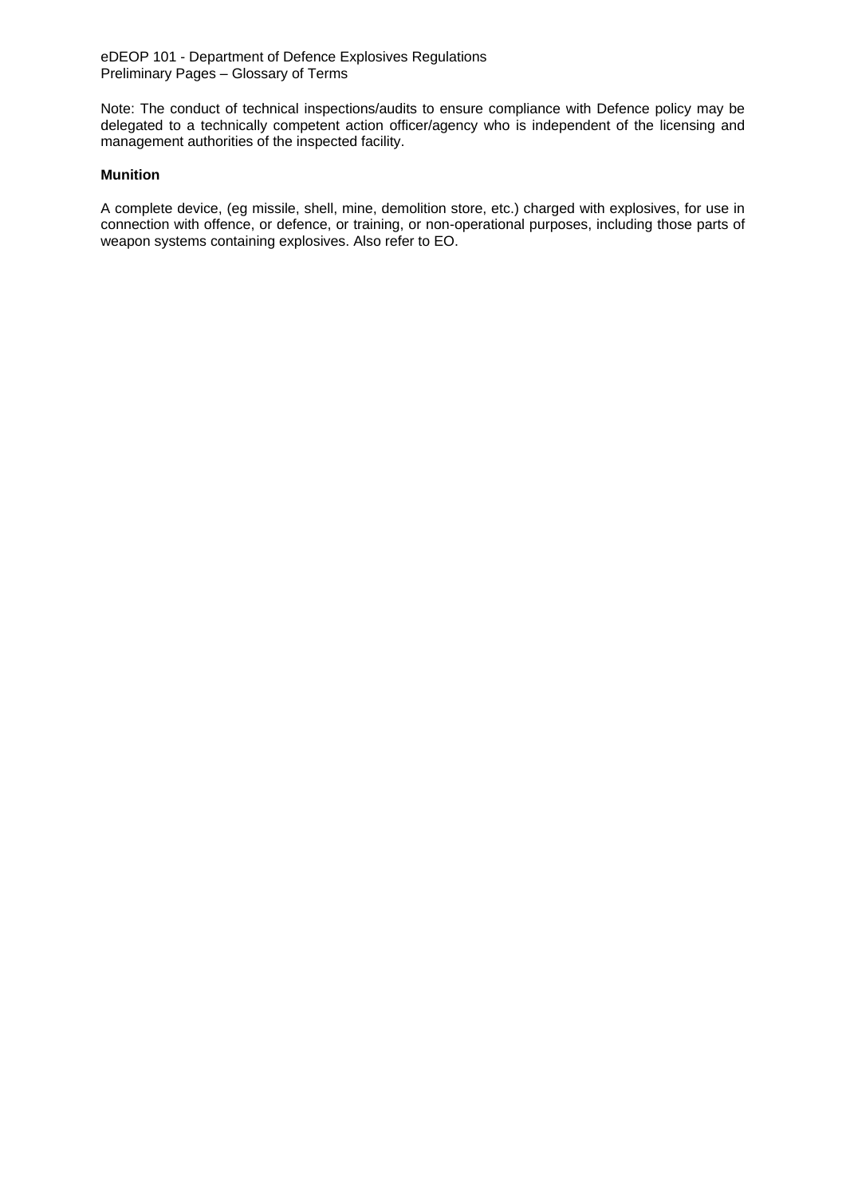Note: The conduct of technical inspections/audits to ensure compliance with Defence policy may be delegated to a technically competent action officer/agency who is independent of the licensing and management authorities of the inspected facility.

**Munition**

A complete device, (eg missile, shell, mine, demolition store, etc.) charged with explosives, for use in connection with offence, or defence, or training, or non-operational purposes, including those parts of weapon systems containing explosives. Also refer to EO.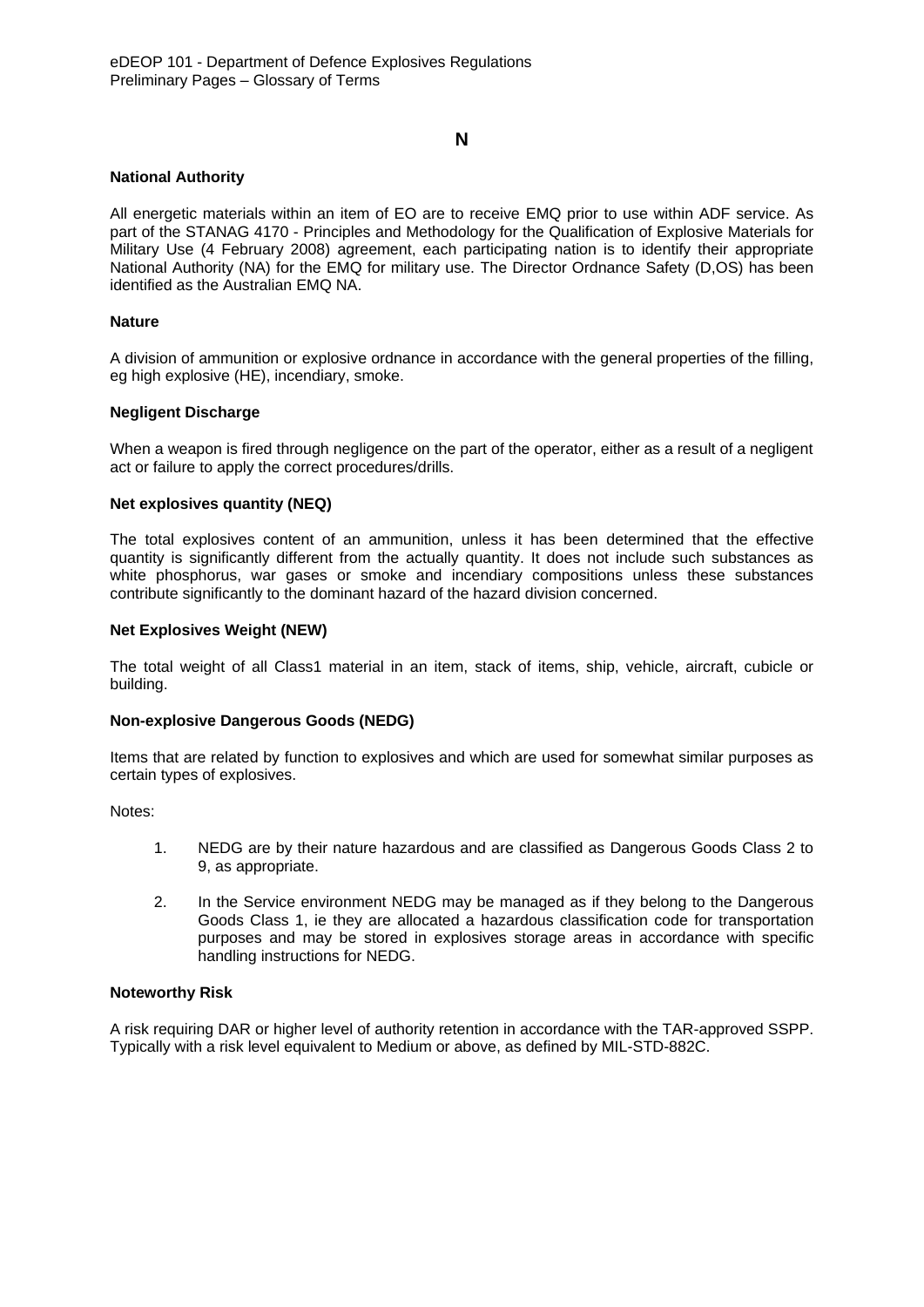# N

### National Authority

All energetic materials within an item of EO are to receive EMQ prior to use within ADF service. As part of the STANAG 4170 - Principles and Methodology for the Qualification of Explosive Materials for Military Use (4 February 2008) agreement, each participating nation is to identify their appropriate National Authority (NA) for the EMQ for military use. The Director Ordnance Safety (D,OS) has been identified as the Australian EMQ NA.

### Nature

A division of ammunition or explosive ordnance in accordance with the general properties of the filling, eg high explosive (HE), incendiary, smoke.

### Negligent Discharge

When a weapon is fired through negligence on the part of the operator, either as a result of a negligent act or failure to apply the correct procedures/drills.

### Net explosives quantity (NEQ)

The total explosives content of an ammunition, unless it has been determined that the effective quantity is significantly different from the actually quantity. It does not include such substances as white phosphorus, war gases or smoke and incendiary compositions unless these substances contribute significantly to the dominant hazard of the hazard division concerned.

### Net Explosives Weight (NEW)

The total weight of all Class1 material in an item, stack of items, ship, vehicle, aircraft, cubicle or building.

### Non-explosive Dangerous Goods (NEDG)

Items that are related by function to explosives and which are used for somewhat similar purposes as certain types of explosives.

Notes:

1. NEDG are by their nature hazardous and are classified as Dangerous Goods Class 2 to 9, as appropriate.
2. In the Service environment NEDG may be managed as if they belong to the Dangerous Goods Class 1, ie they are allocated a hazardous classification code for transportation purposes and may be stored in explosives storage areas in accordance with specific handling instructions for NEDG.

### Noteworthy Risk

A risk requiring DAR or higher level of authority retention in accordance with the TAR-approved SSPP. Typically with a risk level equivalent to Medium or above, as defined by MIL-STD-882C.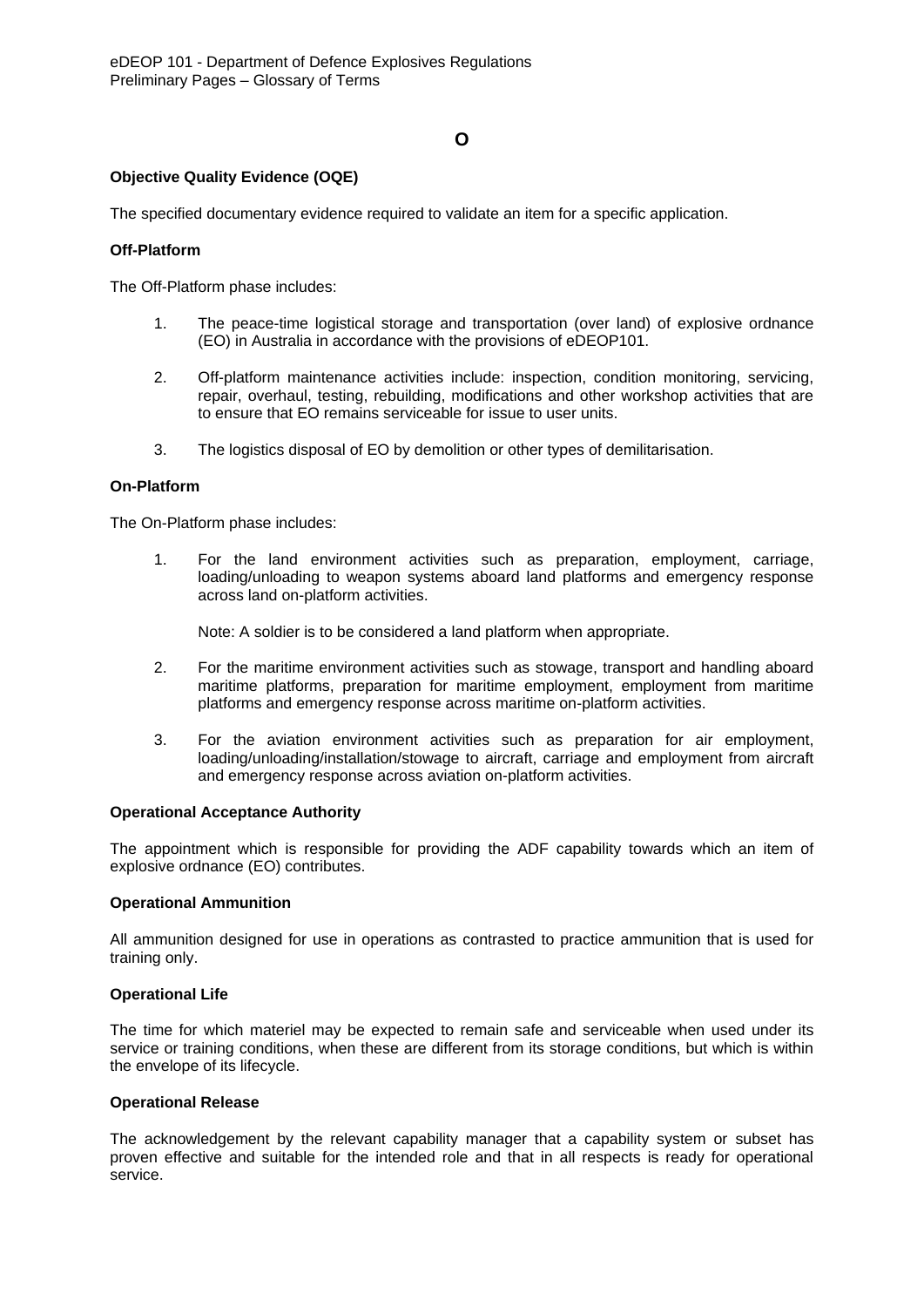## O

**Objective Quality Evidence (OQE)**

The specified documentary evidence required to validate an item for a specific application.

**Off-Platform**

The Off-Platform phase includes:

1. The peace-time logistical storage and transportation (over land) of explosive ordnance (EO) in Australia in accordance with the provisions of eDEOP101.

2. Off-platform maintenance activities include: inspection, condition monitoring, servicing, repair, overhaul, testing, rebuilding, modifications and other workshop activities that are to ensure that EO remains serviceable for issue to user units.

3. The logistics disposal of EO by demolition or other types of demilitarisation.

**On-Platform**

The On-Platform phase includes:

1. For the land environment activities such as preparation, employment, carriage, loading/unloading to weapon systems aboard land platforms and emergency response across land on-platform activities.

   Note: A soldier is to be considered a land platform when appropriate.

2. For the maritime environment activities such as stowage, transport and handling aboard maritime platforms, preparation for maritime employment, employment from maritime platforms and emergency response across maritime on-platform activities.

3. For the aviation environment activities such as preparation for air employment, loading/unloading/installation/stowage to aircraft, carriage and employment from aircraft and emergency response across aviation on-platform activities.

**Operational Acceptance Authority**

The appointment which is responsible for providing the ADF capability towards which an item of explosive ordnance (EO) contributes.

**Operational Ammunition**

All ammunition designed for use in operations as contrasted to practice ammunition that is used for training only.

**Operational Life**

The time for which materiel may be expected to remain safe and serviceable when used under its service or training conditions, when these are different from its storage conditions, but which is within the envelope of its lifecycle.

**Operational Release**

The acknowledgement by the relevant capability manager that a capability system or subset has proven effective and suitable for the intended role and that in all respects is ready for operational service.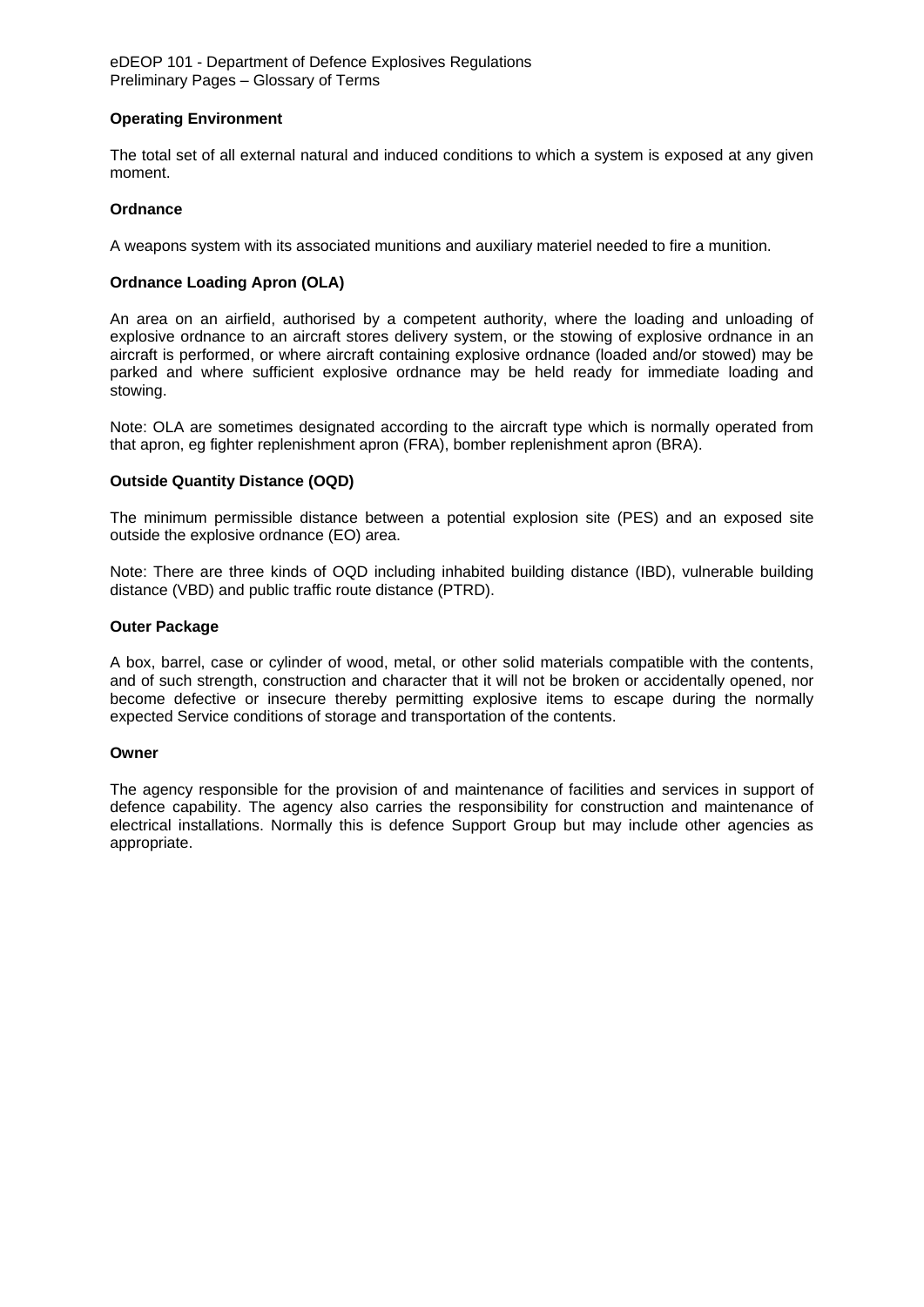**Operating Environment**

The total set of all external natural and induced conditions to which a system is exposed at any given moment.

**Ordnance**

A weapons system with its associated munitions and auxiliary materiel needed to fire a munition.

**Ordnance Loading Apron (OLA)**

An area on an airfield, authorised by a competent authority, where the loading and unloading of explosive ordnance to an aircraft stores delivery system, or the stowing of explosive ordnance in an aircraft is performed, or where aircraft containing explosive ordnance (loaded and/or stowed) may be parked and where sufficient explosive ordnance may be held ready for immediate loading and stowing.

Note: OLA are sometimes designated according to the aircraft type which is normally operated from that apron, eg fighter replenishment apron (FRA), bomber replenishment apron (BRA).

**Outside Quantity Distance (OQD)**

The minimum permissible distance between a potential explosion site (PES) and an exposed site outside the explosive ordnance (EO) area.

Note: There are three kinds of OQD including inhabited building distance (IBD), vulnerable building distance (VBD) and public traffic route distance (PTRD).

**Outer Package**

A box, barrel, case or cylinder of wood, metal, or other solid materials compatible with the contents, and of such strength, construction and character that it will not be broken or accidentally opened, nor become defective or insecure thereby permitting explosive items to escape during the normally expected Service conditions of storage and transportation of the contents.

**Owner**

The agency responsible for the provision of and maintenance of facilities and services in support of defence capability. The agency also carries the responsibility for construction and maintenance of electrical installations. Normally this is defence Support Group but may include other agencies as appropriate.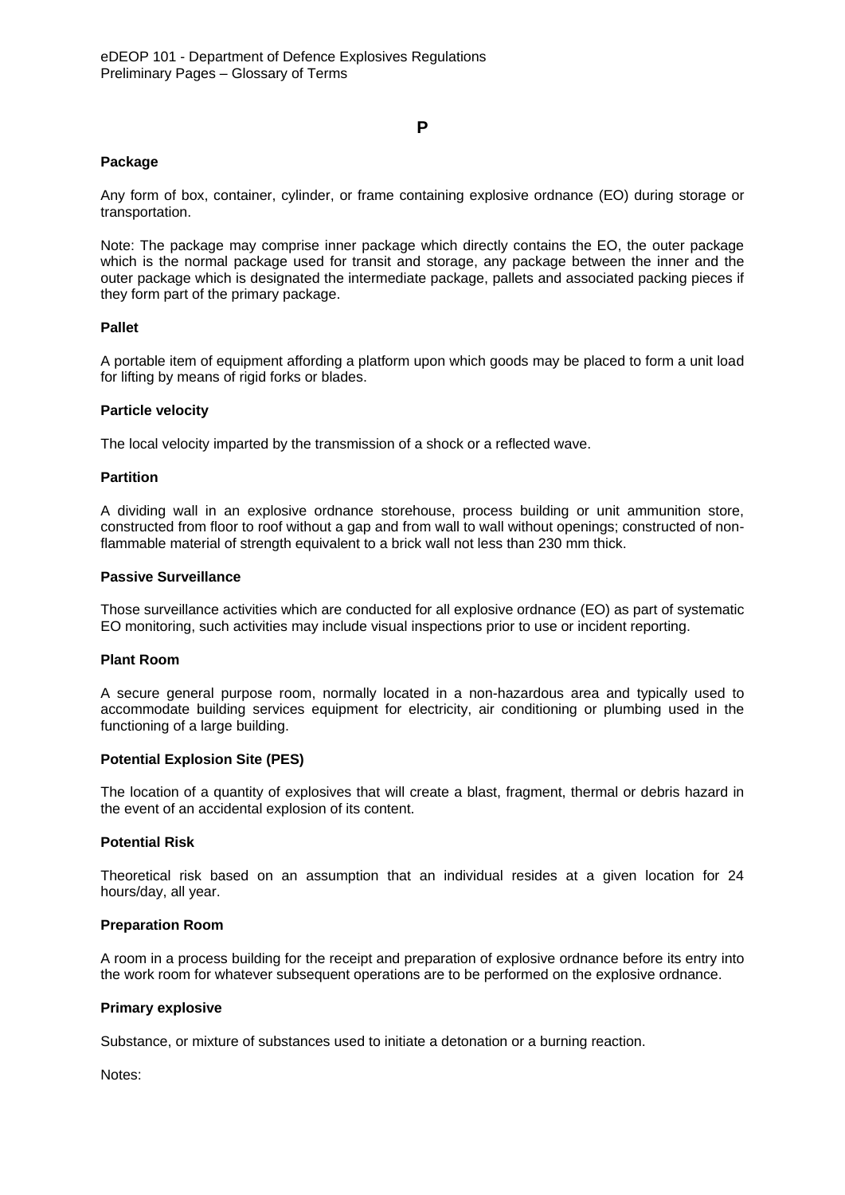# P

**Package**

Any form of box, container, cylinder, or frame containing explosive ordnance (EO) during storage or transportation.

Note: The package may comprise inner package which directly contains the EO, the outer package which is the normal package used for transit and storage, any package between the inner and the outer package which is designated the intermediate package, pallets and associated packing pieces if they form part of the primary package.

**Pallet**

A portable item of equipment affording a platform upon which goods may be placed to form a unit load for lifting by means of rigid forks or blades.

**Particle velocity**

The local velocity imparted by the transmission of a shock or a reflected wave.

**Partition**

A dividing wall in an explosive ordnance storehouse, process building or unit ammunition store, constructed from floor to roof without a gap and from wall to wall without openings; constructed of non-flammable material of strength equivalent to a brick wall not less than 230 mm thick.

**Passive Surveillance**

Those surveillance activities which are conducted for all explosive ordnance (EO) as part of systematic EO monitoring, such activities may include visual inspections prior to use or incident reporting.

**Plant Room**

A secure general purpose room, normally located in a non-hazardous area and typically used to accommodate building services equipment for electricity, air conditioning or plumbing used in the functioning of a large building.

**Potential Explosion Site (PES)**

The location of a quantity of explosives that will create a blast, fragment, thermal or debris hazard in the event of an accidental explosion of its content.

**Potential Risk**

Theoretical risk based on an assumption that an individual resides at a given location for 24 hours/day, all year.

**Preparation Room**

A room in a process building for the receipt and preparation of explosive ordnance before its entry into the work room for whatever subsequent operations are to be performed on the explosive ordnance.

**Primary explosive**

Substance, or mixture of substances used to initiate a detonation or a burning reaction.

Notes: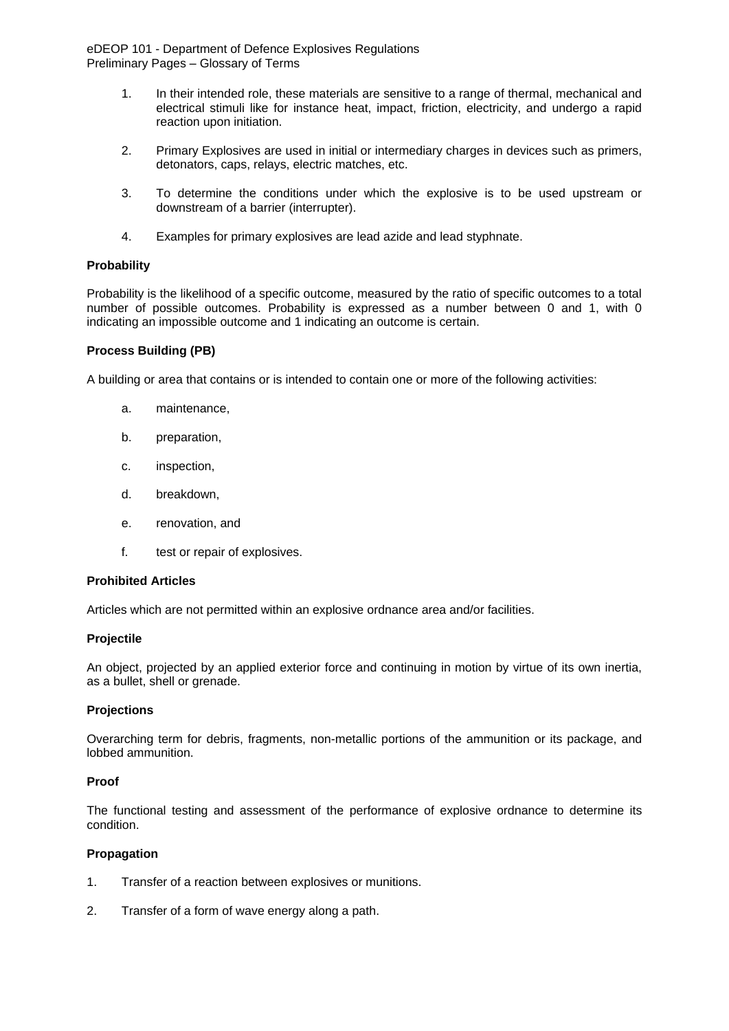1. In their intended role, these materials are sensitive to a range of thermal, mechanical and electrical stimuli like for instance heat, impact, friction, electricity, and undergo a rapid reaction upon initiation.

2. Primary Explosives are used in initial or intermediary charges in devices such as primers, detonators, caps, relays, electric matches, etc.

3. To determine the conditions under which the explosive is to be used upstream or downstream of a barrier (interrupter).

4. Examples for primary explosives are lead azide and lead styphnate.

**Probability**

Probability is the likelihood of a specific outcome, measured by the ratio of specific outcomes to a total number of possible outcomes. Probability is expressed as a number between 0 and 1, with 0 indicating an impossible outcome and 1 indicating an outcome is certain.

**Process Building (PB)**

A building or area that contains or is intended to contain one or more of the following activities:

a. maintenance,

b. preparation,

c. inspection,

d. breakdown,

e. renovation, and

f. test or repair of explosives.

**Prohibited Articles**

Articles which are not permitted within an explosive ordnance area and/or facilities.

**Projectile**

An object, projected by an applied exterior force and continuing in motion by virtue of its own inertia, as a bullet, shell or grenade.

**Projections**

Overarching term for debris, fragments, non-metallic portions of the ammunition or its package, and lobbed ammunition.

**Proof**

The functional testing and assessment of the performance of explosive ordnance to determine its condition.

**Propagation**

1. Transfer of a reaction between explosives or munitions.

2. Transfer of a form of wave energy along a path.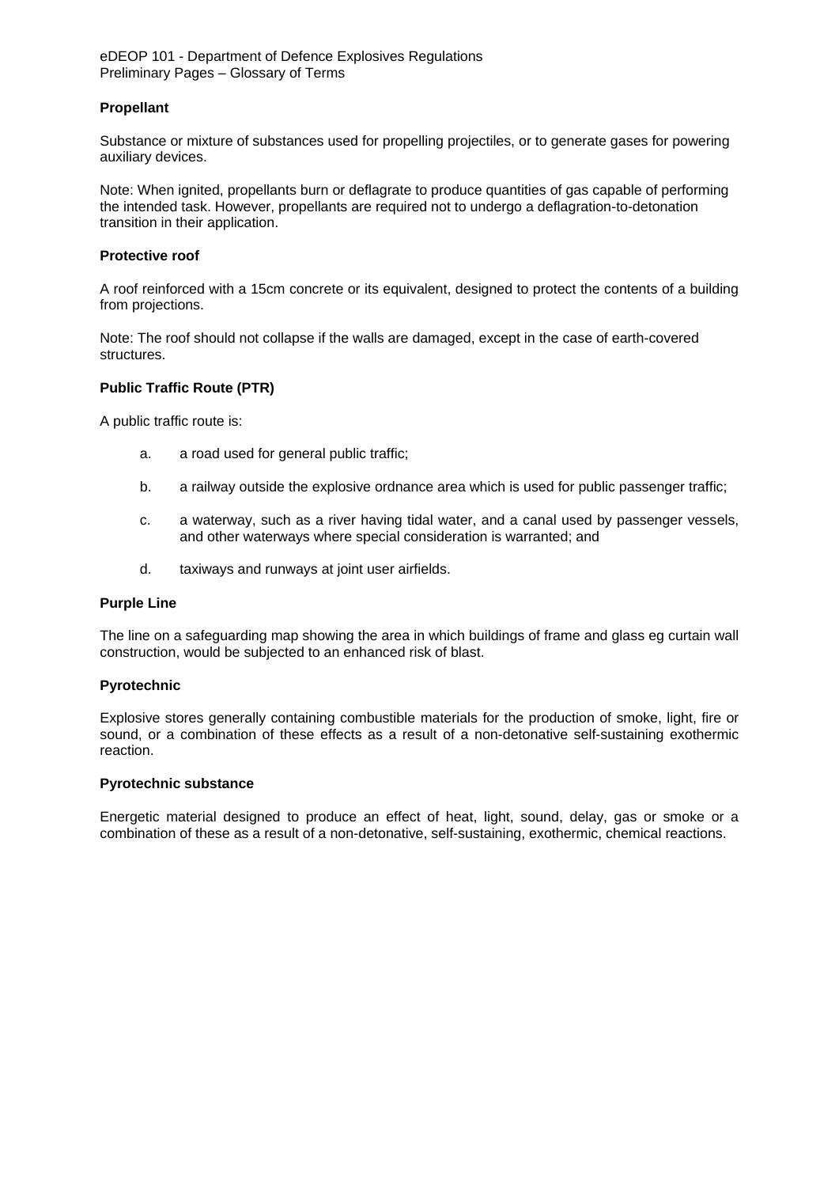**Propellant**

Substance or mixture of substances used for propelling projectiles, or to generate gases for powering auxiliary devices.

Note: When ignited, propellants burn or deflagrate to produce quantities of gas capable of performing the intended task. However, propellants are required not to undergo a deflagration-to-detonation transition in their application.

**Protective roof**

A roof reinforced with a 15cm concrete or its equivalent, designed to protect the contents of a building from projections.

Note: The roof should not collapse if the walls are damaged, except in the case of earth-covered structures.

**Public Traffic Route (PTR)**

A public traffic route is:

a. a road used for general public traffic;

b. a railway outside the explosive ordnance area which is used for public passenger traffic;

c. a waterway, such as a river having tidal water, and a canal used by passenger vessels, and other waterways where special consideration is warranted; and

d. taxiways and runways at joint user airfields.

**Purple Line**

The line on a safeguarding map showing the area in which buildings of frame and glass eg curtain wall construction, would be subjected to an enhanced risk of blast.

**Pyrotechnic**

Explosive stores generally containing combustible materials for the production of smoke, light, fire or sound, or a combination of these effects as a result of a non-detonative self-sustaining exothermic reaction.

**Pyrotechnic substance**

Energetic material designed to produce an effect of heat, light, sound, delay, gas or smoke or a combination of these as a result of a non-detonative, self-sustaining, exothermic, chemical reactions.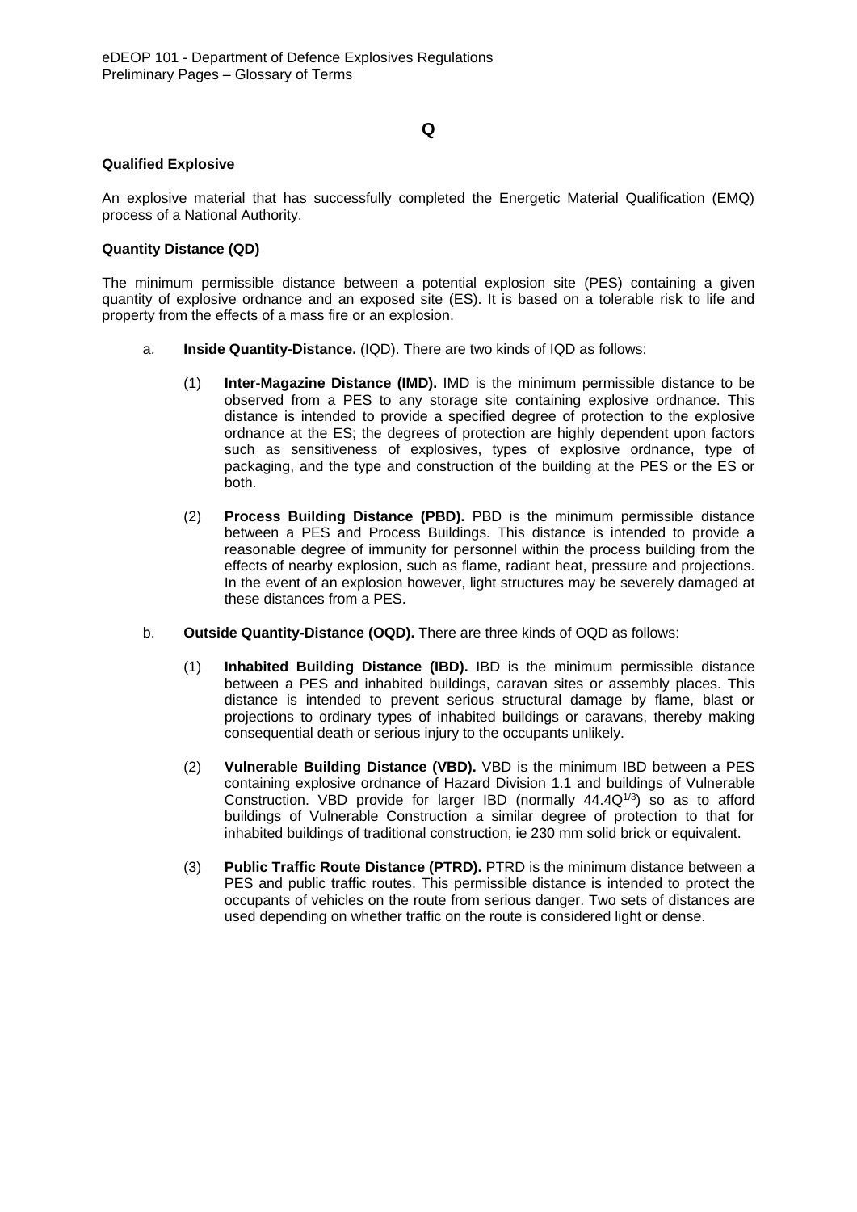# Q

**Qualified Explosive**

An explosive material that has successfully completed the Energetic Material Qualification (EMQ) process of a National Authority.

**Quantity Distance (QD)**

The minimum permissible distance between a potential explosion site (PES) containing a given quantity of explosive ordnance and an exposed site (ES). It is based on a tolerable risk to life and property from the effects of a mass fire or an explosion.

a. **Inside Quantity-Distance.** (IQD). There are two kinds of IQD as follows:

   (1) **Inter-Magazine Distance (IMD).** IMD is the minimum permissible distance to be observed from a PES to any storage site containing explosive ordnance. This distance is intended to provide a specified degree of protection to the explosive ordnance at the ES; the degrees of protection are highly dependent upon factors such as sensitiveness of explosives, types of explosive ordnance, type of packaging, and the type and construction of the building at the PES or the ES or both.

   (2) **Process Building Distance (PBD).** PBD is the minimum permissible distance between a PES and Process Buildings. This distance is intended to provide a reasonable degree of immunity for personnel within the process building from the effects of nearby explosion, such as flame, radiant heat, pressure and projections. In the event of an explosion however, light structures may be severely damaged at these distances from a PES.

b. **Outside Quantity-Distance (OQD).** There are three kinds of OQD as follows:

   (1) **Inhabited Building Distance (IBD).** IBD is the minimum permissible distance between a PES and inhabited buildings, caravan sites or assembly places. This distance is intended to prevent serious structural damage by flame, blast or projections to ordinary types of inhabited buildings or caravans, thereby making consequential death or serious injury to the occupants unlikely.

   (2) **Vulnerable Building Distance (VBD).** VBD is the minimum IBD between a PES containing explosive ordnance of Hazard Division 1.1 and buildings of Vulnerable Construction. VBD provide for larger IBD (normally $44.4Q^{1/3}$) so as to afford buildings of Vulnerable Construction a similar degree of protection to that for inhabited buildings of traditional construction, ie 230 mm solid brick or equivalent.

   (3) **Public Traffic Route Distance (PTRD).** PTRD is the minimum distance between a PES and public traffic routes. This permissible distance is intended to protect the occupants of vehicles on the route from serious danger. Two sets of distances are used depending on whether traffic on the route is considered light or dense.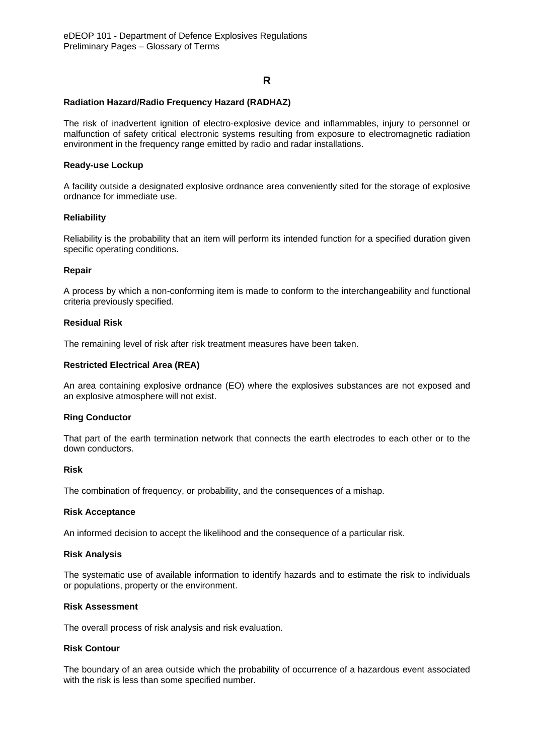## R

**Radiation Hazard/Radio Frequency Hazard (RADHAZ)**

The risk of inadvertent ignition of electro-explosive device and inflammables, injury to personnel or malfunction of safety critical electronic systems resulting from exposure to electromagnetic radiation environment in the frequency range emitted by radio and radar installations.

**Ready-use Lockup**

A facility outside a designated explosive ordnance area conveniently sited for the storage of explosive ordnance for immediate use.

**Reliability**

Reliability is the probability that an item will perform its intended function for a specified duration given specific operating conditions.

**Repair**

A process by which a non-conforming item is made to conform to the interchangeability and functional criteria previously specified.

**Residual Risk**

The remaining level of risk after risk treatment measures have been taken.

**Restricted Electrical Area (REA)**

An area containing explosive ordnance (EO) where the explosives substances are not exposed and an explosive atmosphere will not exist.

**Ring Conductor**

That part of the earth termination network that connects the earth electrodes to each other or to the down conductors.

**Risk**

The combination of frequency, or probability, and the consequences of a mishap.

**Risk Acceptance**

An informed decision to accept the likelihood and the consequence of a particular risk.

**Risk Analysis**

The systematic use of available information to identify hazards and to estimate the risk to individuals or populations, property or the environment.

**Risk Assessment**

The overall process of risk analysis and risk evaluation.

**Risk Contour**

The boundary of an area outside which the probability of occurrence of a hazardous event associated with the risk is less than some specified number.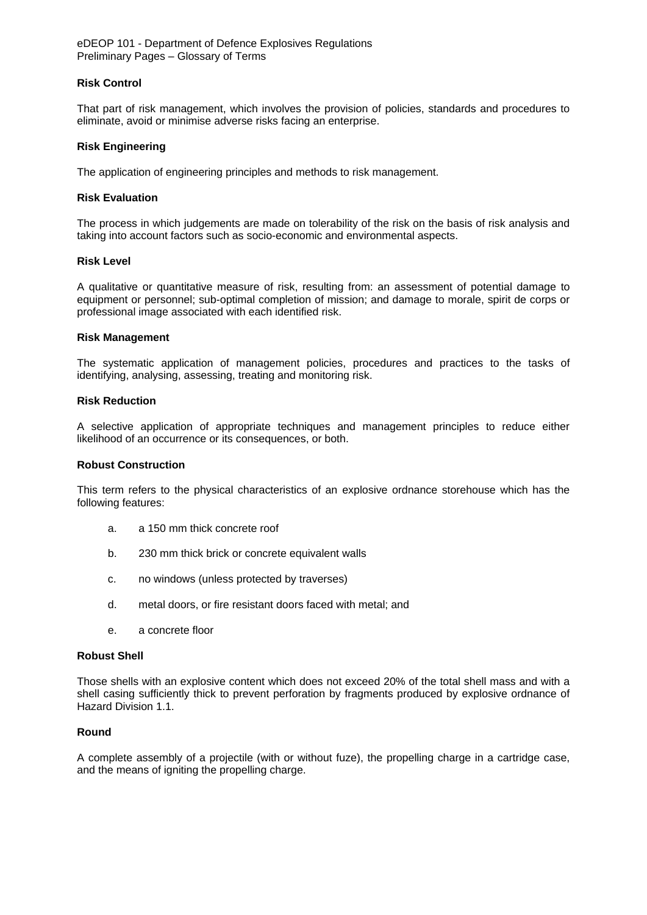### Risk Control

That part of risk management, which involves the provision of policies, standards and procedures to eliminate, avoid or minimise adverse risks facing an enterprise.

### Risk Engineering

The application of engineering principles and methods to risk management.

### Risk Evaluation

The process in which judgements are made on tolerability of the risk on the basis of risk analysis and taking into account factors such as socio-economic and environmental aspects.

### Risk Level

A qualitative or quantitative measure of risk, resulting from: an assessment of potential damage to equipment or personnel; sub-optimal completion of mission; and damage to morale, spirit de corps or professional image associated with each identified risk.

### Risk Management

The systematic application of management policies, procedures and practices to the tasks of identifying, analysing, assessing, treating and monitoring risk.

### Risk Reduction

A selective application of appropriate techniques and management principles to reduce either likelihood of an occurrence or its consequences, or both.

### Robust Construction

This term refers to the physical characteristics of an explosive ordnance storehouse which has the following features:

a. a 150 mm thick concrete roof

b. 230 mm thick brick or concrete equivalent walls

c. no windows (unless protected by traverses)

d. metal doors, or fire resistant doors faced with metal; and

e. a concrete floor

### Robust Shell

Those shells with an explosive content which does not exceed 20% of the total shell mass and with a shell casing sufficiently thick to prevent perforation by fragments produced by explosive ordnance of Hazard Division 1.1.

### Round

A complete assembly of a projectile (with or without fuze), the propelling charge in a cartridge case, and the means of igniting the propelling charge.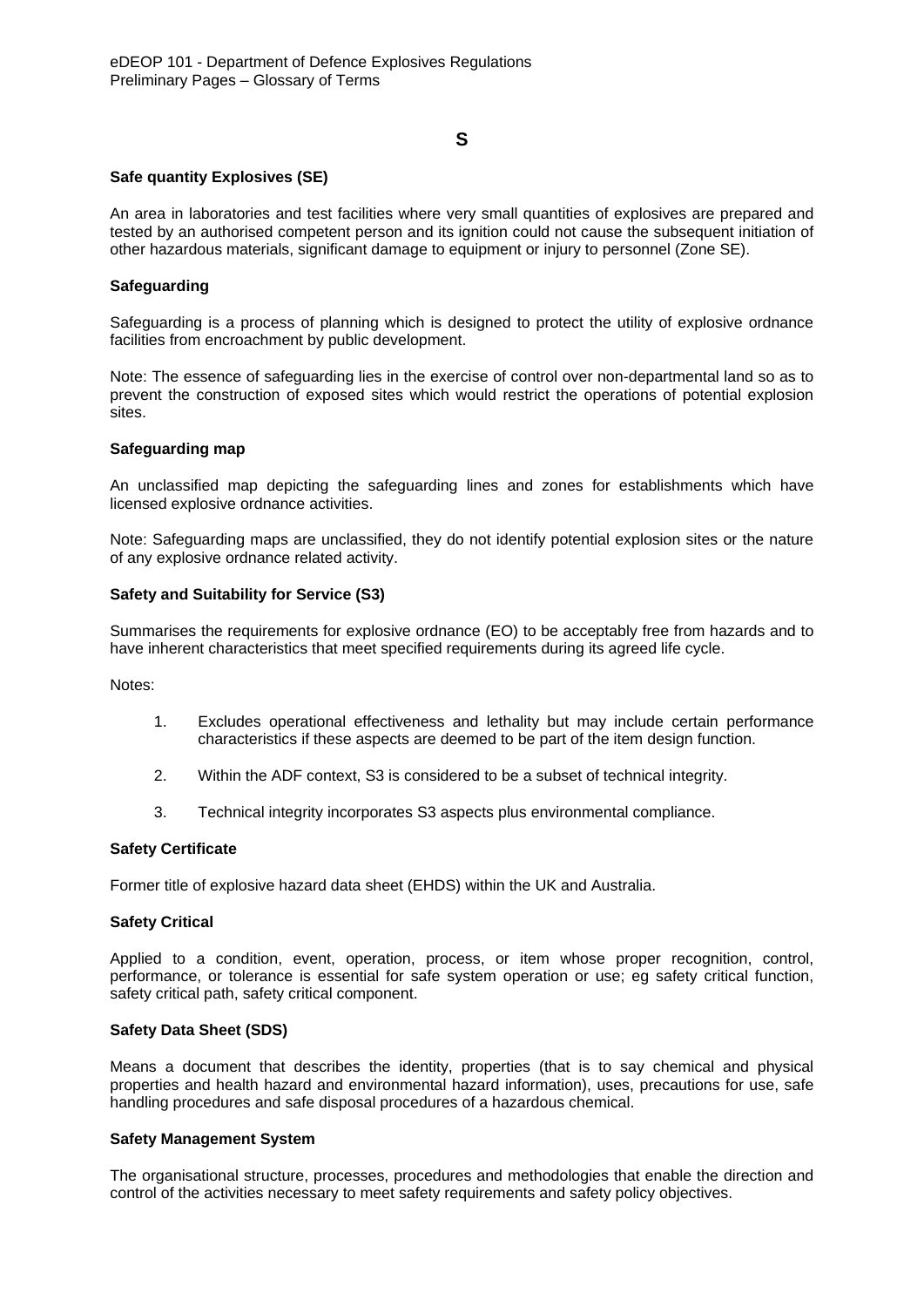# S

### Safe quantity Explosives (SE)

An area in laboratories and test facilities where very small quantities of explosives are prepared and tested by an authorised competent person and its ignition could not cause the subsequent initiation of other hazardous materials, significant damage to equipment or injury to personnel (Zone SE).

### Safeguarding

Safeguarding is a process of planning which is designed to protect the utility of explosive ordnance facilities from encroachment by public development.

Note: The essence of safeguarding lies in the exercise of control over non-departmental land so as to prevent the construction of exposed sites which would restrict the operations of potential explosion sites.

### Safeguarding map

An unclassified map depicting the safeguarding lines and zones for establishments which have licensed explosive ordnance activities.

Note: Safeguarding maps are unclassified, they do not identify potential explosion sites or the nature of any explosive ordnance related activity.

### Safety and Suitability for Service (S3)

Summarises the requirements for explosive ordnance (EO) to be acceptably free from hazards and to have inherent characteristics that meet specified requirements during its agreed life cycle.

Notes:

1. Excludes operational effectiveness and lethality but may include certain performance characteristics if these aspects are deemed to be part of the item design function.
2. Within the ADF context, S3 is considered to be a subset of technical integrity.
3. Technical integrity incorporates S3 aspects plus environmental compliance.

### Safety Certificate

Former title of explosive hazard data sheet (EHDS) within the UK and Australia.

### Safety Critical

Applied to a condition, event, operation, process, or item whose proper recognition, control, performance, or tolerance is essential for safe system operation or use; eg safety critical function, safety critical path, safety critical component.

### Safety Data Sheet (SDS)

Means a document that describes the identity, properties (that is to say chemical and physical properties and health hazard and environmental hazard information), uses, precautions for use, safe handling procedures and safe disposal procedures of a hazardous chemical.

### Safety Management System

The organisational structure, processes, procedures and methodologies that enable the direction and control of the activities necessary to meet safety requirements and safety policy objectives.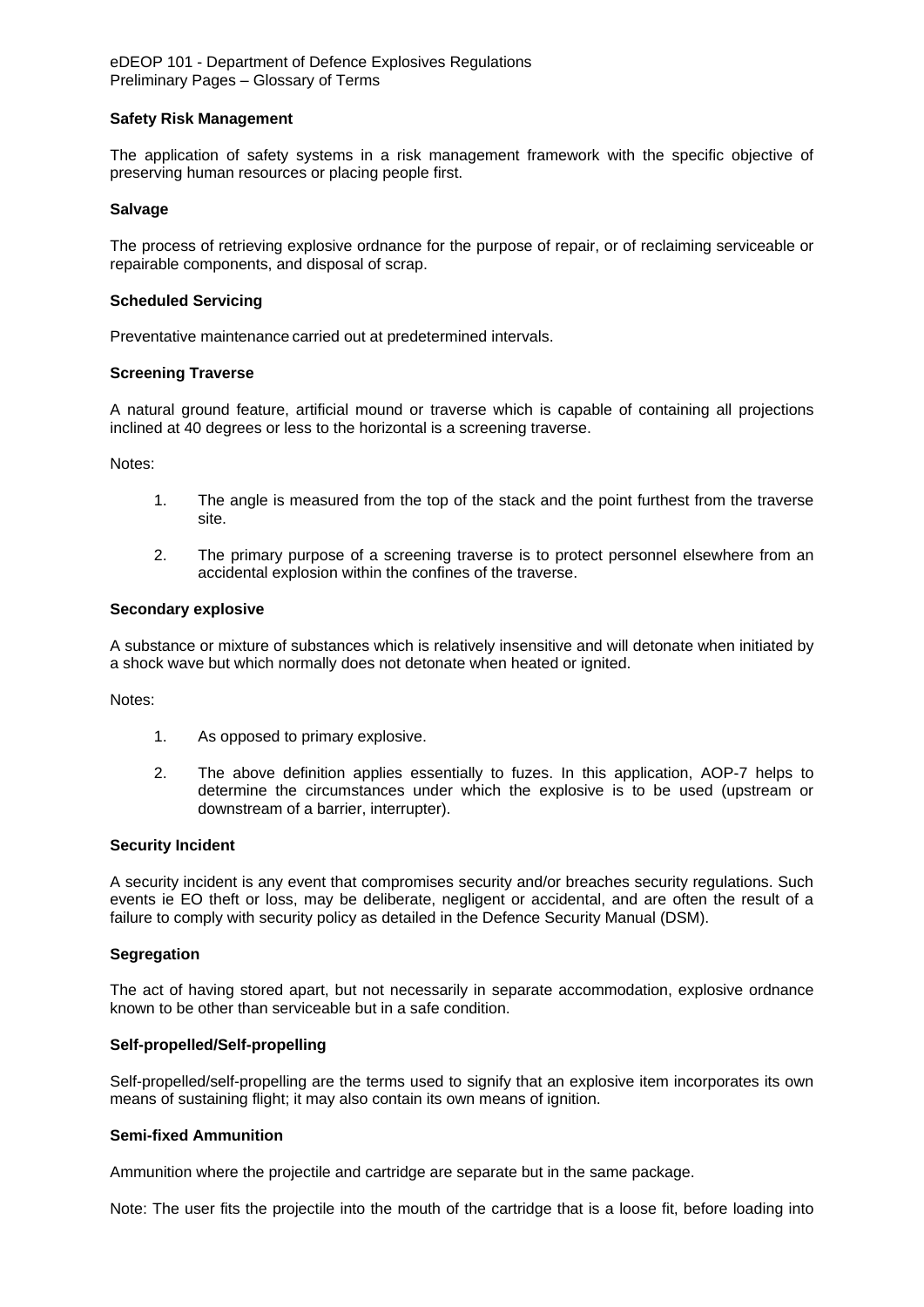**Safety Risk Management**

The application of safety systems in a risk management framework with the specific objective of preserving human resources or placing people first.

**Salvage**

The process of retrieving explosive ordnance for the purpose of repair, or of reclaiming serviceable or repairable components, and disposal of scrap.

**Scheduled Servicing**

Preventative maintenance carried out at predetermined intervals.

**Screening Traverse**

A natural ground feature, artificial mound or traverse which is capable of containing all projections inclined at 40 degrees or less to the horizontal is a screening traverse.

Notes:

1. The angle is measured from the top of the stack and the point furthest from the traverse site.

2. The primary purpose of a screening traverse is to protect personnel elsewhere from an accidental explosion within the confines of the traverse.

**Secondary explosive**

A substance or mixture of substances which is relatively insensitive and will detonate when initiated by a shock wave but which normally does not detonate when heated or ignited.

Notes:

1. As opposed to primary explosive.

2. The above definition applies essentially to fuzes. In this application, AOP-7 helps to determine the circumstances under which the explosive is to be used (upstream or downstream of a barrier, interrupter).

**Security Incident**

A security incident is any event that compromises security and/or breaches security regulations. Such events ie EO theft or loss, may be deliberate, negligent or accidental, and are often the result of a failure to comply with security policy as detailed in the Defence Security Manual (DSM).

**Segregation**

The act of having stored apart, but not necessarily in separate accommodation, explosive ordnance known to be other than serviceable but in a safe condition.

**Self-propelled/Self-propelling**

Self-propelled/self-propelling are the terms used to signify that an explosive item incorporates its own means of sustaining flight; it may also contain its own means of ignition.

**Semi-fixed Ammunition**

Ammunition where the projectile and cartridge are separate but in the same package.

Note: The user fits the projectile into the mouth of the cartridge that is a loose fit, before loading into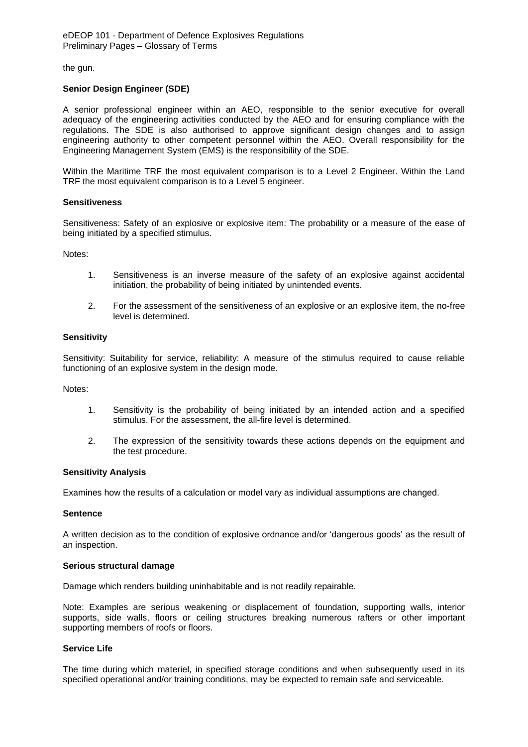the gun.

**Senior Design Engineer (SDE)**

A senior professional engineer within an AEO, responsible to the senior executive for overall adequacy of the engineering activities conducted by the AEO and for ensuring compliance with the regulations. The SDE is also authorised to approve significant design changes and to assign engineering authority to other competent personnel within the AEO. Overall responsibility for the Engineering Management System (EMS) is the responsibility of the SDE.

Within the Maritime TRF the most equivalent comparison is to a Level 2 Engineer. Within the Land TRF the most equivalent comparison is to a Level 5 engineer.

**Sensitiveness**

Sensitiveness: Safety of an explosive or explosive item: The probability or a measure of the ease of being initiated by a specified stimulus.

Notes:

1. Sensitiveness is an inverse measure of the safety of an explosive against accidental initiation, the probability of being initiated by unintended events.

2. For the assessment of the sensitiveness of an explosive or an explosive item, the no-free level is determined.

**Sensitivity**

Sensitivity: Suitability for service, reliability: A measure of the stimulus required to cause reliable functioning of an explosive system in the design mode.

Notes:

1. Sensitivity is the probability of being initiated by an intended action and a specified stimulus. For the assessment, the all-fire level is determined.

2. The expression of the sensitivity towards these actions depends on the equipment and the test procedure.

**Sensitivity Analysis**

Examines how the results of a calculation or model vary as individual assumptions are changed.

**Sentence**

A written decision as to the condition of explosive ordnance and/or 'dangerous goods' as the result of an inspection.

**Serious structural damage**

Damage which renders building uninhabitable and is not readily repairable.

Note: Examples are serious weakening or displacement of foundation, supporting walls, interior supports, side walls, floors or ceiling structures breaking numerous rafters or other important supporting members of roofs or floors.

**Service Life**

The time during which materiel, in specified storage conditions and when subsequently used in its specified operational and/or training conditions, may be expected to remain safe and serviceable.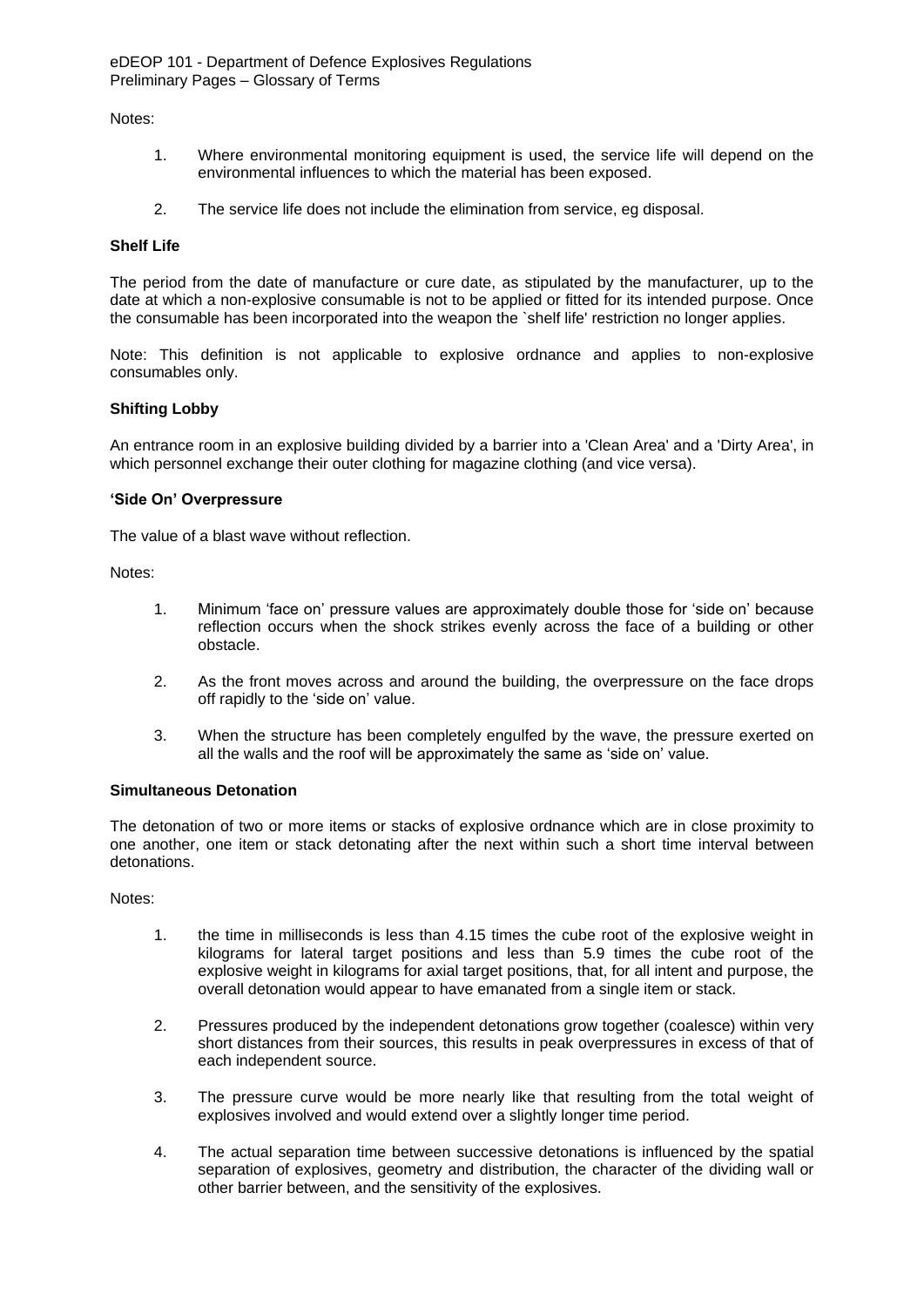Notes:

1. Where environmental monitoring equipment is used, the service life will depend on the environmental influences to which the material has been exposed.

2. The service life does not include the elimination from service, eg disposal.

**Shelf Life**

The period from the date of manufacture or cure date, as stipulated by the manufacturer, up to the date at which a non-explosive consumable is not to be applied or fitted for its intended purpose. Once the consumable has been incorporated into the weapon the `shelf life' restriction no longer applies.

Note: This definition is not applicable to explosive ordnance and applies to non-explosive consumables only.

**Shifting Lobby**

An entrance room in an explosive building divided by a barrier into a 'Clean Area' and a 'Dirty Area', in which personnel exchange their outer clothing for magazine clothing (and vice versa).

**'Side On' Overpressure**

The value of a blast wave without reflection.

Notes:

1. Minimum 'face on' pressure values are approximately double those for 'side on' because reflection occurs when the shock strikes evenly across the face of a building or other obstacle.

2. As the front moves across and around the building, the overpressure on the face drops off rapidly to the 'side on' value.

3. When the structure has been completely engulfed by the wave, the pressure exerted on all the walls and the roof will be approximately the same as 'side on' value.

**Simultaneous Detonation**

The detonation of two or more items or stacks of explosive ordnance which are in close proximity to one another, one item or stack detonating after the next within such a short time interval between detonations.

Notes:

1. the time in milliseconds is less than 4.15 times the cube root of the explosive weight in kilograms for lateral target positions and less than 5.9 times the cube root of the explosive weight in kilograms for axial target positions, that, for all intent and purpose, the overall detonation would appear to have emanated from a single item or stack.

2. Pressures produced by the independent detonations grow together (coalesce) within very short distances from their sources, this results in peak overpressures in excess of that of each independent source.

3. The pressure curve would be more nearly like that resulting from the total weight of explosives involved and would extend over a slightly longer time period.

4. The actual separation time between successive detonations is influenced by the spatial separation of explosives, geometry and distribution, the character of the dividing wall or other barrier between, and the sensitivity of the explosives.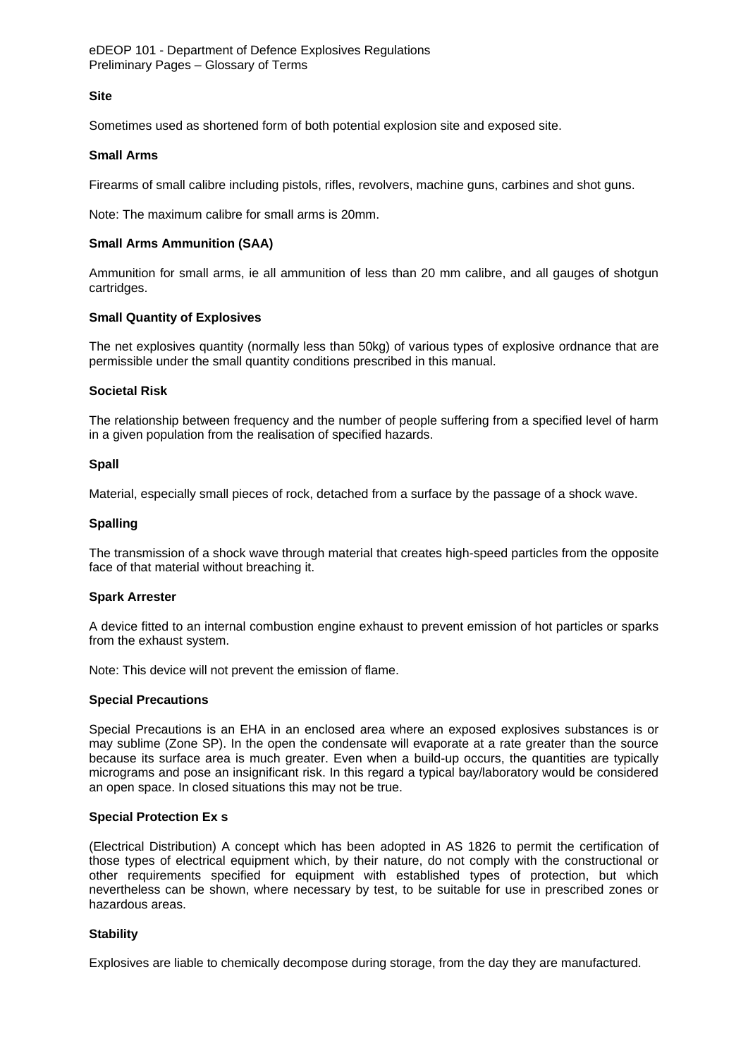### Site

Sometimes used as shortened form of both potential explosion site and exposed site.

### Small Arms

Firearms of small calibre including pistols, rifles, revolvers, machine guns, carbines and shot guns.

Note: The maximum calibre for small arms is 20mm.

### Small Arms Ammunition (SAA)

Ammunition for small arms, ie all ammunition of less than 20 mm calibre, and all gauges of shotgun cartridges.

### Small Quantity of Explosives

The net explosives quantity (normally less than 50kg) of various types of explosive ordnance that are permissible under the small quantity conditions prescribed in this manual.

### Societal Risk

The relationship between frequency and the number of people suffering from a specified level of harm in a given population from the realisation of specified hazards.

### Spall

Material, especially small pieces of rock, detached from a surface by the passage of a shock wave.

### Spalling

The transmission of a shock wave through material that creates high-speed particles from the opposite face of that material without breaching it.

### Spark Arrester

A device fitted to an internal combustion engine exhaust to prevent emission of hot particles or sparks from the exhaust system.

Note: This device will not prevent the emission of flame.

### Special Precautions

Special Precautions is an EHA in an enclosed area where an exposed explosives substances is or may sublime (Zone SP). In the open the condensate will evaporate at a rate greater than the source because its surface area is much greater. Even when a build-up occurs, the quantities are typically micrograms and pose an insignificant risk. In this regard a typical bay/laboratory would be considered an open space. In closed situations this may not be true.

### Special Protection Ex s

(Electrical Distribution) A concept which has been adopted in AS 1826 to permit the certification of those types of electrical equipment which, by their nature, do not comply with the constructional or other requirements specified for equipment with established types of protection, but which nevertheless can be shown, where necessary by test, to be suitable for use in prescribed zones or hazardous areas.

### Stability

Explosives are liable to chemically decompose during storage, from the day they are manufactured.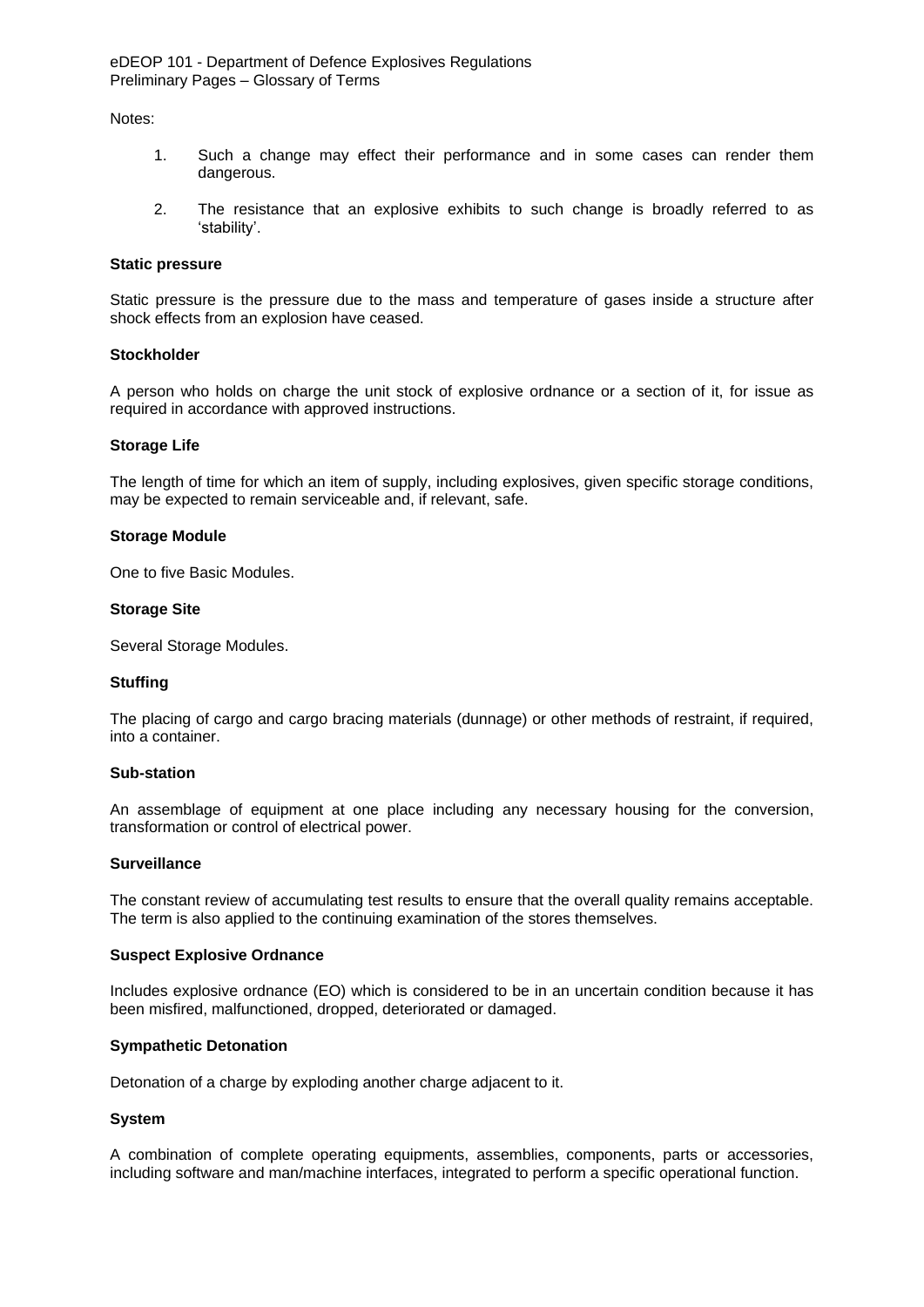Notes:

1. Such a change may effect their performance and in some cases can render them dangerous.

2. The resistance that an explosive exhibits to such change is broadly referred to as 'stability'.

**Static pressure**

Static pressure is the pressure due to the mass and temperature of gases inside a structure after shock effects from an explosion have ceased.

**Stockholder**

A person who holds on charge the unit stock of explosive ordnance or a section of it, for issue as required in accordance with approved instructions.

**Storage Life**

The length of time for which an item of supply, including explosives, given specific storage conditions, may be expected to remain serviceable and, if relevant, safe.

**Storage Module**

One to five Basic Modules.

**Storage Site**

Several Storage Modules.

**Stuffing**

The placing of cargo and cargo bracing materials (dunnage) or other methods of restraint, if required, into a container.

**Sub-station**

An assemblage of equipment at one place including any necessary housing for the conversion, transformation or control of electrical power.

**Surveillance**

The constant review of accumulating test results to ensure that the overall quality remains acceptable. The term is also applied to the continuing examination of the stores themselves.

**Suspect Explosive Ordnance**

Includes explosive ordnance (EO) which is considered to be in an uncertain condition because it has been misfired, malfunctioned, dropped, deteriorated or damaged.

**Sympathetic Detonation**

Detonation of a charge by exploding another charge adjacent to it.

**System**

A combination of complete operating equipments, assemblies, components, parts or accessories, including software and man/machine interfaces, integrated to perform a specific operational function.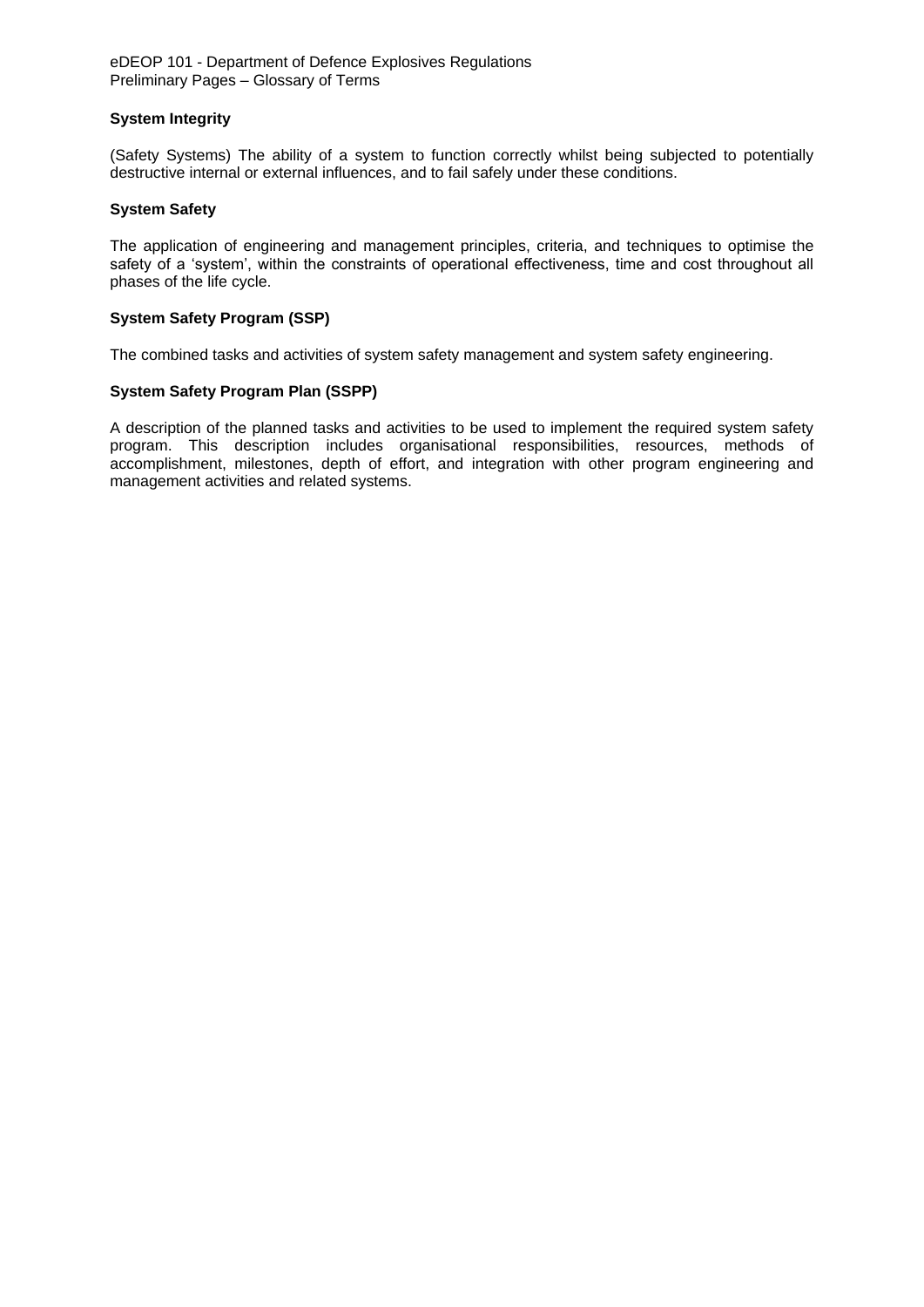**System Integrity**

(Safety Systems) The ability of a system to function correctly whilst being subjected to potentially destructive internal or external influences, and to fail safely under these conditions.

**System Safety**

The application of engineering and management principles, criteria, and techniques to optimise the safety of a 'system', within the constraints of operational effectiveness, time and cost throughout all phases of the life cycle.

**System Safety Program (SSP)**

The combined tasks and activities of system safety management and system safety engineering.

**System Safety Program Plan (SSPP)**

A description of the planned tasks and activities to be used to implement the required system safety program. This description includes organisational responsibilities, resources, methods of accomplishment, milestones, depth of effort, and integration with other program engineering and management activities and related systems.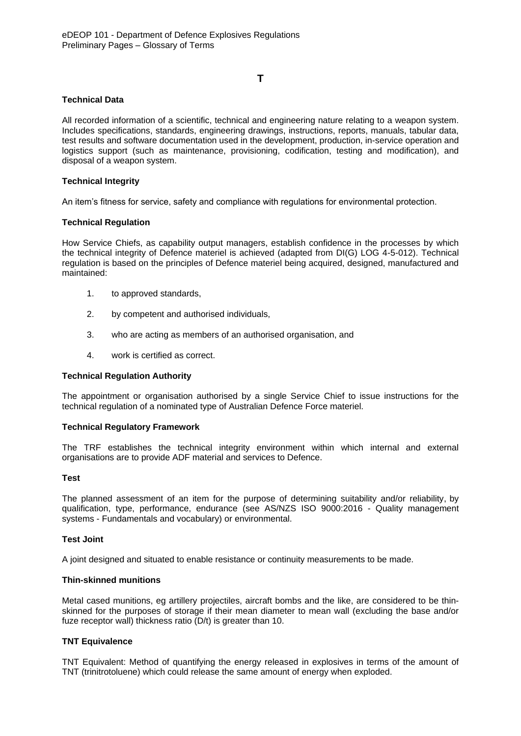# T

### Technical Data

All recorded information of a scientific, technical and engineering nature relating to a weapon system. Includes specifications, standards, engineering drawings, instructions, reports, manuals, tabular data, test results and software documentation used in the development, production, in-service operation and logistics support (such as maintenance, provisioning, codification, testing and modification), and disposal of a weapon system.

### Technical Integrity

An item's fitness for service, safety and compliance with regulations for environmental protection.

### Technical Regulation

How Service Chiefs, as capability output managers, establish confidence in the processes by which the technical integrity of Defence materiel is achieved (adapted from DI(G) LOG 4-5-012). Technical regulation is based on the principles of Defence materiel being acquired, designed, manufactured and maintained:

1. to approved standards,
2. by competent and authorised individuals,
3. who are acting as members of an authorised organisation, and
4. work is certified as correct.

### Technical Regulation Authority

The appointment or organisation authorised by a single Service Chief to issue instructions for the technical regulation of a nominated type of Australian Defence Force materiel.

### Technical Regulatory Framework

The TRF establishes the technical integrity environment within which internal and external organisations are to provide ADF material and services to Defence.

### Test

The planned assessment of an item for the purpose of determining suitability and/or reliability, by qualification, type, performance, endurance (see AS/NZS ISO 9000:2016 - Quality management systems - Fundamentals and vocabulary) or environmental.

### Test Joint

A joint designed and situated to enable resistance or continuity measurements to be made.

### Thin-skinned munitions

Metal cased munitions, eg artillery projectiles, aircraft bombs and the like, are considered to be thin-skinned for the purposes of storage if their mean diameter to mean wall (excluding the base and/or fuze receptor wall) thickness ratio (D/t) is greater than 10.

### TNT Equivalence

TNT Equivalent: Method of quantifying the energy released in explosives in terms of the amount of TNT (trinitrotoluene) which could release the same amount of energy when exploded.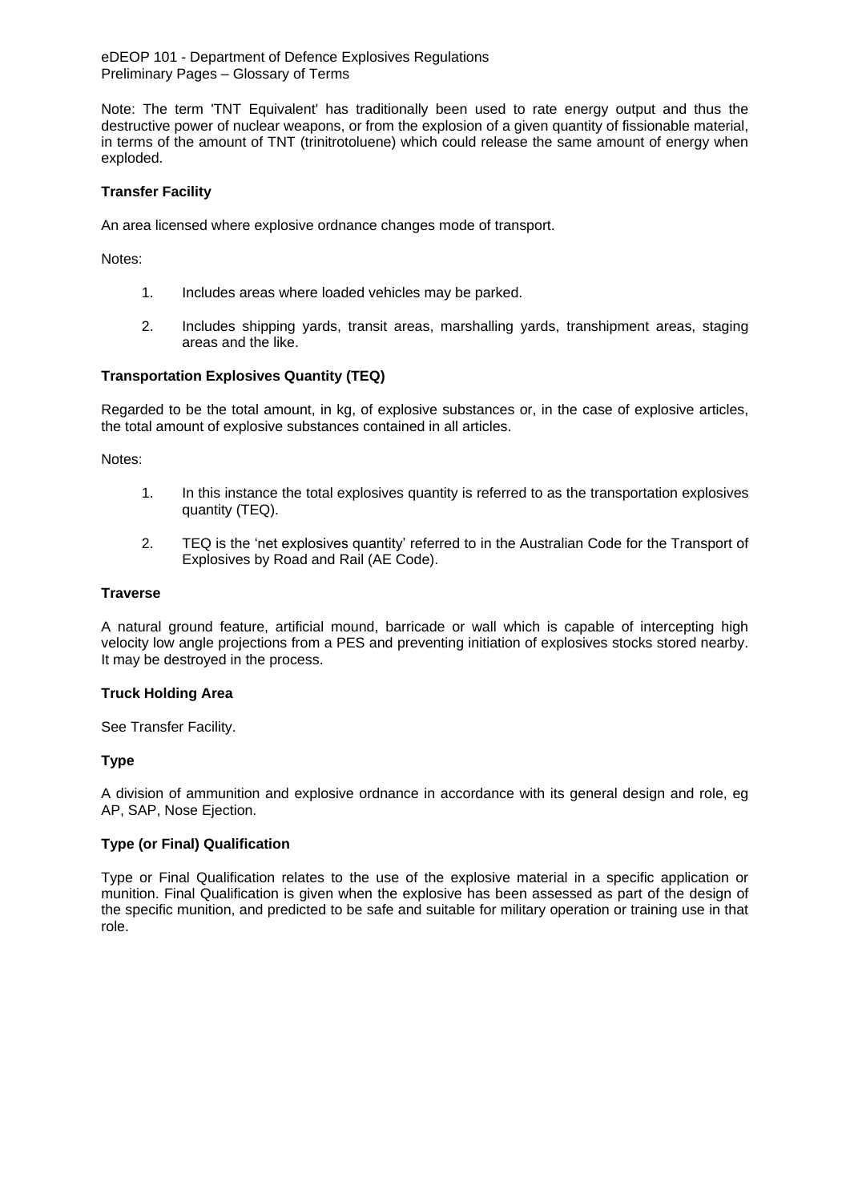Note: The term 'TNT Equivalent' has traditionally been used to rate energy output and thus the destructive power of nuclear weapons, or from the explosion of a given quantity of fissionable material, in terms of the amount of TNT (trinitrotoluene) which could release the same amount of energy when exploded.

**Transfer Facility**

An area licensed where explosive ordnance changes mode of transport.

Notes:

1. Includes areas where loaded vehicles may be parked.

2. Includes shipping yards, transit areas, marshalling yards, transhipment areas, staging areas and the like.

**Transportation Explosives Quantity (TEQ)**

Regarded to be the total amount, in kg, of explosive substances or, in the case of explosive articles, the total amount of explosive substances contained in all articles.

Notes:

1. In this instance the total explosives quantity is referred to as the transportation explosives quantity (TEQ).

2. TEQ is the 'net explosives quantity' referred to in the Australian Code for the Transport of Explosives by Road and Rail (AE Code).

**Traverse**

A natural ground feature, artificial mound, barricade or wall which is capable of intercepting high velocity low angle projections from a PES and preventing initiation of explosives stocks stored nearby. It may be destroyed in the process.

**Truck Holding Area**

See Transfer Facility.

**Type**

A division of ammunition and explosive ordnance in accordance with its general design and role, eg AP, SAP, Nose Ejection.

**Type (or Final) Qualification**

Type or Final Qualification relates to the use of the explosive material in a specific application or munition. Final Qualification is given when the explosive has been assessed as part of the design of the specific munition, and predicted to be safe and suitable for military operation or training use in that role.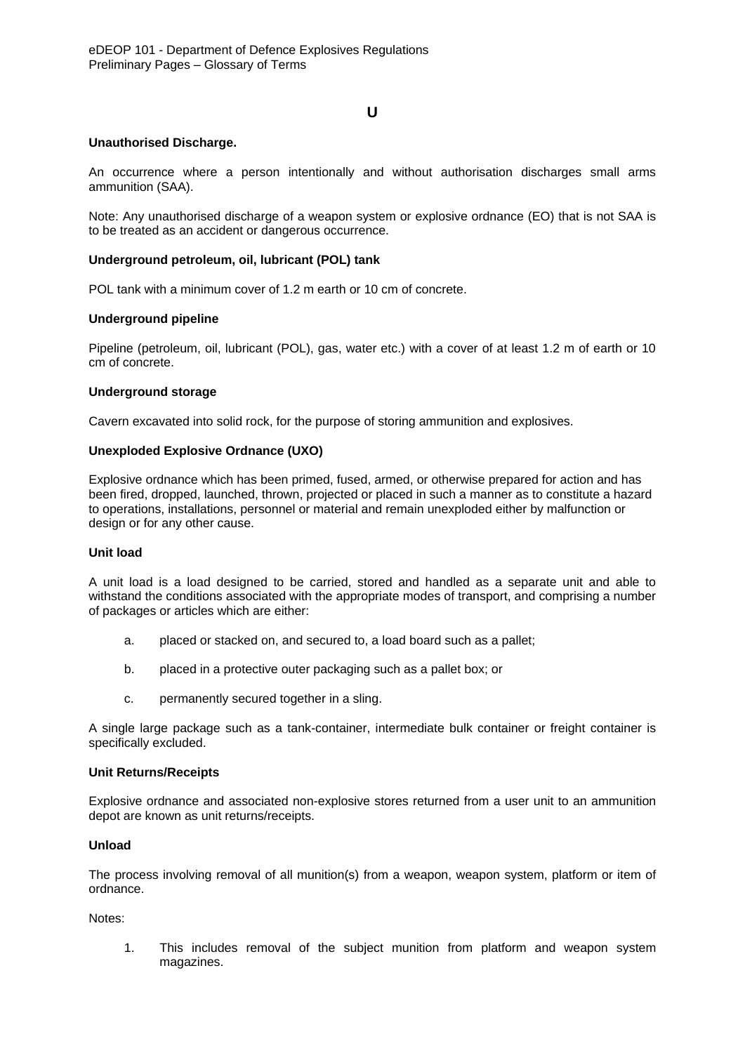## U

**Unauthorised Discharge.**

An occurrence where a person intentionally and without authorisation discharges small arms ammunition (SAA).

Note: Any unauthorised discharge of a weapon system or explosive ordnance (EO) that is not SAA is to be treated as an accident or dangerous occurrence.

**Underground petroleum, oil, lubricant (POL) tank**

POL tank with a minimum cover of 1.2 m earth or 10 cm of concrete.

**Underground pipeline**

Pipeline (petroleum, oil, lubricant (POL), gas, water etc.) with a cover of at least 1.2 m of earth or 10 cm of concrete.

**Underground storage**

Cavern excavated into solid rock, for the purpose of storing ammunition and explosives.

**Unexploded Explosive Ordnance (UXO)**

Explosive ordnance which has been primed, fused, armed, or otherwise prepared for action and has been fired, dropped, launched, thrown, projected or placed in such a manner as to constitute a hazard to operations, installations, personnel or material and remain unexploded either by malfunction or design or for any other cause.

**Unit load**

A unit load is a load designed to be carried, stored and handled as a separate unit and able to withstand the conditions associated with the appropriate modes of transport, and comprising a number of packages or articles which are either:

a. placed or stacked on, and secured to, a load board such as a pallet;

b. placed in a protective outer packaging such as a pallet box; or

c. permanently secured together in a sling.

A single large package such as a tank-container, intermediate bulk container or freight container is specifically excluded.

**Unit Returns/Receipts**

Explosive ordnance and associated non-explosive stores returned from a user unit to an ammunition depot are known as unit returns/receipts.

**Unload**

The process involving removal of all munition(s) from a weapon, weapon system, platform or item of ordnance.

Notes:

1. This includes removal of the subject munition from platform and weapon system magazines.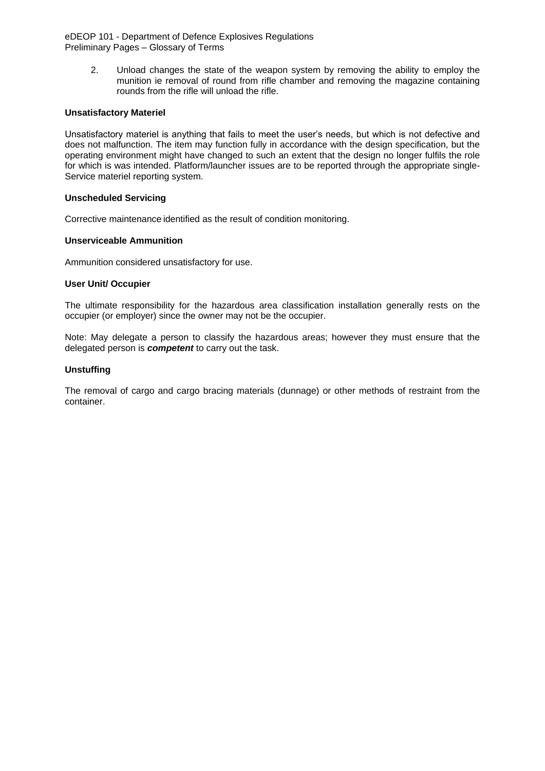2. Unload changes the state of the weapon system by removing the ability to employ the munition ie removal of round from rifle chamber and removing the magazine containing rounds from the rifle will unload the rifle.

**Unsatisfactory Materiel**

Unsatisfactory materiel is anything that fails to meet the user's needs, but which is not defective and does not malfunction. The item may function fully in accordance with the design specification, but the operating environment might have changed to such an extent that the design no longer fulfils the role for which is was intended. Platform/launcher issues are to be reported through the appropriate single-Service materiel reporting system.

**Unscheduled Servicing**

Corrective maintenance identified as the result of condition monitoring.

**Unserviceable Ammunition**

Ammunition considered unsatisfactory for use.

**User Unit/ Occupier**

The ultimate responsibility for the hazardous area classification installation generally rests on the occupier (or employer) since the owner may not be the occupier.

Note: May delegate a person to classify the hazardous areas; however they must ensure that the delegated person is ***competent*** to carry out the task.

**Unstuffing**

The removal of cargo and cargo bracing materials (dunnage) or other methods of restraint from the container.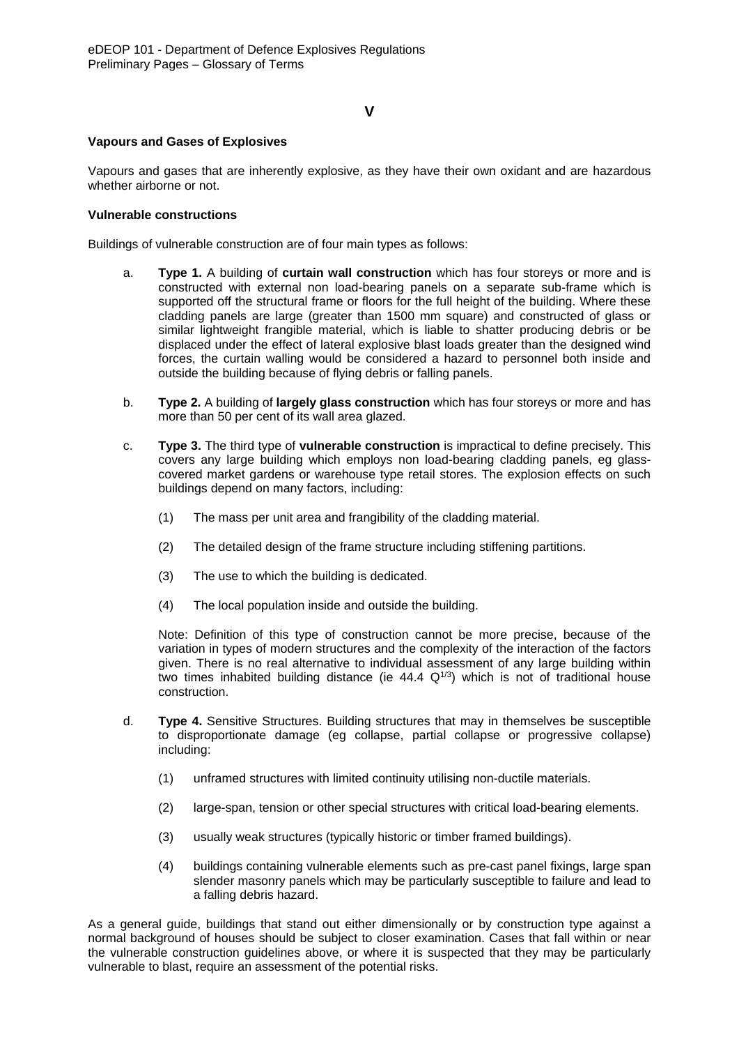# V

**Vapours and Gases of Explosives**

Vapours and gases that are inherently explosive, as they have their own oxidant and are hazardous whether airborne or not.

**Vulnerable constructions**

Buildings of vulnerable construction are of four main types as follows:

a. **Type 1.** A building of **curtain wall construction** which has four storeys or more and is constructed with external non load-bearing panels on a separate sub-frame which is supported off the structural frame or floors for the full height of the building. Where these cladding panels are large (greater than 1500 mm square) and constructed of glass or similar lightweight frangible material, which is liable to shatter producing debris or be displaced under the effect of lateral explosive blast loads greater than the designed wind forces, the curtain walling would be considered a hazard to personnel both inside and outside the building because of flying debris or falling panels.

b. **Type 2.** A building of **largely glass construction** which has four storeys or more and has more than 50 per cent of its wall area glazed.

c. **Type 3.** The third type of **vulnerable construction** is impractical to define precisely. This covers any large building which employs non load-bearing cladding panels, eg glass-covered market gardens or warehouse type retail stores. The explosion effects on such buildings depend on many factors, including:

   (1) The mass per unit area and frangibility of the cladding material.

   (2) The detailed design of the frame structure including stiffening partitions.

   (3) The use to which the building is dedicated.

   (4) The local population inside and outside the building.

   Note: Definition of this type of construction cannot be more precise, because of the variation in types of modern structures and the complexity of the interaction of the factors given. There is no real alternative to individual assessment of any large building within two times inhabited building distance (ie 44.4 $Q^{1/3}$) which is not of traditional house construction.

d. **Type 4.** Sensitive Structures. Building structures that may in themselves be susceptible to disproportionate damage (eg collapse, partial collapse or progressive collapse) including:

   (1) unframed structures with limited continuity utilising non-ductile materials.

   (2) large-span, tension or other special structures with critical load-bearing elements.

   (3) usually weak structures (typically historic or timber framed buildings).

   (4) buildings containing vulnerable elements such as pre-cast panel fixings, large span slender masonry panels which may be particularly susceptible to failure and lead to a falling debris hazard.

As a general guide, buildings that stand out either dimensionally or by construction type against a normal background of houses should be subject to closer examination. Cases that fall within or near the vulnerable construction guidelines above, or where it is suspected that they may be particularly vulnerable to blast, require an assessment of the potential risks.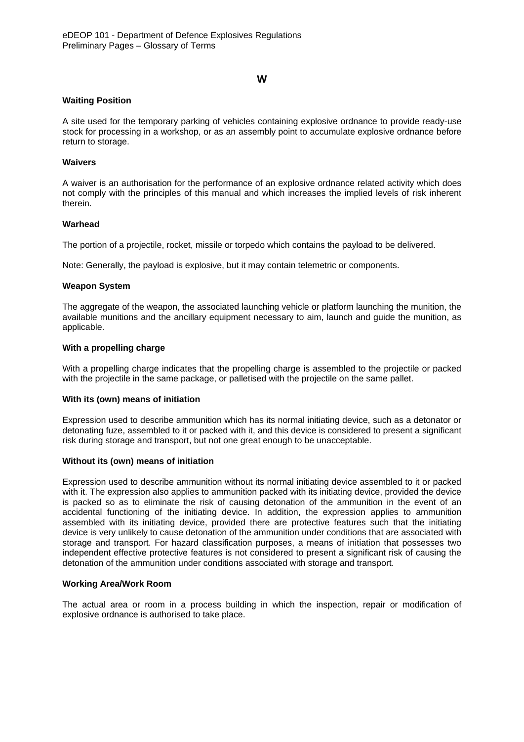## W

### Waiting Position

A site used for the temporary parking of vehicles containing explosive ordnance to provide ready-use stock for processing in a workshop, or as an assembly point to accumulate explosive ordnance before return to storage.

### Waivers

A waiver is an authorisation for the performance of an explosive ordnance related activity which does not comply with the principles of this manual and which increases the implied levels of risk inherent therein.

### Warhead

The portion of a projectile, rocket, missile or torpedo which contains the payload to be delivered.

Note: Generally, the payload is explosive, but it may contain telemetric or components.

### Weapon System

The aggregate of the weapon, the associated launching vehicle or platform launching the munition, the available munitions and the ancillary equipment necessary to aim, launch and guide the munition, as applicable.

### With a propelling charge

With a propelling charge indicates that the propelling charge is assembled to the projectile or packed with the projectile in the same package, or palletised with the projectile on the same pallet.

### With its (own) means of initiation

Expression used to describe ammunition which has its normal initiating device, such as a detonator or detonating fuze, assembled to it or packed with it, and this device is considered to present a significant risk during storage and transport, but not one great enough to be unacceptable.

### Without its (own) means of initiation

Expression used to describe ammunition without its normal initiating device assembled to it or packed with it. The expression also applies to ammunition packed with its initiating device, provided the device is packed so as to eliminate the risk of causing detonation of the ammunition in the event of an accidental functioning of the initiating device. In addition, the expression applies to ammunition assembled with its initiating device, provided there are protective features such that the initiating device is very unlikely to cause detonation of the ammunition under conditions that are associated with storage and transport. For hazard classification purposes, a means of initiation that possesses two independent effective protective features is not considered to present a significant risk of causing the detonation of the ammunition under conditions associated with storage and transport.

### Working Area/Work Room

The actual area or room in a process building in which the inspection, repair or modification of explosive ordnance is authorised to take place.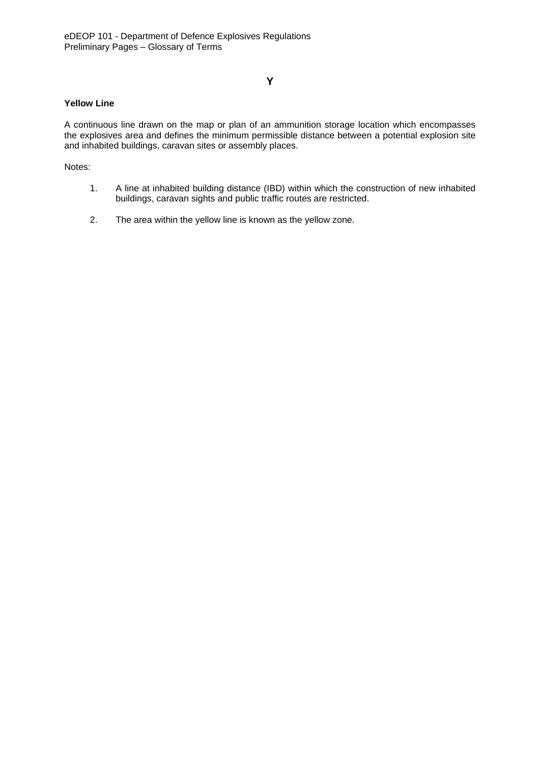## Y

**Yellow Line**

A continuous line drawn on the map or plan of an ammunition storage location which encompasses the explosives area and defines the minimum permissible distance between a potential explosion site and inhabited buildings, caravan sites or assembly places.

Notes:

1. A line at inhabited building distance (IBD) within which the construction of new inhabited buildings, caravan sights and public traffic routes are restricted.

2. The area within the yellow line is known as the yellow zone.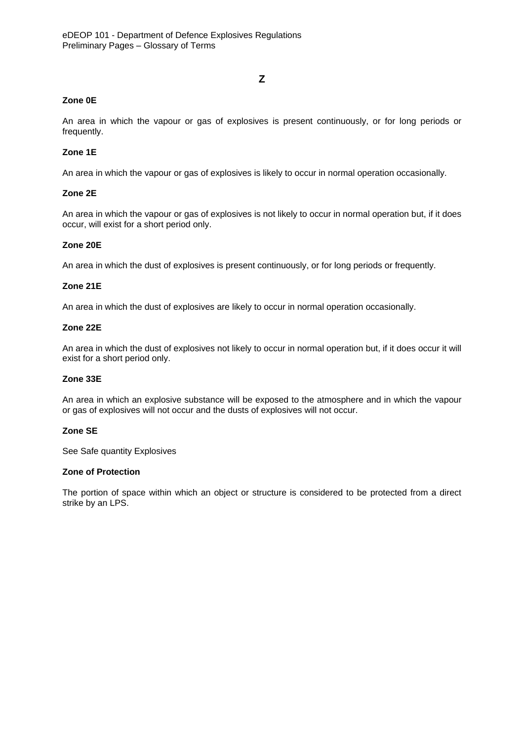## Z

**Zone 0E**

An area in which the vapour or gas of explosives is present continuously, or for long periods or frequently.

**Zone 1E**

An area in which the vapour or gas of explosives is likely to occur in normal operation occasionally.

**Zone 2E**

An area in which the vapour or gas of explosives is not likely to occur in normal operation but, if it does occur, will exist for a short period only.

**Zone 20E**

An area in which the dust of explosives is present continuously, or for long periods or frequently.

**Zone 21E**

An area in which the dust of explosives are likely to occur in normal operation occasionally.

**Zone 22E**

An area in which the dust of explosives not likely to occur in normal operation but, if it does occur it will exist for a short period only.

**Zone 33E**

An area in which an explosive substance will be exposed to the atmosphere and in which the vapour or gas of explosives will not occur and the dusts of explosives will not occur.

**Zone SE**

See Safe quantity Explosives

**Zone of Protection**

The portion of space within which an object or structure is considered to be protected from a direct strike by an LPS.